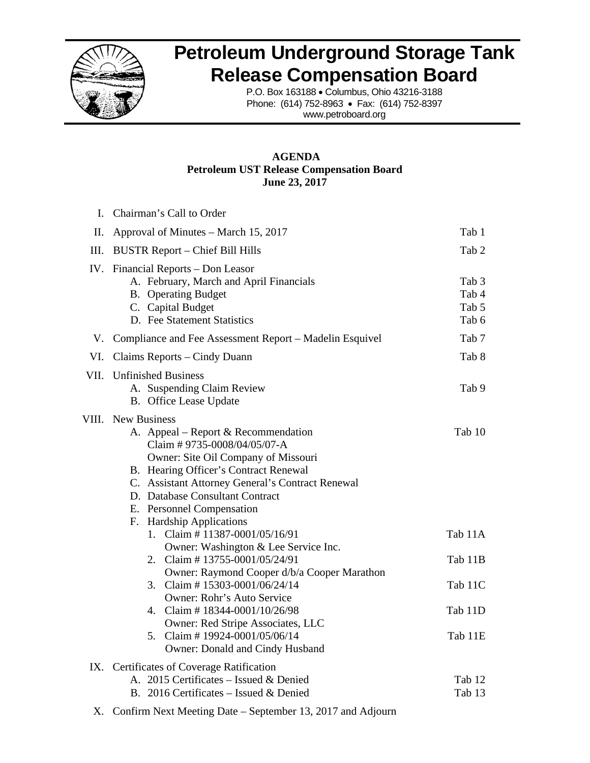# Petroleum Underground Storage Tank Release Compensation Board

P.O. Box 163188 • Columbus, Ohio 43216-3188
Phone: (614) 752-8963 • Fax: (614) 752-8397
www.petroboard.org

**AGENDA**
**Petroleum UST Release Compensation Board**
**June 23, 2017**

| | | |
|---|---|---|
| I. | Chairman's Call to Order | |
| II. | Approval of Minutes – March 15, 2017 | Tab 1 |
| III. | BUSTR Report – Chief Bill Hills | Tab 2 |
| IV. | Financial Reports – Don Leasor | |
| | A. February, March and April Financials | Tab 3 |
| | B. Operating Budget | Tab 4 |
| | C. Capital Budget | Tab 5 |
| | D. Fee Statement Statistics | Tab 6 |
| V. | Compliance and Fee Assessment Report – Madelin Esquivel | Tab 7 |
| VI. | Claims Reports – Cindy Duann | Tab 8 |
| VII. | Unfinished Business | |
| | A. Suspending Claim Review | Tab 9 |
| | B. Office Lease Update | |
| VIII. | New Business | |
| | A. Appeal – Report & Recommendation<br>Claim # 9735-0008/04/05/07-A<br>Owner: Site Oil Company of Missouri | Tab 10 |
| | B. Hearing Officer's Contract Renewal | |
| | C. Assistant Attorney General's Contract Renewal | |
| | D. Database Consultant Contract | |
| | E. Personnel Compensation | |
| | F. Hardship Applications | |
| | 1. Claim # 11387-0001/05/16/91<br>Owner: Washington & Lee Service Inc. | Tab 11A |
| | 2. Claim # 13755-0001/05/24/91<br>Owner: Raymond Cooper d/b/a Cooper Marathon | Tab 11B |
| | 3. Claim # 15303-0001/06/24/14<br>Owner: Rohr's Auto Service | Tab 11C |
| | 4. Claim # 18344-0001/10/26/98<br>Owner: Red Stripe Associates, LLC | Tab 11D |
| | 5. Claim # 19924-0001/05/06/14<br>Owner: Donald and Cindy Husband | Tab 11E |
| IX. | Certificates of Coverage Ratification | |
| | A. 2015 Certificates – Issued & Denied | Tab 12 |
| | B. 2016 Certificates – Issued & Denied | Tab 13 |
| X. | Confirm Next Meeting Date – September 13, 2017 and Adjourn | |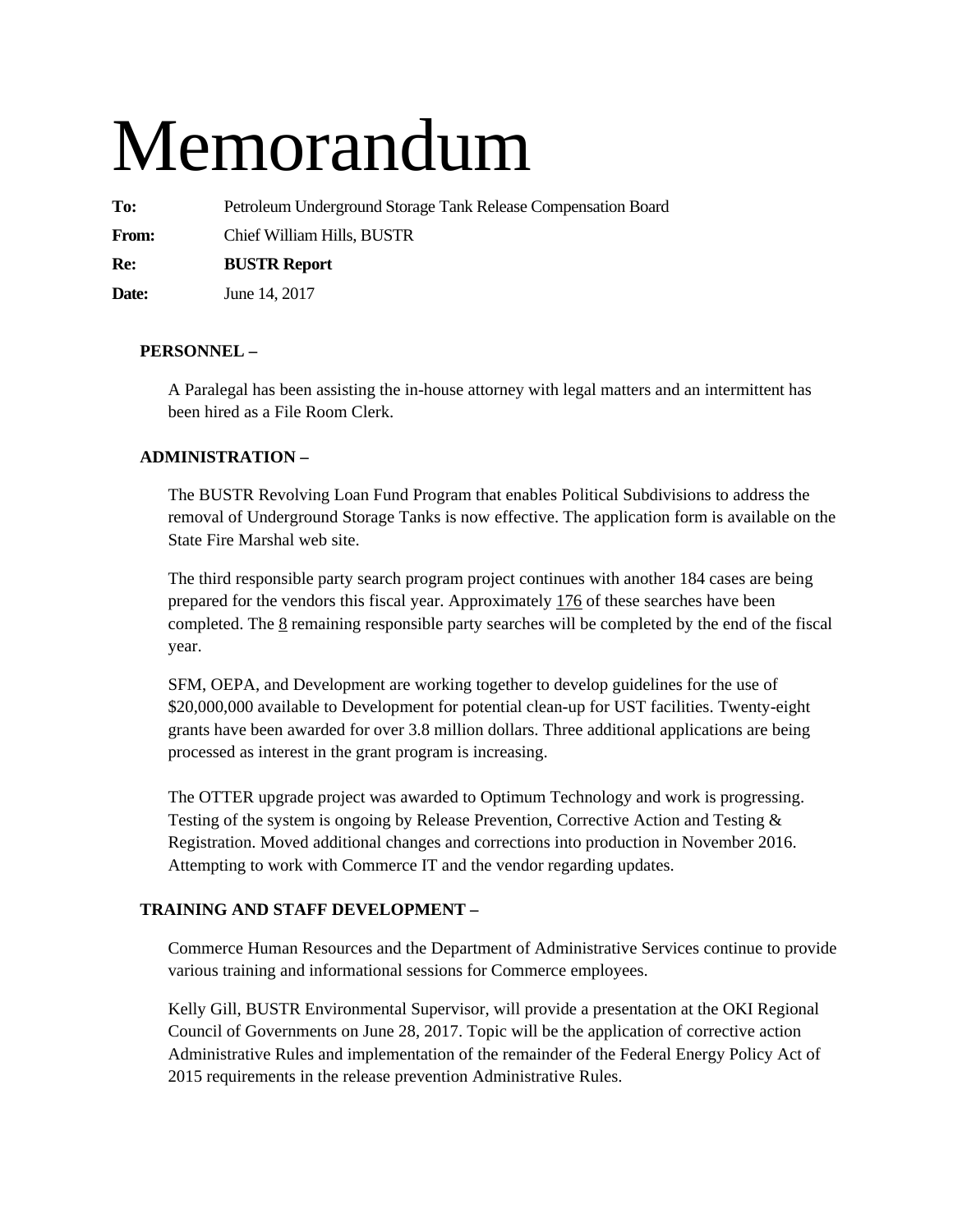# Memorandum

**To:** Petroleum Underground Storage Tank Release Compensation Board

**From:** Chief William Hills, BUSTR

**Re:** **BUSTR Report**

**Date:** June 14, 2017

**PERSONNEL –**

A Paralegal has been assisting the in-house attorney with legal matters and an intermittent has been hired as a File Room Clerk.

**ADMINISTRATION –**

The BUSTR Revolving Loan Fund Program that enables Political Subdivisions to address the removal of Underground Storage Tanks is now effective. The application form is available on the State Fire Marshal web site.

The third responsible party search program project continues with another 184 cases are being prepared for the vendors this fiscal year. Approximately 176 of these searches have been completed. The 8 remaining responsible party searches will be completed by the end of the fiscal year.

SFM, OEPA, and Development are working together to develop guidelines for the use of $20,000,000 available to Development for potential clean-up for UST facilities. Twenty-eight grants have been awarded for over 3.8 million dollars. Three additional applications are being processed as interest in the grant program is increasing.

The OTTER upgrade project was awarded to Optimum Technology and work is progressing. Testing of the system is ongoing by Release Prevention, Corrective Action and Testing & Registration. Moved additional changes and corrections into production in November 2016. Attempting to work with Commerce IT and the vendor regarding updates.

**TRAINING AND STAFF DEVELOPMENT –**

Commerce Human Resources and the Department of Administrative Services continue to provide various training and informational sessions for Commerce employees.

Kelly Gill, BUSTR Environmental Supervisor, will provide a presentation at the OKI Regional Council of Governments on June 28, 2017. Topic will be the application of corrective action Administrative Rules and implementation of the remainder of the Federal Energy Policy Act of 2015 requirements in the release prevention Administrative Rules.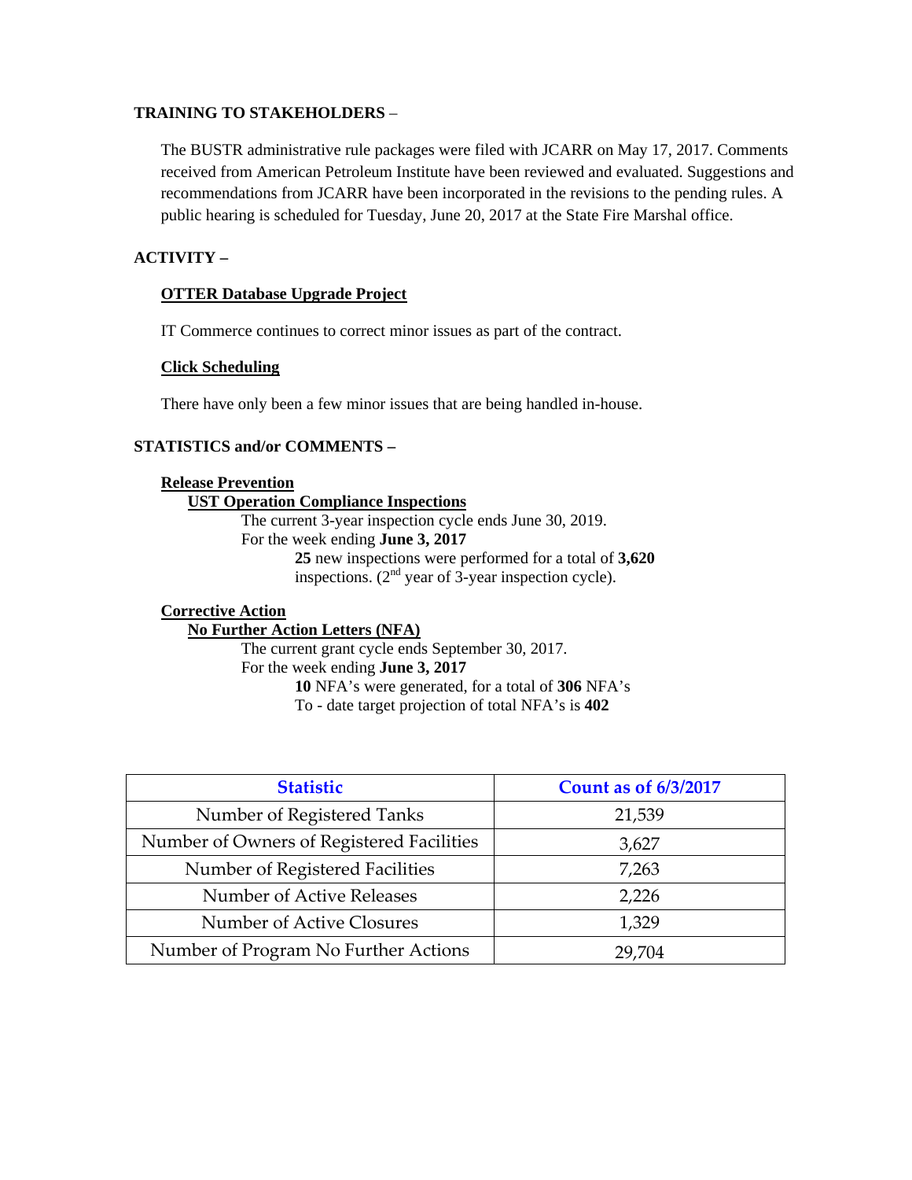**TRAINING TO STAKEHOLDERS** –

The BUSTR administrative rule packages were filed with JCARR on May 17, 2017. Comments received from American Petroleum Institute have been reviewed and evaluated. Suggestions and recommendations from JCARR have been incorporated in the revisions to the pending rules. A public hearing is scheduled for Tuesday, June 20, 2017 at the State Fire Marshal office.

**ACTIVITY –**

**OTTER Database Upgrade Project**

IT Commerce continues to correct minor issues as part of the contract.

**Click Scheduling**

There have only been a few minor issues that are being handled in-house.

**STATISTICS and/or COMMENTS –**

**Release Prevention**

**UST Operation Compliance Inspections**

The current 3-year inspection cycle ends June 30, 2019.
For the week ending **June 3, 2017**

**25** new inspections were performed for a total of **3,620** inspections. (2nd year of 3-year inspection cycle).

**Corrective Action**

**No Further Action Letters (NFA)**

The current grant cycle ends September 30, 2017.
For the week ending **June 3, 2017**

**10** NFA's were generated, for a total of **306** NFA's
To - date target projection of total NFA's is **402**

| Statistic | Count as of 6/3/2017 |
|---|---|
| Number of Registered Tanks | 21,539 |
| Number of Owners of Registered Facilities | 3,627 |
| Number of Registered Facilities | 7,263 |
| Number of Active Releases | 2,226 |
| Number of Active Closures | 1,329 |
| Number of Program No Further Actions | 29,704 |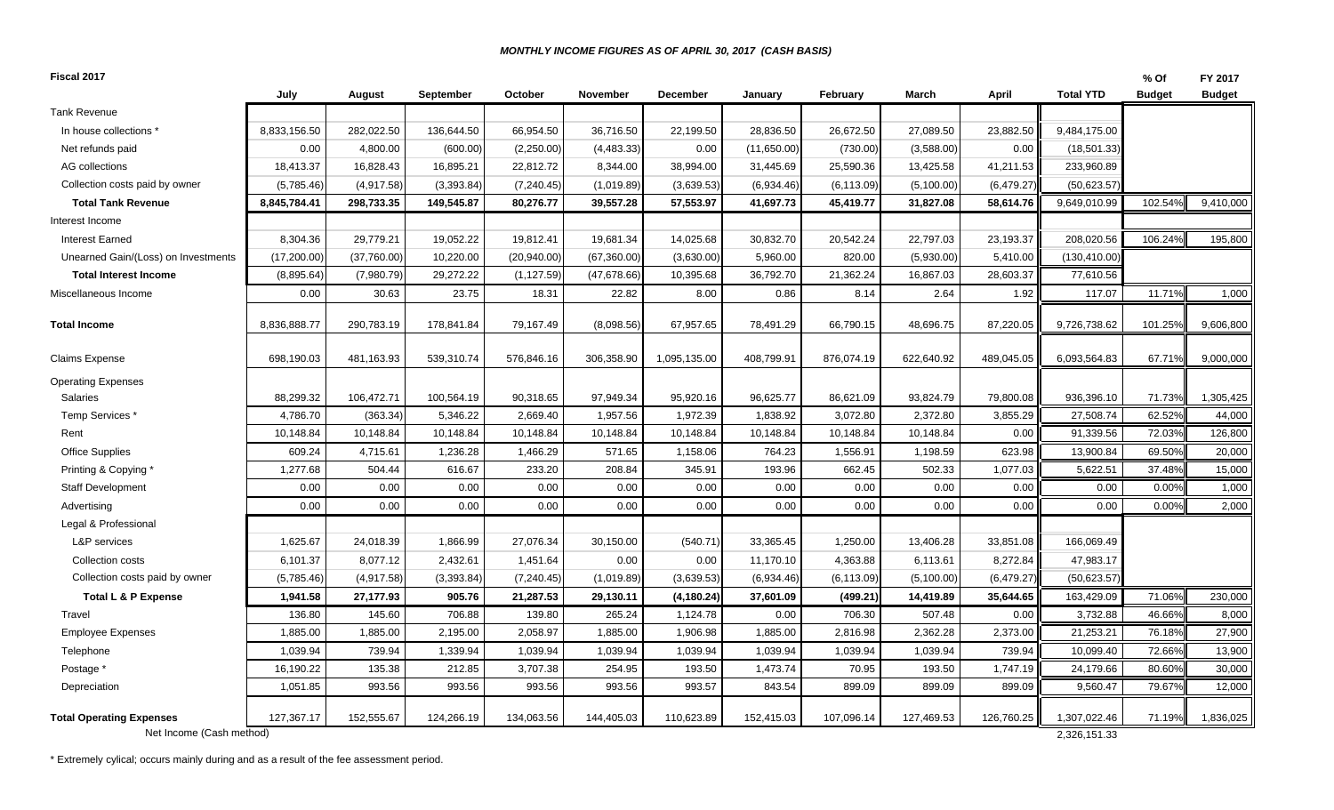***MONTHLY INCOME FIGURES AS OF APRIL 30, 2017 (CASH BASIS)***

**Fiscal 2017**

| | July | August | September | October | November | December | January | February | March | April | Total YTD | % Of Budget | FY 2017 Budget |
|---|---|---|---|---|---|---|---|---|---|---|---|---|---|
| Tank Revenue | | | | | | | | | | | | | |
| In house collections * | 8,833,156.50 | 282,022.50 | 136,644.50 | 66,954.50 | 36,716.50 | 22,199.50 | 28,836.50 | 26,672.50 | 27,089.50 | 23,882.50 | 9,484,175.00 | | |
| Net refunds paid | 0.00 | 4,800.00 | (600.00) | (2,250.00) | (4,483.33) | 0.00 | (11,650.00) | (730.00) | (3,588.00) | 0.00 | (18,501.33) | | |
| AG collections | 18,413.37 | 16,828.43 | 16,895.21 | 22,812.72 | 8,344.00 | 38,994.00 | 31,445.69 | 25,590.36 | 13,425.58 | 41,211.53 | 233,960.89 | | |
| Collection costs paid by owner | (5,785.46) | (4,917.58) | (3,393.84) | (7,240.45) | (1,019.89) | (3,639.53) | (6,934.46) | (6,113.09) | (5,100.00) | (6,479.27) | (50,623.57) | | |
| **Total Tank Revenue** | **8,845,784.41** | **298,733.35** | **149,545.87** | **80,276.77** | **39,557.28** | **57,553.97** | **41,697.73** | **45,419.77** | **31,827.08** | **58,614.76** | 9,649,010.99 | 102.54% | 9,410,000 |
| Interest Income | | | | | | | | | | | | | |
| Interest Earned | 8,304.36 | 29,779.21 | 19,052.22 | 19,812.41 | 19,681.34 | 14,025.68 | 30,832.70 | 20,542.24 | 22,797.03 | 23,193.37 | 208,020.56 | 106.24% | 195,800 |
| Unearned Gain/(Loss) on Investments | (17,200.00) | (37,760.00) | 10,220.00 | (20,940.00) | (67,360.00) | (3,630.00) | 5,960.00 | 820.00 | (5,930.00) | 5,410.00 | (130,410.00) | | |
| **Total Interest Income** | (8,895.64) | (7,980.79) | 29,272.22 | (1,127.59) | (47,678.66) | 10,395.68 | 36,792.70 | 21,362.24 | 16,867.03 | 28,603.37 | 77,610.56 | | |
| Miscellaneous Income | 0.00 | 30.63 | 23.75 | 18.31 | 22.82 | 8.00 | 0.86 | 8.14 | 2.64 | 1.92 | 117.07 | 11.71% | 1,000 |
| **Total Income** | 8,836,888.77 | 290,783.19 | 178,841.84 | 79,167.49 | (8,098.56) | 67,957.65 | 78,491.29 | 66,790.15 | 48,696.75 | 87,220.05 | 9,726,738.62 | 101.25% | 9,606,800 |
| Claims Expense | 698,190.03 | 481,163.93 | 539,310.74 | 576,846.16 | 306,358.90 | 1,095,135.00 | 408,799.91 | 876,074.19 | 622,640.92 | 489,045.05 | 6,093,564.83 | 67.71% | 9,000,000 |
| Operating Expenses | | | | | | | | | | | | | |
| Salaries | 88,299.32 | 106,472.71 | 100,564.19 | 90,318.65 | 97,949.34 | 95,920.16 | 96,625.77 | 86,621.09 | 93,824.79 | 79,800.08 | 936,396.10 | 71.73% | 1,305,425 |
| Temp Services * | 4,786.70 | (363.34) | 5,346.22 | 2,669.40 | 1,957.56 | 1,972.39 | 1,838.92 | 3,072.80 | 2,372.80 | 3,855.29 | 27,508.74 | 62.52% | 44,000 |
| Rent | 10,148.84 | 10,148.84 | 10,148.84 | 10,148.84 | 10,148.84 | 10,148.84 | 10,148.84 | 10,148.84 | 10,148.84 | 0.00 | 91,339.56 | 72.03% | 126,800 |
| Office Supplies | 609.24 | 4,715.61 | 1,236.28 | 1,466.29 | 571.65 | 1,158.06 | 764.23 | 1,556.91 | 1,198.59 | 623.98 | 13,900.84 | 69.50% | 20,000 |
| Printing & Copying * | 1,277.68 | 504.44 | 616.67 | 233.20 | 208.84 | 345.91 | 193.96 | 662.45 | 502.33 | 1,077.03 | 5,622.51 | 37.48% | 15,000 |
| Staff Development | 0.00 | 0.00 | 0.00 | 0.00 | 0.00 | 0.00 | 0.00 | 0.00 | 0.00 | 0.00 | 0.00 | 0.00% | 1,000 |
| Advertising | 0.00 | 0.00 | 0.00 | 0.00 | 0.00 | 0.00 | 0.00 | 0.00 | 0.00 | 0.00 | 0.00 | 0.00% | 2,000 |
| Legal & Professional | | | | | | | | | | | | | |
| L&P services | 1,625.67 | 24,018.39 | 1,866.99 | 27,076.34 | 30,150.00 | (540.71) | 33,365.45 | 1,250.00 | 13,406.28 | 33,851.08 | 166,069.49 | | |
| Collection costs | 6,101.37 | 8,077.12 | 2,432.61 | 1,451.64 | 0.00 | 0.00 | 11,170.10 | 4,363.88 | 6,113.61 | 8,272.84 | 47,983.17 | | |
| Collection costs paid by owner | (5,785.46) | (4,917.58) | (3,393.84) | (7,240.45) | (1,019.89) | (3,639.53) | (6,934.46) | (6,113.09) | (5,100.00) | (6,479.27) | (50,623.57) | | |
| **Total L & P Expense** | **1,941.58** | **27,177.93** | **905.76** | **21,287.53** | **29,130.11** | **(4,180.24)** | **37,601.09** | **(499.21)** | **14,419.89** | **35,644.65** | 163,429.09 | 71.06% | 230,000 |
| Travel | 136.80 | 145.60 | 706.88 | 139.80 | 265.24 | 1,124.78 | 0.00 | 706.30 | 507.48 | 0.00 | 3,732.88 | 46.66% | 8,000 |
| Employee Expenses | 1,885.00 | 1,885.00 | 2,195.00 | 2,058.97 | 1,885.00 | 1,906.98 | 1,885.00 | 2,816.98 | 2,362.28 | 2,373.00 | 21,253.21 | 76.18% | 27,900 |
| Telephone | 1,039.94 | 739.94 | 1,339.94 | 1,039.94 | 1,039.94 | 1,039.94 | 1,039.94 | 1,039.94 | 1,039.94 | 739.94 | 10,099.40 | 72.66% | 13,900 |
| Postage * | 16,190.22 | 135.38 | 212.85 | 3,707.38 | 254.95 | 193.50 | 1,473.74 | 70.95 | 193.50 | 1,747.19 | 24,179.66 | 80.60% | 30,000 |
| Depreciation | 1,051.85 | 993.56 | 993.56 | 993.56 | 993.56 | 993.57 | 843.54 | 899.09 | 899.09 | 899.09 | 9,560.47 | 79.67% | 12,000 |
| **Total Operating Expenses** | 127,367.17 | 152,555.67 | 124,266.19 | 134,063.56 | 144,405.03 | 110,623.89 | 152,415.03 | 107,096.14 | 127,469.53 | 126,760.25 | 1,307,022.46 | 71.19% | 1,836,025 |
| Net Income (Cash method) | | | | | | | | | | | 2,326,151.33 | | |

\* Extremely cylical; occurs mainly during and as a result of the fee assessment period.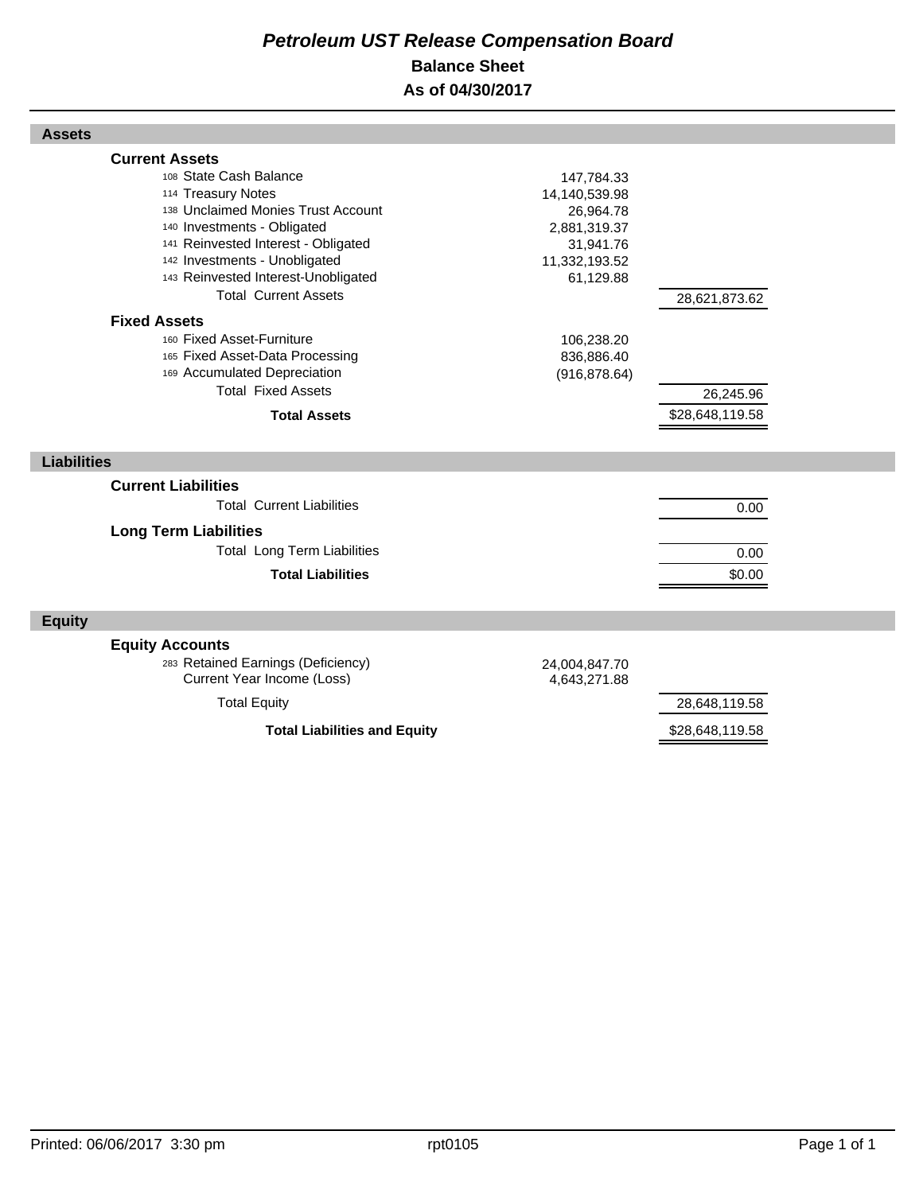# *Petroleum UST Release Compensation Board*

## Balance Sheet

## As of 04/30/2017

| | | |
|---|---|---|
| **Assets** | | |
| **Current Assets** | | |
| 108 State Cash Balance | 147,784.33 | |
| 114 Treasury Notes | 14,140,539.98 | |
| 138 Unclaimed Monies Trust Account | 26,964.78 | |
| 140 Investments - Obligated | 2,881,319.37 | |
| 141 Reinvested Interest - Obligated | 31,941.76 | |
| 142 Investments - Unobligated | 11,332,193.52 | |
| 143 Reinvested Interest-Unobligated | 61,129.88 | |
| Total Current Assets | | 28,621,873.62 |
| **Fixed Assets** | | |
| 160 Fixed Asset-Furniture | 106,238.20 | |
| 165 Fixed Asset-Data Processing | 836,886.40 | |
| 169 Accumulated Depreciation | (916,878.64) | |
| Total Fixed Assets | | 26,245.96 |
| **Total Assets** | | $28,648,119.58 |
| **Liabilities** | | |
| **Current Liabilities** | | |
| Total Current Liabilities | | 0.00 |
| **Long Term Liabilities** | | |
| Total Long Term Liabilities | | 0.00 |
| **Total Liabilities** | | $0.00 |
| **Equity** | | |
| **Equity Accounts** | | |
| 283 Retained Earnings (Deficiency) | 24,004,847.70 | |
| Current Year Income (Loss) | 4,643,271.88 | |
| Total Equity | | 28,648,119.58 |
| **Total Liabilities and Equity** | | $28,648,119.58 |

Printed: 06/06/2017 3:30 pm rpt0105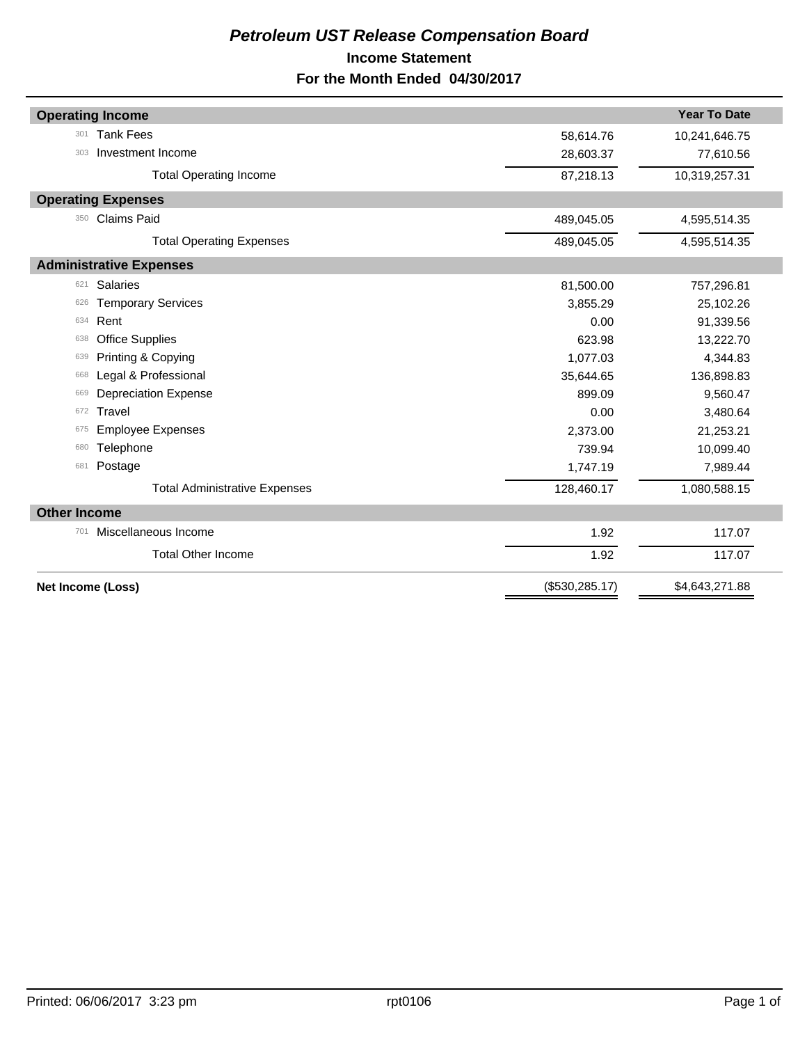# *Petroleum UST Release Compensation Board*

## Income Statement

## For the Month Ended 04/30/2017

| | | | Year To Date |
|---|---|---|---|
| **Operating Income** | | | |
| 301 | Tank Fees | 58,614.76 | 10,241,646.75 |
| 303 | Investment Income | 28,603.37 | 77,610.56 |
| | Total Operating Income | 87,218.13 | 10,319,257.31 |
| **Operating Expenses** | | | |
| 350 | Claims Paid | 489,045.05 | 4,595,514.35 |
| | Total Operating Expenses | 489,045.05 | 4,595,514.35 |
| **Administrative Expenses** | | | |
| 621 | Salaries | 81,500.00 | 757,296.81 |
| 626 | Temporary Services | 3,855.29 | 25,102.26 |
| 634 | Rent | 0.00 | 91,339.56 |
| 638 | Office Supplies | 623.98 | 13,222.70 |
| 639 | Printing & Copying | 1,077.03 | 4,344.83 |
| 668 | Legal & Professional | 35,644.65 | 136,898.83 |
| 669 | Depreciation Expense | 899.09 | 9,560.47 |
| 672 | Travel | 0.00 | 3,480.64 |
| 675 | Employee Expenses | 2,373.00 | 21,253.21 |
| 680 | Telephone | 739.94 | 10,099.40 |
| 681 | Postage | 1,747.19 | 7,989.44 |
| | Total Administrative Expenses | 128,460.17 | 1,080,588.15 |
| **Other Income** | | | |
| 701 | Miscellaneous Income | 1.92 | 117.07 |
| | Total Other Income | 1.92 | 117.07 |
| **Net Income (Loss)** | | ($530,285.17) | $4,643,271.88 |

Printed: 06/06/2017 3:23 pm rpt0106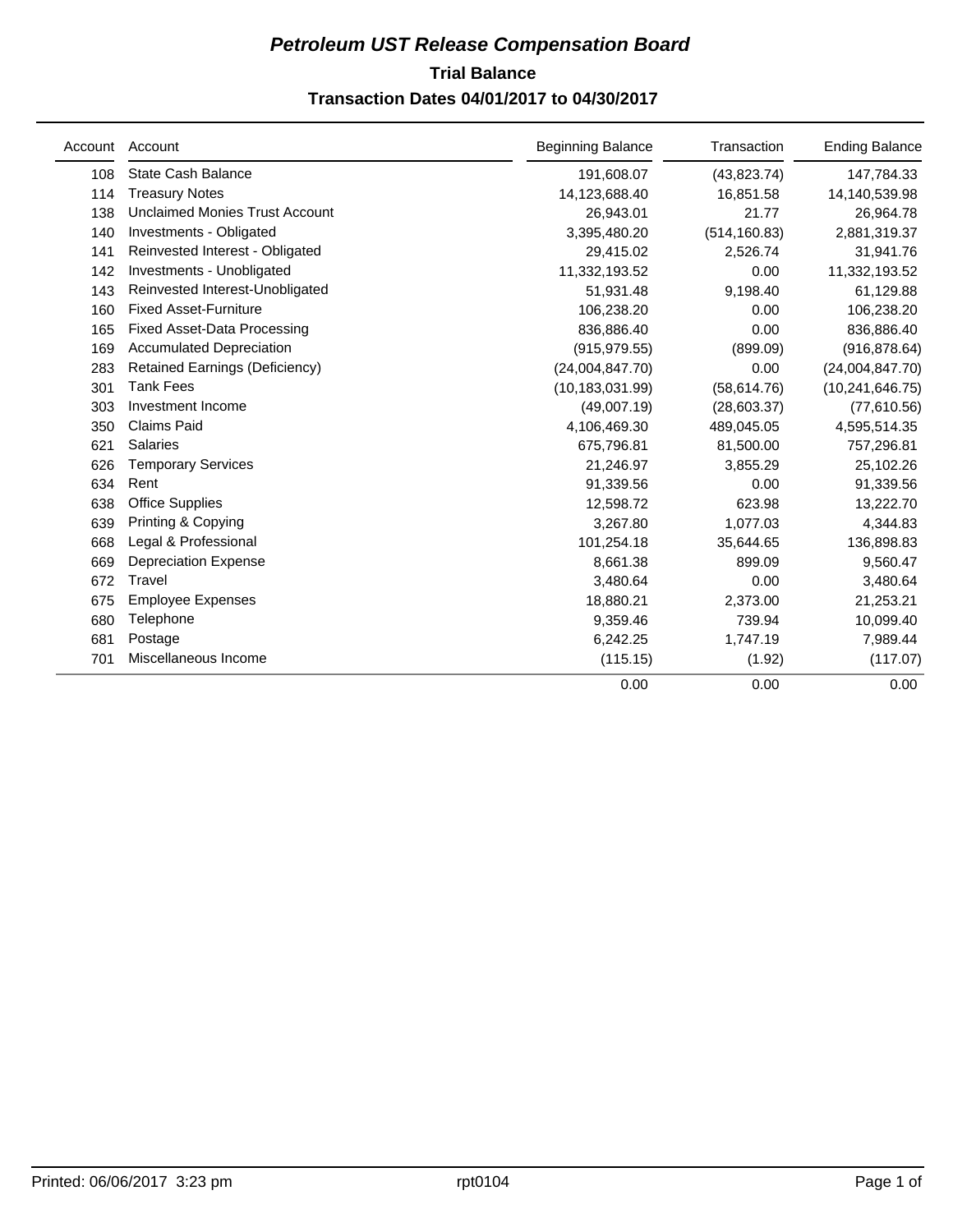# *Petroleum UST Release Compensation Board*

## Trial Balance

### Transaction Dates 04/01/2017 to 04/30/2017

| Account | Account | Beginning Balance | Transaction | Ending Balance |
|---|---|---|---|---|
| 108 | State Cash Balance | 191,608.07 | (43,823.74) | 147,784.33 |
| 114 | Treasury Notes | 14,123,688.40 | 16,851.58 | 14,140,539.98 |
| 138 | Unclaimed Monies Trust Account | 26,943.01 | 21.77 | 26,964.78 |
| 140 | Investments - Obligated | 3,395,480.20 | (514,160.83) | 2,881,319.37 |
| 141 | Reinvested Interest - Obligated | 29,415.02 | 2,526.74 | 31,941.76 |
| 142 | Investments - Unobligated | 11,332,193.52 | 0.00 | 11,332,193.52 |
| 143 | Reinvested Interest-Unobligated | 51,931.48 | 9,198.40 | 61,129.88 |
| 160 | Fixed Asset-Furniture | 106,238.20 | 0.00 | 106,238.20 |
| 165 | Fixed Asset-Data Processing | 836,886.40 | 0.00 | 836,886.40 |
| 169 | Accumulated Depreciation | (915,979.55) | (899.09) | (916,878.64) |
| 283 | Retained Earnings (Deficiency) | (24,004,847.70) | 0.00 | (24,004,847.70) |
| 301 | Tank Fees | (10,183,031.99) | (58,614.76) | (10,241,646.75) |
| 303 | Investment Income | (49,007.19) | (28,603.37) | (77,610.56) |
| 350 | Claims Paid | 4,106,469.30 | 489,045.05 | 4,595,514.35 |
| 621 | Salaries | 675,796.81 | 81,500.00 | 757,296.81 |
| 626 | Temporary Services | 21,246.97 | 3,855.29 | 25,102.26 |
| 634 | Rent | 91,339.56 | 0.00 | 91,339.56 |
| 638 | Office Supplies | 12,598.72 | 623.98 | 13,222.70 |
| 639 | Printing & Copying | 3,267.80 | 1,077.03 | 4,344.83 |
| 668 | Legal & Professional | 101,254.18 | 35,644.65 | 136,898.83 |
| 669 | Depreciation Expense | 8,661.38 | 899.09 | 9,560.47 |
| 672 | Travel | 3,480.64 | 0.00 | 3,480.64 |
| 675 | Employee Expenses | 18,880.21 | 2,373.00 | 21,253.21 |
| 680 | Telephone | 9,359.46 | 739.94 | 10,099.40 |
| 681 | Postage | 6,242.25 | 1,747.19 | 7,989.44 |
| 701 | Miscellaneous Income | (115.15) | (1.92) | (117.07) |
| | | 0.00 | 0.00 | 0.00 |

Printed: 06/06/2017 3:23 pm    rpt0104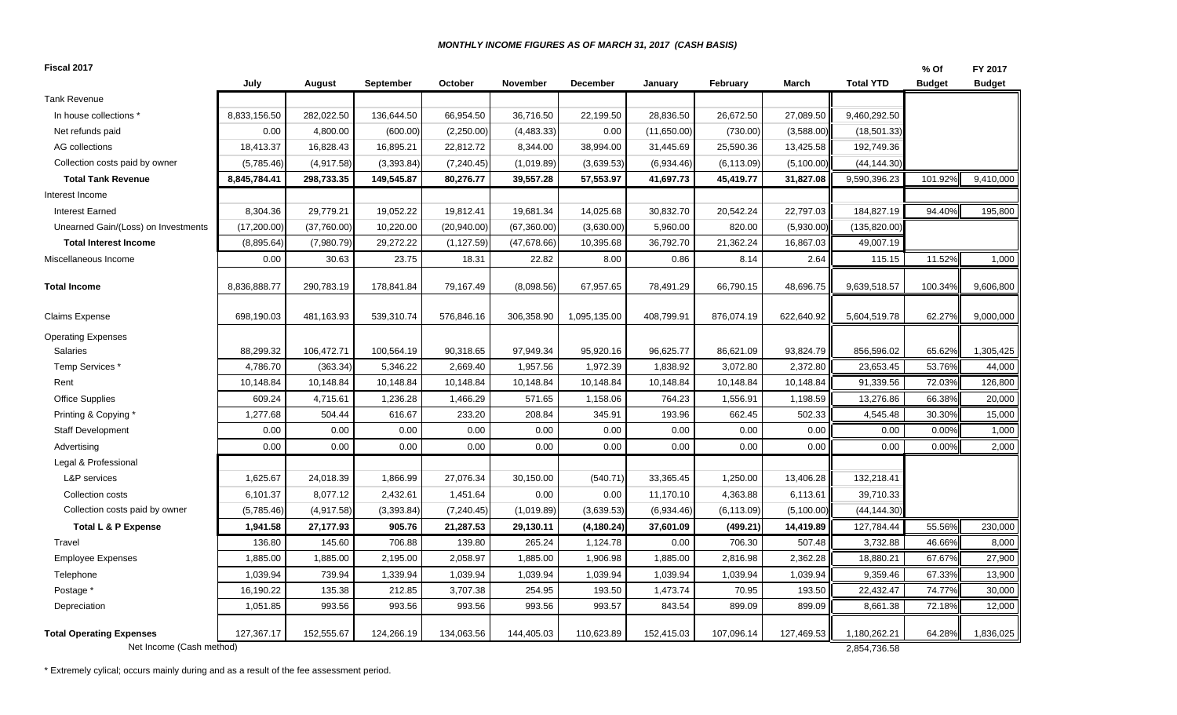*MONTHLY INCOME FIGURES AS OF MARCH 31, 2017 (CASH BASIS)*

| Fiscal 2017 | July | August | September | October | November | December | January | February | March | Total YTD | % Of Budget | FY 2017 Budget |
|---|---|---|---|---|---|---|---|---|---|---|---|---|
| Tank Revenue | | | | | | | | | | | | |
| In house collections * | 8,833,156.50 | 282,022.50 | 136,644.50 | 66,954.50 | 36,716.50 | 22,199.50 | 28,836.50 | 26,672.50 | 27,089.50 | 9,460,292.50 | | |
| Net refunds paid | 0.00 | 4,800.00 | (600.00) | (2,250.00) | (4,483.33) | 0.00 | (11,650.00) | (730.00) | (3,588.00) | (18,501.33) | | |
| AG collections | 18,413.37 | 16,828.43 | 16,895.21 | 22,812.72 | 8,344.00 | 38,994.00 | 31,445.69 | 25,590.36 | 13,425.58 | 192,749.36 | | |
| Collection costs paid by owner | (5,785.46) | (4,917.58) | (3,393.84) | (7,240.45) | (1,019.89) | (3,639.53) | (6,934.46) | (6,113.09) | (5,100.00) | (44,144.30) | | |
| **Total Tank Revenue** | **8,845,784.41** | **298,733.35** | **149,545.87** | **80,276.77** | **39,557.28** | **57,553.97** | **41,697.73** | **45,419.77** | **31,827.08** | 9,590,396.23 | 101.92% | 9,410,000 |
| Interest Income | | | | | | | | | | | | |
| Interest Earned | 8,304.36 | 29,779.21 | 19,052.22 | 19,812.41 | 19,681.34 | 14,025.68 | 30,832.70 | 20,542.24 | 22,797.03 | 184,827.19 | 94.40% | 195,800 |
| Unearned Gain/(Loss) on Investments | (17,200.00) | (37,760.00) | 10,220.00 | (20,940.00) | (67,360.00) | (3,630.00) | 5,960.00 | 820.00 | (5,930.00) | (135,820.00) | | |
| **Total Interest Income** | (8,895.64) | (7,980.79) | 29,272.22 | (1,127.59) | (47,678.66) | 10,395.68 | 36,792.70 | 21,362.24 | 16,867.03 | 49,007.19 | | |
| Miscellaneous Income | 0.00 | 30.63 | 23.75 | 18.31 | 22.82 | 8.00 | 0.86 | 8.14 | 2.64 | 115.15 | 11.52% | 1,000 |
| **Total Income** | 8,836,888.77 | 290,783.19 | 178,841.84 | 79,167.49 | (8,098.56) | 67,957.65 | 78,491.29 | 66,790.15 | 48,696.75 | 9,639,518.57 | 100.34% | 9,606,800 |
| Claims Expense | 698,190.03 | 481,163.93 | 539,310.74 | 576,846.16 | 306,358.90 | 1,095,135.00 | 408,799.91 | 876,074.19 | 622,640.92 | 5,604,519.78 | 62.27% | 9,000,000 |
| Operating Expenses | | | | | | | | | | | | |
| Salaries | 88,299.32 | 106,472.71 | 100,564.19 | 90,318.65 | 97,949.34 | 95,920.16 | 96,625.77 | 86,621.09 | 93,824.79 | 856,596.02 | 65.62% | 1,305,425 |
| Temp Services * | 4,786.70 | (363.34) | 5,346.22 | 2,669.40 | 1,957.56 | 1,972.39 | 1,838.92 | 3,072.80 | 2,372.80 | 23,653.45 | 53.76% | 44,000 |
| Rent | 10,148.84 | 10,148.84 | 10,148.84 | 10,148.84 | 10,148.84 | 10,148.84 | 10,148.84 | 10,148.84 | 10,148.84 | 91,339.56 | 72.03% | 126,800 |
| Office Supplies | 609.24 | 4,715.61 | 1,236.28 | 1,466.29 | 571.65 | 1,158.06 | 764.23 | 1,556.91 | 1,198.59 | 13,276.86 | 66.38% | 20,000 |
| Printing & Copying * | 1,277.68 | 504.44 | 616.67 | 233.20 | 208.84 | 345.91 | 193.96 | 662.45 | 502.33 | 4,545.48 | 30.30% | 15,000 |
| Staff Development | 0.00 | 0.00 | 0.00 | 0.00 | 0.00 | 0.00 | 0.00 | 0.00 | 0.00 | 0.00 | 0.00% | 1,000 |
| Advertising | 0.00 | 0.00 | 0.00 | 0.00 | 0.00 | 0.00 | 0.00 | 0.00 | 0.00 | 0.00 | 0.00% | 2,000 |
| Legal & Professional | | | | | | | | | | | | |
| L&P services | 1,625.67 | 24,018.39 | 1,866.99 | 27,076.34 | 30,150.00 | (540.71) | 33,365.45 | 1,250.00 | 13,406.28 | 132,218.41 | | |
| Collection costs | 6,101.37 | 8,077.12 | 2,432.61 | 1,451.64 | 0.00 | 0.00 | 11,170.10 | 4,363.88 | 6,113.61 | 39,710.33 | | |
| Collection costs paid by owner | (5,785.46) | (4,917.58) | (3,393.84) | (7,240.45) | (1,019.89) | (3,639.53) | (6,934.46) | (6,113.09) | (5,100.00) | (44,144.30) | | |
| **Total L & P Expense** | **1,941.58** | **27,177.93** | **905.76** | **21,287.53** | **29,130.11** | **(4,180.24)** | **37,601.09** | **(499.21)** | **14,419.89** | 127,784.44 | 55.56% | 230,000 |
| Travel | 136.80 | 145.60 | 706.88 | 139.80 | 265.24 | 1,124.78 | 0.00 | 706.30 | 507.48 | 3,732.88 | 46.66% | 8,000 |
| Employee Expenses | 1,885.00 | 1,885.00 | 2,195.00 | 2,058.97 | 1,885.00 | 1,906.98 | 1,885.00 | 2,816.98 | 2,362.28 | 18,880.21 | 67.67% | 27,900 |
| Telephone | 1,039.94 | 739.94 | 1,339.94 | 1,039.94 | 1,039.94 | 1,039.94 | 1,039.94 | 1,039.94 | 1,039.94 | 9,359.46 | 67.33% | 13,900 |
| Postage * | 16,190.22 | 135.38 | 212.85 | 3,707.38 | 254.95 | 193.50 | 1,473.74 | 70.95 | 193.50 | 22,432.47 | 74.77% | 30,000 |
| Depreciation | 1,051.85 | 993.56 | 993.56 | 993.56 | 993.56 | 993.57 | 843.54 | 899.09 | 899.09 | 8,661.38 | 72.18% | 12,000 |
| **Total Operating Expenses** | 127,367.17 | 152,555.67 | 124,266.19 | 134,063.56 | 144,405.03 | 110,623.89 | 152,415.03 | 107,096.14 | 127,469.53 | 1,180,262.21 | 64.28% | 1,836,025 |
| Net Income (Cash method) | | | | | | | | | | 2,854,736.58 | | |

\* Extremely cylical; occurs mainly during and as a result of the fee assessment period.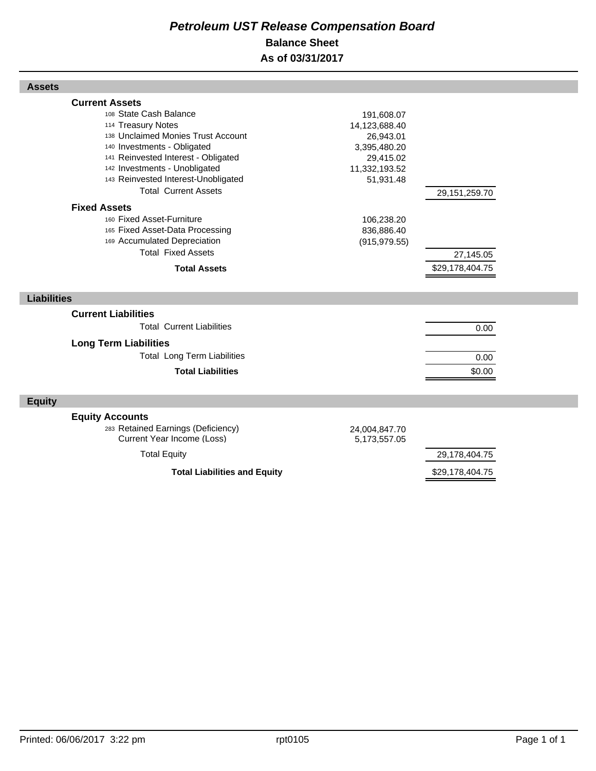# *Petroleum UST Release Compensation Board*

## Balance Sheet

## As of 03/31/2017

| | | |
|---|---|---|
| **Assets** | | |
| **Current Assets** | | |
| 108 State Cash Balance | 191,608.07 | |
| 114 Treasury Notes | 14,123,688.40 | |
| 138 Unclaimed Monies Trust Account | 26,943.01 | |
| 140 Investments - Obligated | 3,395,480.20 | |
| 141 Reinvested Interest - Obligated | 29,415.02 | |
| 142 Investments - Unobligated | 11,332,193.52 | |
| 143 Reinvested Interest-Unobligated | 51,931.48 | |
| Total Current Assets | | 29,151,259.70 |
| **Fixed Assets** | | |
| 160 Fixed Asset-Furniture | 106,238.20 | |
| 165 Fixed Asset-Data Processing | 836,886.40 | |
| 169 Accumulated Depreciation | (915,979.55) | |
| Total Fixed Assets | | 27,145.05 |
| **Total Assets** | | $29,178,404.75 |
| **Liabilities** | | |
| **Current Liabilities** | | |
| Total Current Liabilities | | 0.00 |
| **Long Term Liabilities** | | |
| Total Long Term Liabilities | | 0.00 |
| **Total Liabilities** | | $0.00 |
| **Equity** | | |
| **Equity Accounts** | | |
| 283 Retained Earnings (Deficiency) | 24,004,847.70 | |
| Current Year Income (Loss) | 5,173,557.05 | |
| Total Equity | | 29,178,404.75 |
| **Total Liabilities and Equity** | | $29,178,404.75 |

Printed: 06/06/2017 3:22 pm rpt0105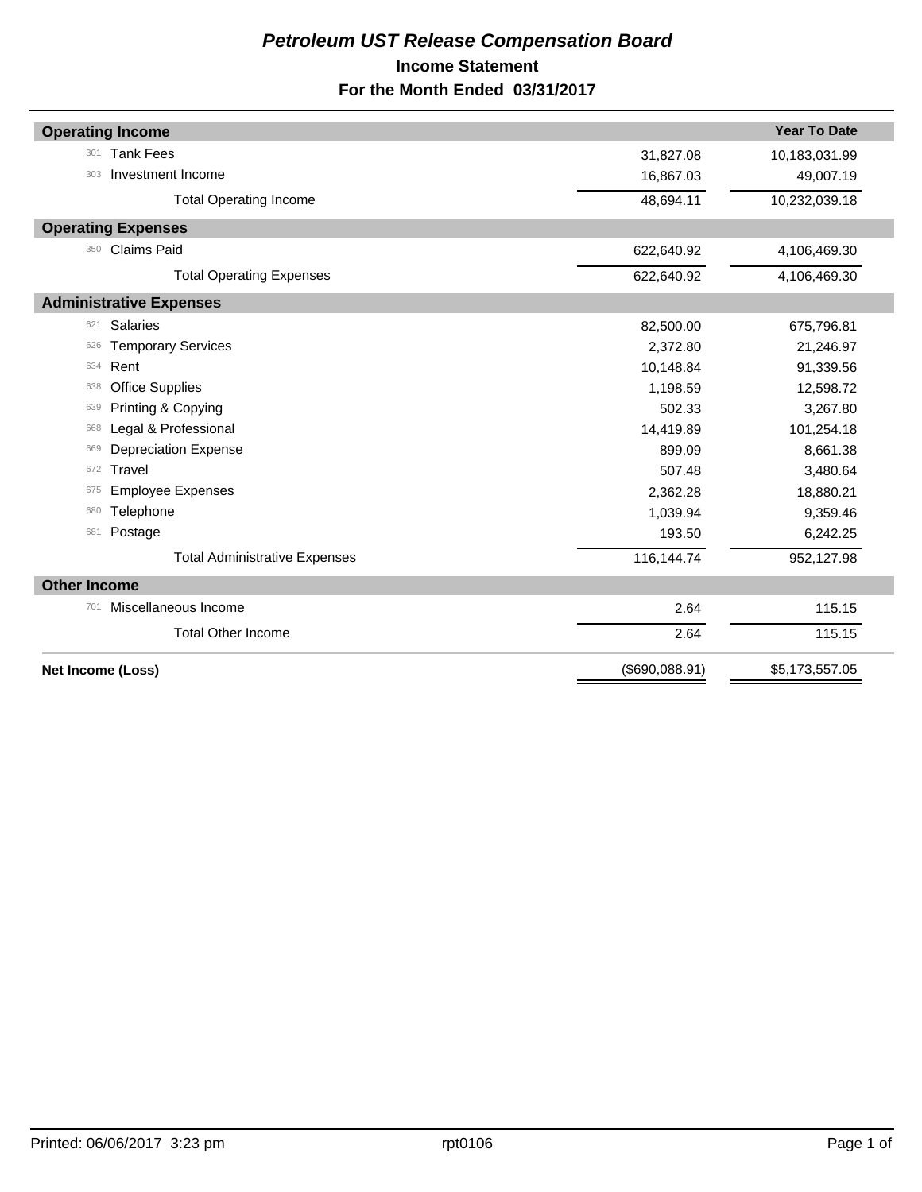# *Petroleum UST Release Compensation Board*

## Income Statement

## For the Month Ended 03/31/2017

| | | | Year To Date |
|---|---|---|---|
| **Operating Income** | | | |
| 301 | Tank Fees | 31,827.08 | 10,183,031.99 |
| 303 | Investment Income | 16,867.03 | 49,007.19 |
| | Total Operating Income | 48,694.11 | 10,232,039.18 |
| **Operating Expenses** | | | |
| 350 | Claims Paid | 622,640.92 | 4,106,469.30 |
| | Total Operating Expenses | 622,640.92 | 4,106,469.30 |
| **Administrative Expenses** | | | |
| 621 | Salaries | 82,500.00 | 675,796.81 |
| 626 | Temporary Services | 2,372.80 | 21,246.97 |
| 634 | Rent | 10,148.84 | 91,339.56 |
| 638 | Office Supplies | 1,198.59 | 12,598.72 |
| 639 | Printing & Copying | 502.33 | 3,267.80 |
| 668 | Legal & Professional | 14,419.89 | 101,254.18 |
| 669 | Depreciation Expense | 899.09 | 8,661.38 |
| 672 | Travel | 507.48 | 3,480.64 |
| 675 | Employee Expenses | 2,362.28 | 18,880.21 |
| 680 | Telephone | 1,039.94 | 9,359.46 |
| 681 | Postage | 193.50 | 6,242.25 |
| | Total Administrative Expenses | 116,144.74 | 952,127.98 |
| **Other Income** | | | |
| 701 | Miscellaneous Income | 2.64 | 115.15 |
| | Total Other Income | 2.64 | 115.15 |
| **Net Income (Loss)** | | ($690,088.91) | $5,173,557.05 |

Printed: 06/06/2017 3:23 pm rpt0106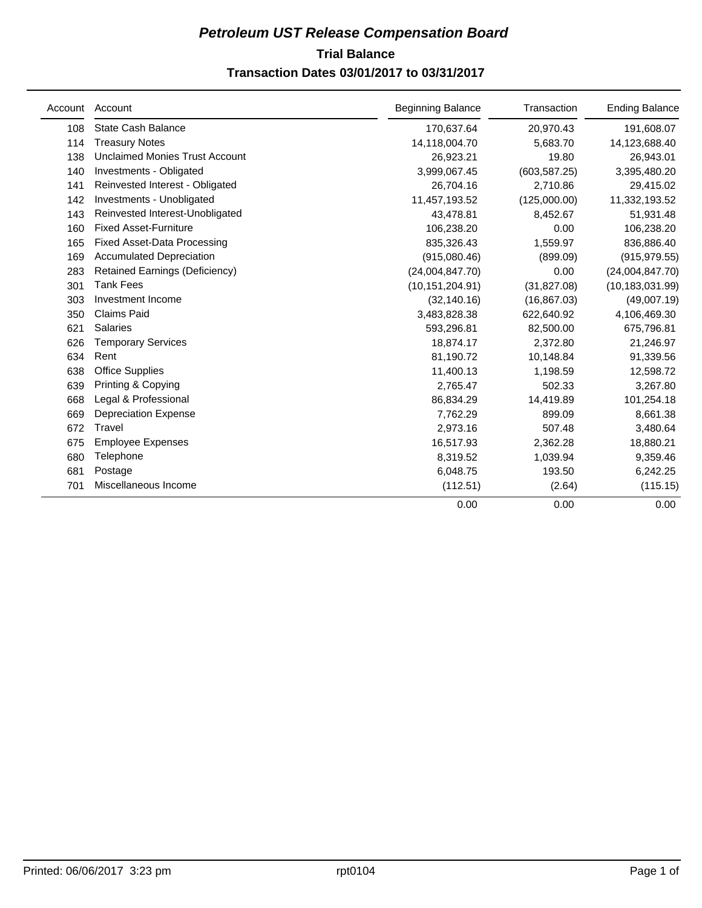# *Petroleum UST Release Compensation Board*

## Trial Balance

### Transaction Dates 03/01/2017 to 03/31/2017

| Account | Account | Beginning Balance | Transaction | Ending Balance |
|---|---|---|---|---|
| 108 | State Cash Balance | 170,637.64 | 20,970.43 | 191,608.07 |
| 114 | Treasury Notes | 14,118,004.70 | 5,683.70 | 14,123,688.40 |
| 138 | Unclaimed Monies Trust Account | 26,923.21 | 19.80 | 26,943.01 |
| 140 | Investments - Obligated | 3,999,067.45 | (603,587.25) | 3,395,480.20 |
| 141 | Reinvested Interest - Obligated | 26,704.16 | 2,710.86 | 29,415.02 |
| 142 | Investments - Unobligated | 11,457,193.52 | (125,000.00) | 11,332,193.52 |
| 143 | Reinvested Interest-Unobligated | 43,478.81 | 8,452.67 | 51,931.48 |
| 160 | Fixed Asset-Furniture | 106,238.20 | 0.00 | 106,238.20 |
| 165 | Fixed Asset-Data Processing | 835,326.43 | 1,559.97 | 836,886.40 |
| 169 | Accumulated Depreciation | (915,080.46) | (899.09) | (915,979.55) |
| 283 | Retained Earnings (Deficiency) | (24,004,847.70) | 0.00 | (24,004,847.70) |
| 301 | Tank Fees | (10,151,204.91) | (31,827.08) | (10,183,031.99) |
| 303 | Investment Income | (32,140.16) | (16,867.03) | (49,007.19) |
| 350 | Claims Paid | 3,483,828.38 | 622,640.92 | 4,106,469.30 |
| 621 | Salaries | 593,296.81 | 82,500.00 | 675,796.81 |
| 626 | Temporary Services | 18,874.17 | 2,372.80 | 21,246.97 |
| 634 | Rent | 81,190.72 | 10,148.84 | 91,339.56 |
| 638 | Office Supplies | 11,400.13 | 1,198.59 | 12,598.72 |
| 639 | Printing & Copying | 2,765.47 | 502.33 | 3,267.80 |
| 668 | Legal & Professional | 86,834.29 | 14,419.89 | 101,254.18 |
| 669 | Depreciation Expense | 7,762.29 | 899.09 | 8,661.38 |
| 672 | Travel | 2,973.16 | 507.48 | 3,480.64 |
| 675 | Employee Expenses | 16,517.93 | 2,362.28 | 18,880.21 |
| 680 | Telephone | 8,319.52 | 1,039.94 | 9,359.46 |
| 681 | Postage | 6,048.75 | 193.50 | 6,242.25 |
| 701 | Miscellaneous Income | (112.51) | (2.64) | (115.15) |
| | | 0.00 | 0.00 | 0.00 |

Printed: 06/06/2017 3:23 pm rpt0104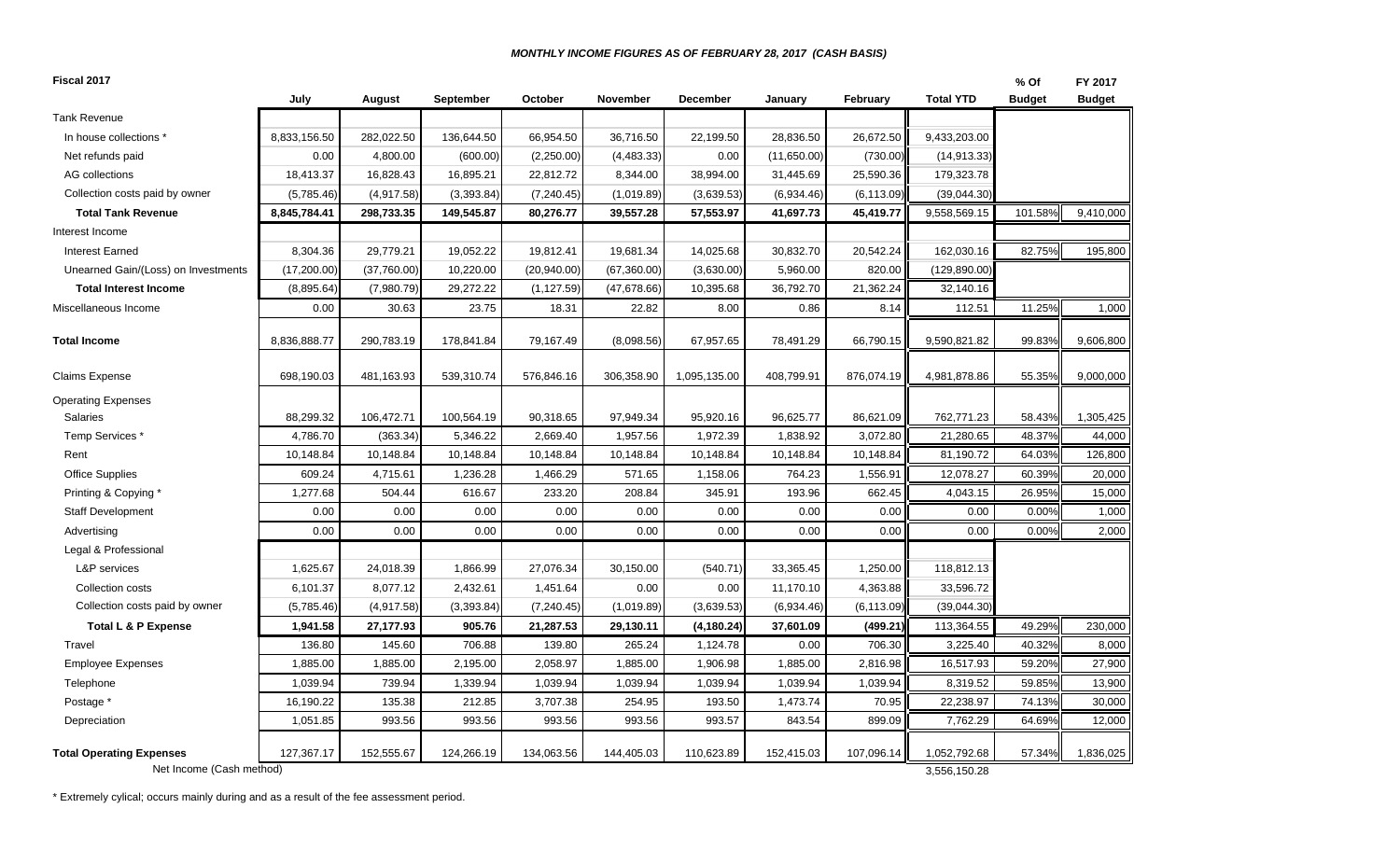*MONTHLY INCOME FIGURES AS OF FEBRUARY 28, 2017 (CASH BASIS)*

| Fiscal 2017 | July | August | September | October | November | December | January | February | Total YTD | % Of Budget | FY 2017 Budget |
|---|---|---|---|---|---|---|---|---|---|---|---|
| Tank Revenue | | | | | | | | | | | |
| In house collections * | 8,833,156.50 | 282,022.50 | 136,644.50 | 66,954.50 | 36,716.50 | 22,199.50 | 28,836.50 | 26,672.50 | 9,433,203.00 | | |
| Net refunds paid | 0.00 | 4,800.00 | (600.00) | (2,250.00) | (4,483.33) | 0.00 | (11,650.00) | (730.00) | (14,913.33) | | |
| AG collections | 18,413.37 | 16,828.43 | 16,895.21 | 22,812.72 | 8,344.00 | 38,994.00 | 31,445.69 | 25,590.36 | 179,323.78 | | |
| Collection costs paid by owner | (5,785.46) | (4,917.58) | (3,393.84) | (7,240.45) | (1,019.89) | (3,639.53) | (6,934.46) | (6,113.09) | (39,044.30) | | |
| **Total Tank Revenue** | **8,845,784.41** | **298,733.35** | **149,545.87** | **80,276.77** | **39,557.28** | **57,553.97** | **41,697.73** | **45,419.77** | 9,558,569.15 | 101.58% | 9,410,000 |
| Interest Income | | | | | | | | | | | |
| Interest Earned | 8,304.36 | 29,779.21 | 19,052.22 | 19,812.41 | 19,681.34 | 14,025.68 | 30,832.70 | 20,542.24 | 162,030.16 | 82.75% | 195,800 |
| Unearned Gain/(Loss) on Investments | (17,200.00) | (37,760.00) | 10,220.00 | (20,940.00) | (67,360.00) | (3,630.00) | 5,960.00 | 820.00 | (129,890.00) | | |
| **Total Interest Income** | (8,895.64) | (7,980.79) | 29,272.22 | (1,127.59) | (47,678.66) | 10,395.68 | 36,792.70 | 21,362.24 | 32,140.16 | | |
| Miscellaneous Income | 0.00 | 30.63 | 23.75 | 18.31 | 22.82 | 8.00 | 0.86 | 8.14 | 112.51 | 11.25% | 1,000 |
| **Total Income** | 8,836,888.77 | 290,783.19 | 178,841.84 | 79,167.49 | (8,098.56) | 67,957.65 | 78,491.29 | 66,790.15 | 9,590,821.82 | 99.83% | 9,606,800 |
| Claims Expense | 698,190.03 | 481,163.93 | 539,310.74 | 576,846.16 | 306,358.90 | 1,095,135.00 | 408,799.91 | 876,074.19 | 4,981,878.86 | 55.35% | 9,000,000 |
| Operating Expenses | | | | | | | | | | | |
| Salaries | 88,299.32 | 106,472.71 | 100,564.19 | 90,318.65 | 97,949.34 | 95,920.16 | 96,625.77 | 86,621.09 | 762,771.23 | 58.43% | 1,305,425 |
| Temp Services * | 4,786.70 | (363.34) | 5,346.22 | 2,669.40 | 1,957.56 | 1,972.39 | 1,838.92 | 3,072.80 | 21,280.65 | 48.37% | 44,000 |
| Rent | 10,148.84 | 10,148.84 | 10,148.84 | 10,148.84 | 10,148.84 | 10,148.84 | 10,148.84 | 10,148.84 | 81,190.72 | 64.03% | 126,800 |
| Office Supplies | 609.24 | 4,715.61 | 1,236.28 | 1,466.29 | 571.65 | 1,158.06 | 764.23 | 1,556.91 | 12,078.27 | 60.39% | 20,000 |
| Printing & Copying * | 1,277.68 | 504.44 | 616.67 | 233.20 | 208.84 | 345.91 | 193.96 | 662.45 | 4,043.15 | 26.95% | 15,000 |
| Staff Development | 0.00 | 0.00 | 0.00 | 0.00 | 0.00 | 0.00 | 0.00 | 0.00 | 0.00 | 0.00% | 1,000 |
| Advertising | 0.00 | 0.00 | 0.00 | 0.00 | 0.00 | 0.00 | 0.00 | 0.00 | 0.00 | 0.00% | 2,000 |
| Legal & Professional | | | | | | | | | | | |
| L&P services | 1,625.67 | 24,018.39 | 1,866.99 | 27,076.34 | 30,150.00 | (540.71) | 33,365.45 | 1,250.00 | 118,812.13 | | |
| Collection costs | 6,101.37 | 8,077.12 | 2,432.61 | 1,451.64 | 0.00 | 0.00 | 11,170.10 | 4,363.88 | 33,596.72 | | |
| Collection costs paid by owner | (5,785.46) | (4,917.58) | (3,393.84) | (7,240.45) | (1,019.89) | (3,639.53) | (6,934.46) | (6,113.09) | (39,044.30) | | |
| **Total L & P Expense** | **1,941.58** | **27,177.93** | **905.76** | **21,287.53** | **29,130.11** | **(4,180.24)** | **37,601.09** | **(499.21)** | 113,364.55 | 49.29% | 230,000 |
| Travel | 136.80 | 145.60 | 706.88 | 139.80 | 265.24 | 1,124.78 | 0.00 | 706.30 | 3,225.40 | 40.32% | 8,000 |
| Employee Expenses | 1,885.00 | 1,885.00 | 2,195.00 | 2,058.97 | 1,885.00 | 1,906.98 | 1,885.00 | 2,816.98 | 16,517.93 | 59.20% | 27,900 |
| Telephone | 1,039.94 | 739.94 | 1,339.94 | 1,039.94 | 1,039.94 | 1,039.94 | 1,039.94 | 1,039.94 | 8,319.52 | 59.85% | 13,900 |
| Postage * | 16,190.22 | 135.38 | 212.85 | 3,707.38 | 254.95 | 193.50 | 1,473.74 | 70.95 | 22,238.97 | 74.13% | 30,000 |
| Depreciation | 1,051.85 | 993.56 | 993.56 | 993.56 | 993.56 | 993.57 | 843.54 | 899.09 | 7,762.29 | 64.69% | 12,000 |
| **Total Operating Expenses** | 127,367.17 | 152,555.67 | 124,266.19 | 134,063.56 | 144,405.03 | 110,623.89 | 152,415.03 | 107,096.14 | 1,052,792.68 | 57.34% | 1,836,025 |
| Net Income (Cash method) | | | | | | | | | 3,556,150.28 | | |

\* Extremely cylical; occurs mainly during and as a result of the fee assessment period.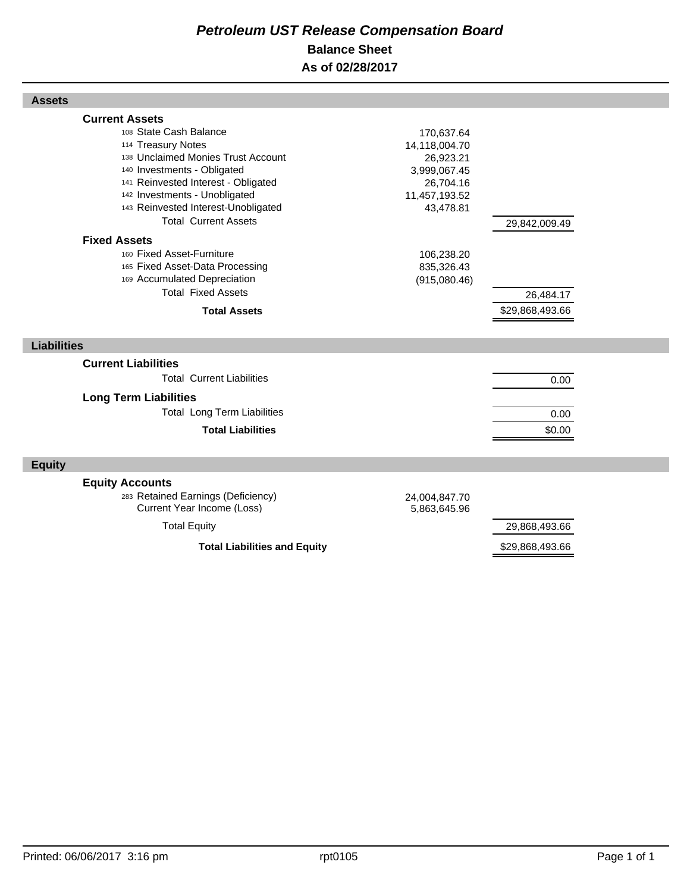# *Petroleum UST Release Compensation Board*

## Balance Sheet

## As of 02/28/2017

| | | |
|---|---|---|
| **Assets** | | |
| **Current Assets** | | |
| 108 State Cash Balance | 170,637.64 | |
| 114 Treasury Notes | 14,118,004.70 | |
| 138 Unclaimed Monies Trust Account | 26,923.21 | |
| 140 Investments - Obligated | 3,999,067.45 | |
| 141 Reinvested Interest - Obligated | 26,704.16 | |
| 142 Investments - Unobligated | 11,457,193.52 | |
| 143 Reinvested Interest-Unobligated | 43,478.81 | |
| Total Current Assets | | 29,842,009.49 |
| **Fixed Assets** | | |
| 160 Fixed Asset-Furniture | 106,238.20 | |
| 165 Fixed Asset-Data Processing | 835,326.43 | |
| 169 Accumulated Depreciation | (915,080.46) | |
| Total Fixed Assets | | 26,484.17 |
| **Total Assets** | | $29,868,493.66 |
| **Liabilities** | | |
| **Current Liabilities** | | |
| Total Current Liabilities | | 0.00 |
| **Long Term Liabilities** | | |
| Total Long Term Liabilities | | 0.00 |
| **Total Liabilities** | | $0.00 |
| **Equity** | | |
| **Equity Accounts** | | |
| 283 Retained Earnings (Deficiency) | 24,004,847.70 | |
| Current Year Income (Loss) | 5,863,645.96 | |
| Total Equity | | 29,868,493.66 |
| **Total Liabilities and Equity** | | $29,868,493.66 |

Printed: 06/06/2017 3:16 pm rpt0105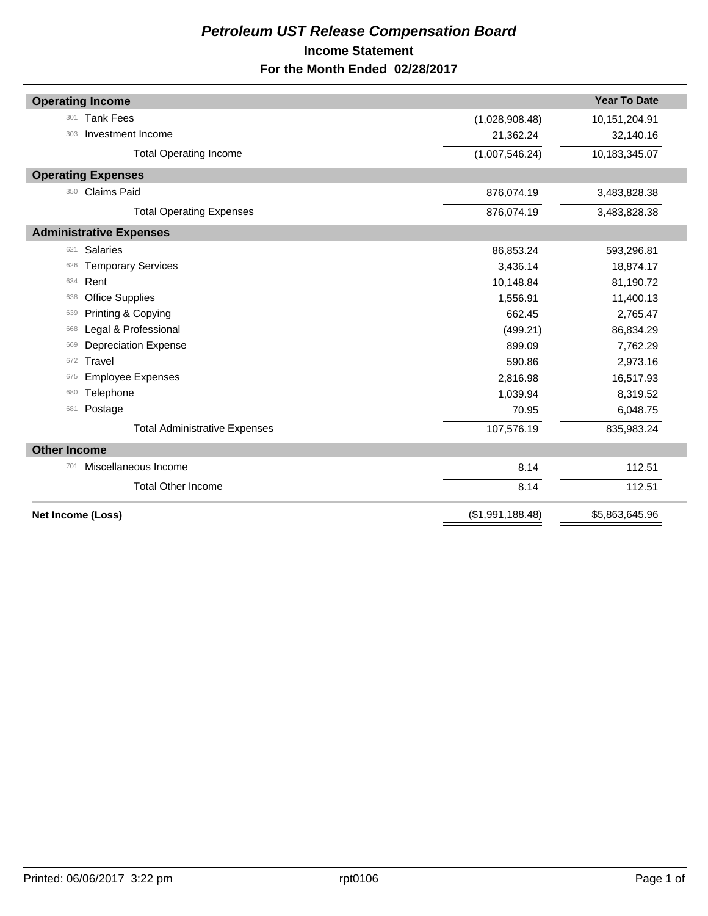# *Petroleum UST Release Compensation Board*

## Income Statement

## For the Month Ended 02/28/2017

| | | | Year To Date |
|---|---|---|---|
| **Operating Income** | | | |
| 301 | Tank Fees | (1,028,908.48) | 10,151,204.91 |
| 303 | Investment Income | 21,362.24 | 32,140.16 |
| | Total Operating Income | (1,007,546.24) | 10,183,345.07 |
| **Operating Expenses** | | | |
| 350 | Claims Paid | 876,074.19 | 3,483,828.38 |
| | Total Operating Expenses | 876,074.19 | 3,483,828.38 |
| **Administrative Expenses** | | | |
| 621 | Salaries | 86,853.24 | 593,296.81 |
| 626 | Temporary Services | 3,436.14 | 18,874.17 |
| 634 | Rent | 10,148.84 | 81,190.72 |
| 638 | Office Supplies | 1,556.91 | 11,400.13 |
| 639 | Printing & Copying | 662.45 | 2,765.47 |
| 668 | Legal & Professional | (499.21) | 86,834.29 |
| 669 | Depreciation Expense | 899.09 | 7,762.29 |
| 672 | Travel | 590.86 | 2,973.16 |
| 675 | Employee Expenses | 2,816.98 | 16,517.93 |
| 680 | Telephone | 1,039.94 | 8,319.52 |
| 681 | Postage | 70.95 | 6,048.75 |
| | Total Administrative Expenses | 107,576.19 | 835,983.24 |
| **Other Income** | | | |
| 701 | Miscellaneous Income | 8.14 | 112.51 |
| | Total Other Income | 8.14 | 112.51 |
| **Net Income (Loss)** | | ($1,991,188.48) | $5,863,645.96 |

Printed: 06/06/2017 3:22 pm rpt0106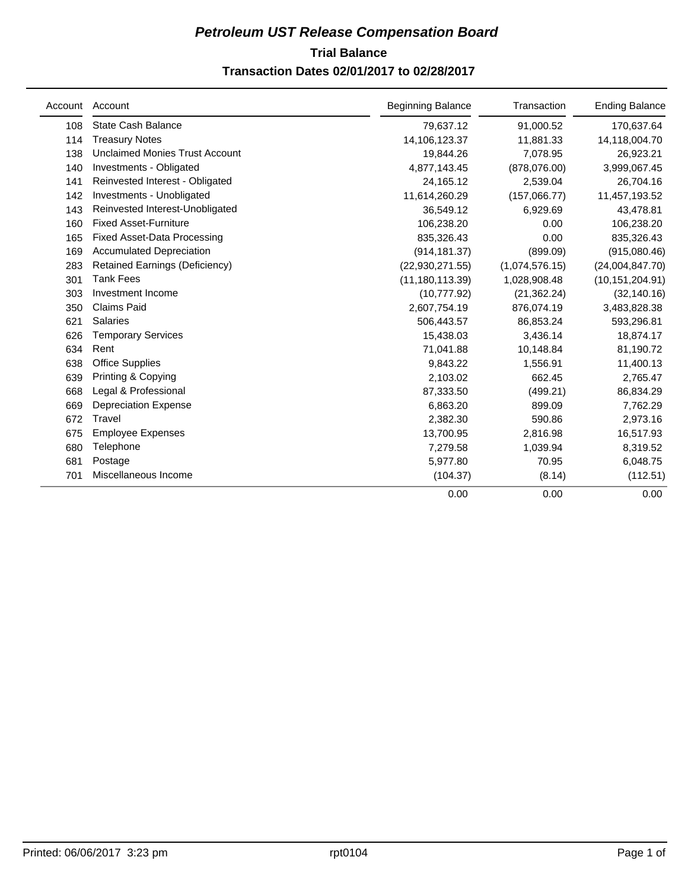# *Petroleum UST Release Compensation Board*

## Trial Balance

### Transaction Dates 02/01/2017 to 02/28/2017

| Account | Account | Beginning Balance | Transaction | Ending Balance |
|---|---|---|---|---|
| 108 | State Cash Balance | 79,637.12 | 91,000.52 | 170,637.64 |
| 114 | Treasury Notes | 14,106,123.37 | 11,881.33 | 14,118,004.70 |
| 138 | Unclaimed Monies Trust Account | 19,844.26 | 7,078.95 | 26,923.21 |
| 140 | Investments - Obligated | 4,877,143.45 | (878,076.00) | 3,999,067.45 |
| 141 | Reinvested Interest - Obligated | 24,165.12 | 2,539.04 | 26,704.16 |
| 142 | Investments - Unobligated | 11,614,260.29 | (157,066.77) | 11,457,193.52 |
| 143 | Reinvested Interest-Unobligated | 36,549.12 | 6,929.69 | 43,478.81 |
| 160 | Fixed Asset-Furniture | 106,238.20 | 0.00 | 106,238.20 |
| 165 | Fixed Asset-Data Processing | 835,326.43 | 0.00 | 835,326.43 |
| 169 | Accumulated Depreciation | (914,181.37) | (899.09) | (915,080.46) |
| 283 | Retained Earnings (Deficiency) | (22,930,271.55) | (1,074,576.15) | (24,004,847.70) |
| 301 | Tank Fees | (11,180,113.39) | 1,028,908.48 | (10,151,204.91) |
| 303 | Investment Income | (10,777.92) | (21,362.24) | (32,140.16) |
| 350 | Claims Paid | 2,607,754.19 | 876,074.19 | 3,483,828.38 |
| 621 | Salaries | 506,443.57 | 86,853.24 | 593,296.81 |
| 626 | Temporary Services | 15,438.03 | 3,436.14 | 18,874.17 |
| 634 | Rent | 71,041.88 | 10,148.84 | 81,190.72 |
| 638 | Office Supplies | 9,843.22 | 1,556.91 | 11,400.13 |
| 639 | Printing & Copying | 2,103.02 | 662.45 | 2,765.47 |
| 668 | Legal & Professional | 87,333.50 | (499.21) | 86,834.29 |
| 669 | Depreciation Expense | 6,863.20 | 899.09 | 7,762.29 |
| 672 | Travel | 2,382.30 | 590.86 | 2,973.16 |
| 675 | Employee Expenses | 13,700.95 | 2,816.98 | 16,517.93 |
| 680 | Telephone | 7,279.58 | 1,039.94 | 8,319.52 |
| 681 | Postage | 5,977.80 | 70.95 | 6,048.75 |
| 701 | Miscellaneous Income | (104.37) | (8.14) | (112.51) |
| | | 0.00 | 0.00 | 0.00 |

Printed: 06/06/2017 3:23 pm rpt0104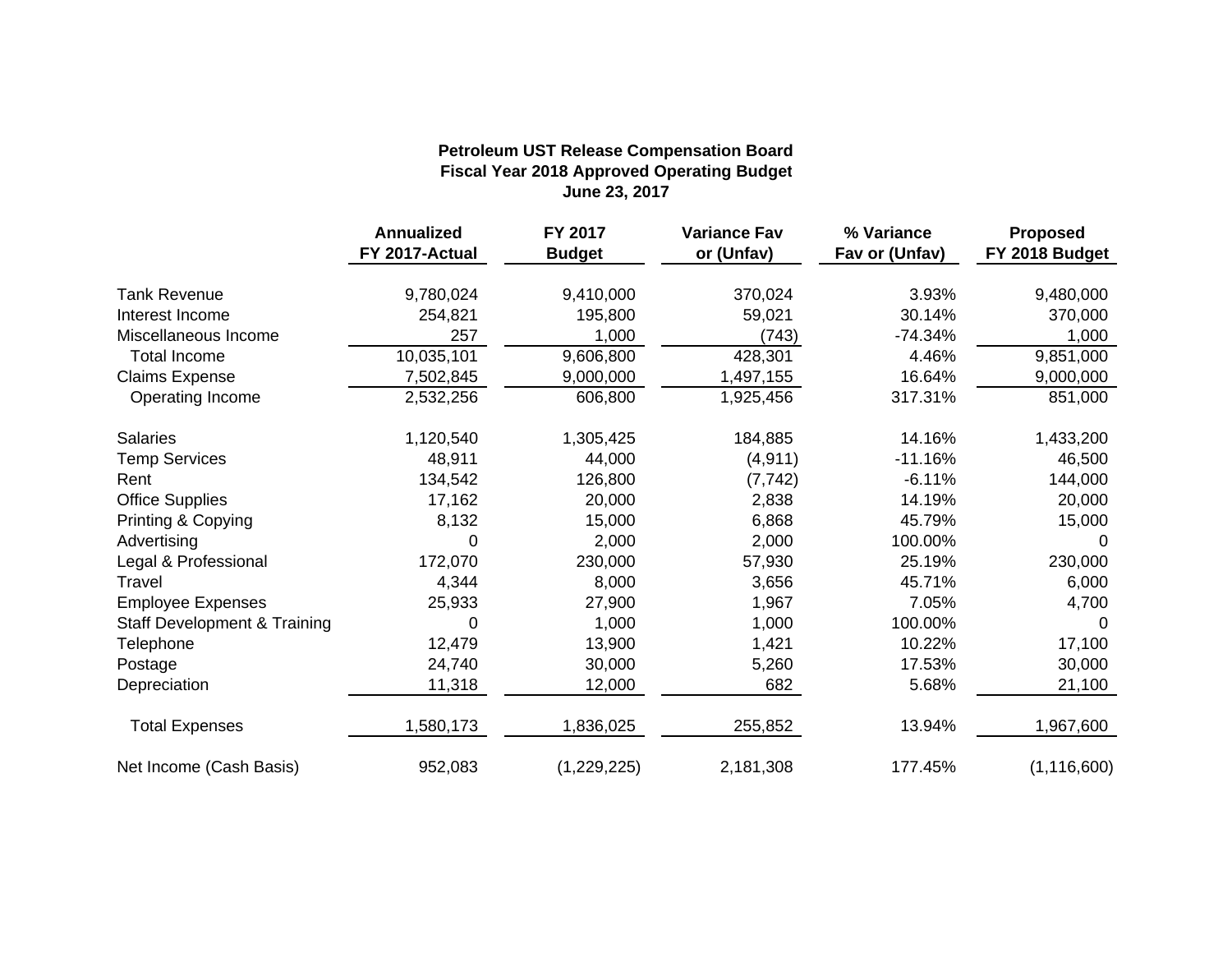**Petroleum UST Release Compensation Board**
**Fiscal Year 2018 Approved Operating Budget**
**June 23, 2017**

| | Annualized FY 2017-Actual | FY 2017 Budget | Variance Fav or (Unfav) | % Variance Fav or (Unfav) | Proposed FY 2018 Budget |
|---|---|---|---|---|---|
| Tank Revenue | 9,780,024 | 9,410,000 | 370,024 | 3.93% | 9,480,000 |
| Interest Income | 254,821 | 195,800 | 59,021 | 30.14% | 370,000 |
| Miscellaneous Income | 257 | 1,000 | (743) | -74.34% | 1,000 |
| Total Income | 10,035,101 | 9,606,800 | 428,301 | 4.46% | 9,851,000 |
| Claims Expense | 7,502,845 | 9,000,000 | 1,497,155 | 16.64% | 9,000,000 |
| Operating Income | 2,532,256 | 606,800 | 1,925,456 | 317.31% | 851,000 |
| | | | | | |
| Salaries | 1,120,540 | 1,305,425 | 184,885 | 14.16% | 1,433,200 |
| Temp Services | 48,911 | 44,000 | (4,911) | -11.16% | 46,500 |
| Rent | 134,542 | 126,800 | (7,742) | -6.11% | 144,000 |
| Office Supplies | 17,162 | 20,000 | 2,838 | 14.19% | 20,000 |
| Printing & Copying | 8,132 | 15,000 | 6,868 | 45.79% | 15,000 |
| Advertising | 0 | 2,000 | 2,000 | 100.00% | 0 |
| Legal & Professional | 172,070 | 230,000 | 57,930 | 25.19% | 230,000 |
| Travel | 4,344 | 8,000 | 3,656 | 45.71% | 6,000 |
| Employee Expenses | 25,933 | 27,900 | 1,967 | 7.05% | 4,700 |
| Staff Development & Training | 0 | 1,000 | 1,000 | 100.00% | 0 |
| Telephone | 12,479 | 13,900 | 1,421 | 10.22% | 17,100 |
| Postage | 24,740 | 30,000 | 5,260 | 17.53% | 30,000 |
| Depreciation | 11,318 | 12,000 | 682 | 5.68% | 21,100 |
| | | | | | |
| Total Expenses | 1,580,173 | 1,836,025 | 255,852 | 13.94% | 1,967,600 |
| | | | | | |
| Net Income (Cash Basis) | 952,083 | (1,229,225) | 2,181,308 | 177.45% | (1,116,600) |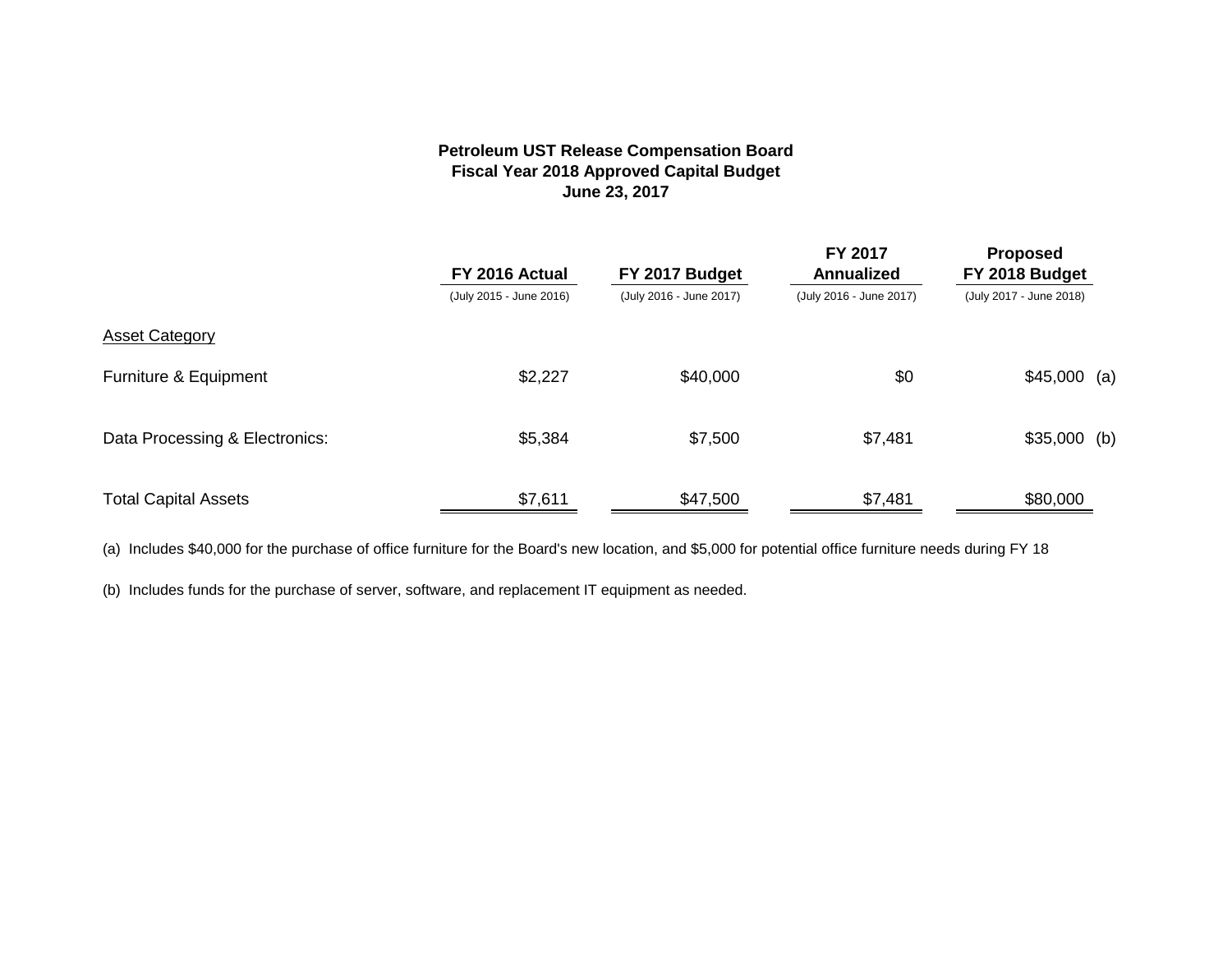**Petroleum UST Release Compensation Board**
**Fiscal Year 2018 Approved Capital Budget**
**June 23, 2017**

| | FY 2016 Actual (July 2015 - June 2016) | FY 2017 Budget (July 2016 - June 2017) | FY 2017 Annualized (July 2016 - June 2017) | Proposed FY 2018 Budget (July 2017 - June 2018) |
|---|---|---|---|---|
| <u>Asset Category</u> | | | | |
| Furniture & Equipment | $2,227 | $40,000 | $0 | $45,000 (a) |
| Data Processing & Electronics: | $5,384 | $7,500 | $7,481 | $35,000 (b) |
| Total Capital Assets | $7,611 | $47,500 | $7,481 | $80,000 |

(a) Includes $40,000 for the purchase of office furniture for the Board's new location, and $5,000 for potential office furniture needs during FY 18

(b) Includes funds for the purchase of server, software, and replacement IT equipment as needed.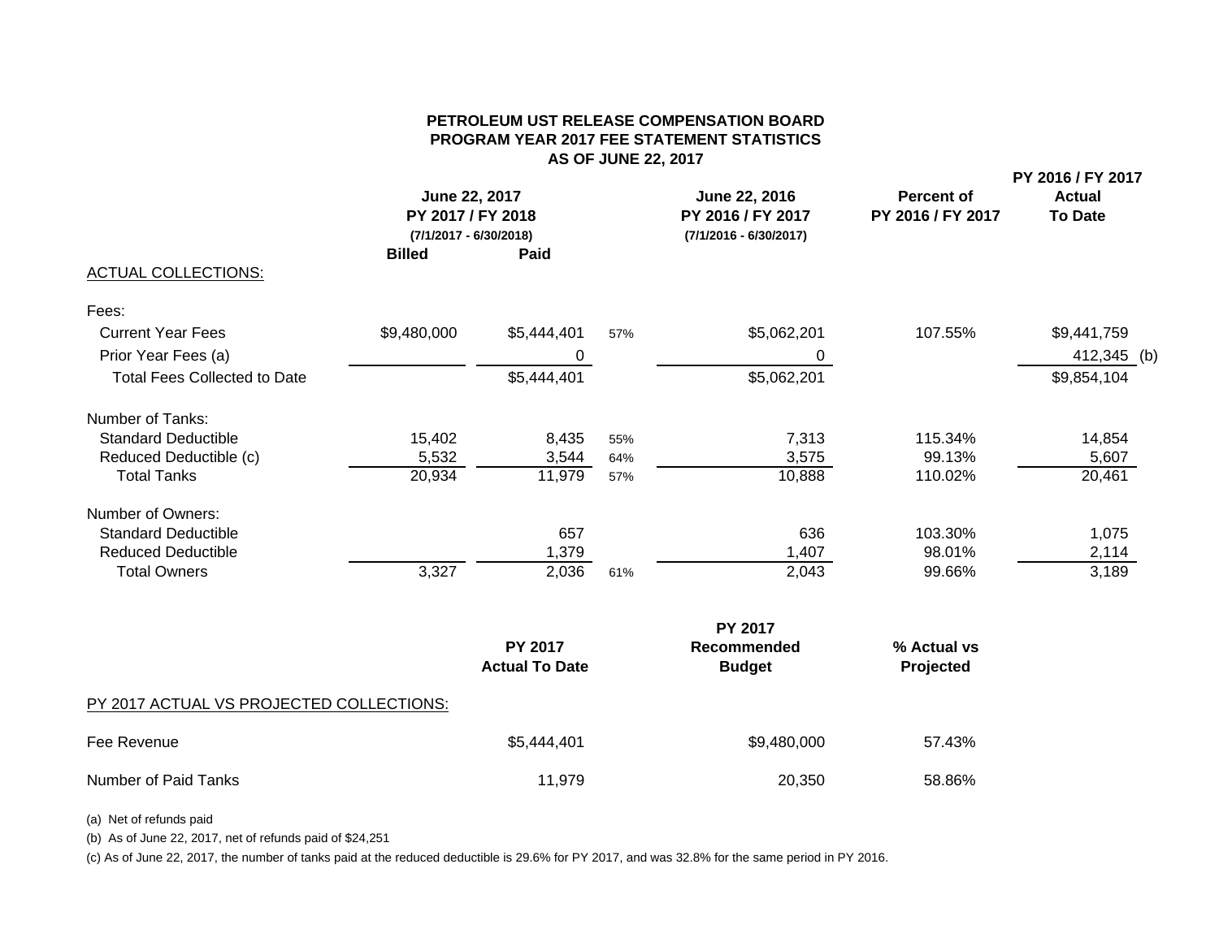# PETROLEUM UST RELEASE COMPENSATION BOARD
## PROGRAM YEAR 2017 FEE STATEMENT STATISTICS
### AS OF JUNE 22, 2017

| | June 22, 2017 PY 2017 / FY 2018 (7/1/2017 - 6/30/2018) Billed | Paid | | June 22, 2016 PY 2016 / FY 2017 (7/1/2016 - 6/30/2017) | Percent of PY 2016 / FY 2017 | PY 2016 / FY 2017 Actual To Date |
|---|---|---|---|---|---|---|
| ACTUAL COLLECTIONS: | | | | | | |
| Fees: | | | | | | |
| Current Year Fees | $9,480,000 | $5,444,401 | 57% | $5,062,201 | 107.55% | $9,441,759 |
| Prior Year Fees (a) | | 0 | | 0 | | 412,345 (b) |
| Total Fees Collected to Date | | $5,444,401 | | $5,062,201 | | $9,854,104 |
| Number of Tanks: | | | | | | |
| Standard Deductible | 15,402 | 8,435 | 55% | 7,313 | 115.34% | 14,854 |
| Reduced Deductible (c) | 5,532 | 3,544 | 64% | 3,575 | 99.13% | 5,607 |
| Total Tanks | 20,934 | 11,979 | 57% | 10,888 | 110.02% | 20,461 |
| Number of Owners: | | | | | | |
| Standard Deductible | | 657 | | 636 | 103.30% | 1,075 |
| Reduced Deductible | | 1,379 | | 1,407 | 98.01% | 2,114 |
| Total Owners | 3,327 | 2,036 | 61% | 2,043 | 99.66% | 3,189 |

| PY 2017 ACTUAL VS PROJECTED COLLECTIONS: | PY 2017 Actual To Date | PY 2017 Recommended Budget | % Actual vs Projected |
|---|---|---|---|
| Fee Revenue | $5,444,401 | $9,480,000 | 57.43% |
| Number of Paid Tanks | 11,979 | 20,350 | 58.86% |

(a) Net of refunds paid

(b) As of June 22, 2017, net of refunds paid of $24,251

(c) As of June 22, 2017, the number of tanks paid at the reduced deductible is 29.6% for PY 2017, and was 32.8% for the same period in PY 2016.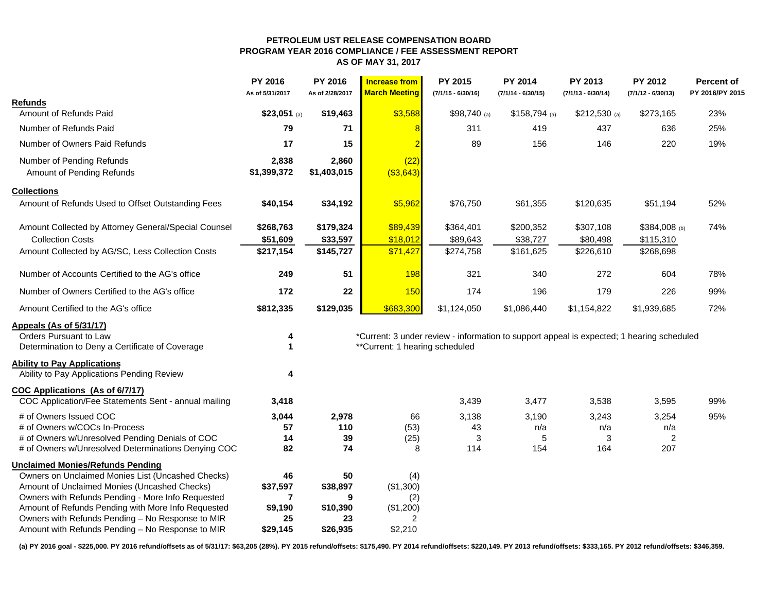# PETROLEUM UST RELEASE COMPENSATION BOARD
## PROGRAM YEAR 2016 COMPLIANCE / FEE ASSESSMENT REPORT
### AS OF MAY 31, 2017

| | PY 2016 As of 5/31/2017 | PY 2016 As of 2/28/2017 | Increase from March Meeting | PY 2015 (7/1/15 - 6/30/16) | PY 2014 (7/1/14 - 6/30/15) | PY 2013 (7/1/13 - 6/30/14) | PY 2012 (7/1/12 - 6/30/13) | Percent of PY 2016/PY 2015 |
|---|---|---|---|---|---|---|---|---|
| **Refunds** | | | | | | | | |
| Amount of Refunds Paid | **$23,051** (a) | **$19,463** | $3,588 | $98,740 (a) | $158,794 (a) | $212,530 (a) | $273,165 | 23% |
| Number of Refunds Paid | **79** | **71** | 8 | 311 | 419 | 437 | 636 | 25% |
| Number of Owners Paid Refunds | **17** | **15** | 2 | 89 | 156 | 146 | 220 | 19% |
| Number of Pending Refunds | **2,838** | **2,860** | (22) | | | | | |
| Amount of Pending Refunds | **$1,399,372** | **$1,403,015** | ($3,643) | | | | | |
| **Collections** | | | | | | | | |
| Amount of Refunds Used to Offset Outstanding Fees | **$40,154** | **$34,192** | $5,962 | $76,750 | $61,355 | $120,635 | $51,194 | 52% |
| Amount Collected by Attorney General/Special Counsel | **$268,763** | **$179,324** | $89,439 | $364,401 | $200,352 | $307,108 | $384,008 (b) | 74% |
| Collection Costs | **$51,609** | **$33,597** | $18,012 | $89,643 | $38,727 | $80,498 | $115,310 | |
| Amount Collected by AG/SC, Less Collection Costs | **$217,154** | **$145,727** | $71,427 | $274,758 | $161,625 | $226,610 | $268,698 | |
| Number of Accounts Certified to the AG's office | **249** | **51** | 198 | 321 | 340 | 272 | 604 | 78% |
| Number of Owners Certified to the AG's office | **172** | **22** | 150 | 174 | 196 | 179 | 226 | 99% |
| Amount Certified to the AG's office | **$812,335** | **$129,035** | $683,300 | $1,124,050 | $1,086,440 | $1,154,822 | $1,939,685 | 72% |
| **Appeals (As of 5/31/17)** | | | | | | | | |
| Orders Pursuant to Law | **4** | | *Current: 3 under review - information to support appeal is expected; 1 hearing scheduled | | | | | |
| Determination to Deny a Certificate of Coverage | **1** | | **Current: 1 hearing scheduled | | | | | |
| **Ability to Pay Applications** | | | | | | | | |
| Ability to Pay Applications Pending Review | **4** | | | | | | | |
| **COC Applications (As of 6/7/17)** | | | | | | | | |
| COC Application/Fee Statements Sent - annual mailing | **3,418** | | | 3,439 | 3,477 | 3,538 | 3,595 | 99% |
| # of Owners Issued COC | **3,044** | **2,978** | 66 | 3,138 | 3,190 | 3,243 | 3,254 | 95% |
| # of Owners w/COCs In-Process | **57** | **110** | (53) | 43 | n/a | n/a | n/a | |
| # of Owners w/Unresolved Pending Denials of COC | **14** | **39** | (25) | 3 | 5 | 3 | 2 | |
| # of Owners w/Unresolved Determinations Denying COC | **82** | **74** | 8 | 114 | 154 | 164 | 207 | |
| **Unclaimed Monies/Refunds Pending** | | | | | | | | |
| Owners on Unclaimed Monies List (Uncashed Checks) | **46** | **50** | (4) | | | | | |
| Amount of Unclaimed Monies (Uncashed Checks) | **$37,597** | **$38,897** | ($1,300) | | | | | |
| Owners with Refunds Pending - More Info Requested | **7** | **9** | (2) | | | | | |
| Amount of Refunds Pending with More Info Requested | **$9,190** | **$10,390** | ($1,200) | | | | | |
| Owners with Refunds Pending – No Response to MIR | **25** | **23** | 2 | | | | | |
| Amount with Refunds Pending – No Response to MIR | **$29,145** | **$26,935** | $2,210 | | | | | |

**(a) PY 2016 goal - $225,000. PY 2016 refund/offsets as of 5/31/17: $63,205 (28%). PY 2015 refund/offsets: $175,490. PY 2014 refund/offsets: $220,149. PY 2013 refund/offsets: $333,165. PY 2012 refund/offsets: $346,359.**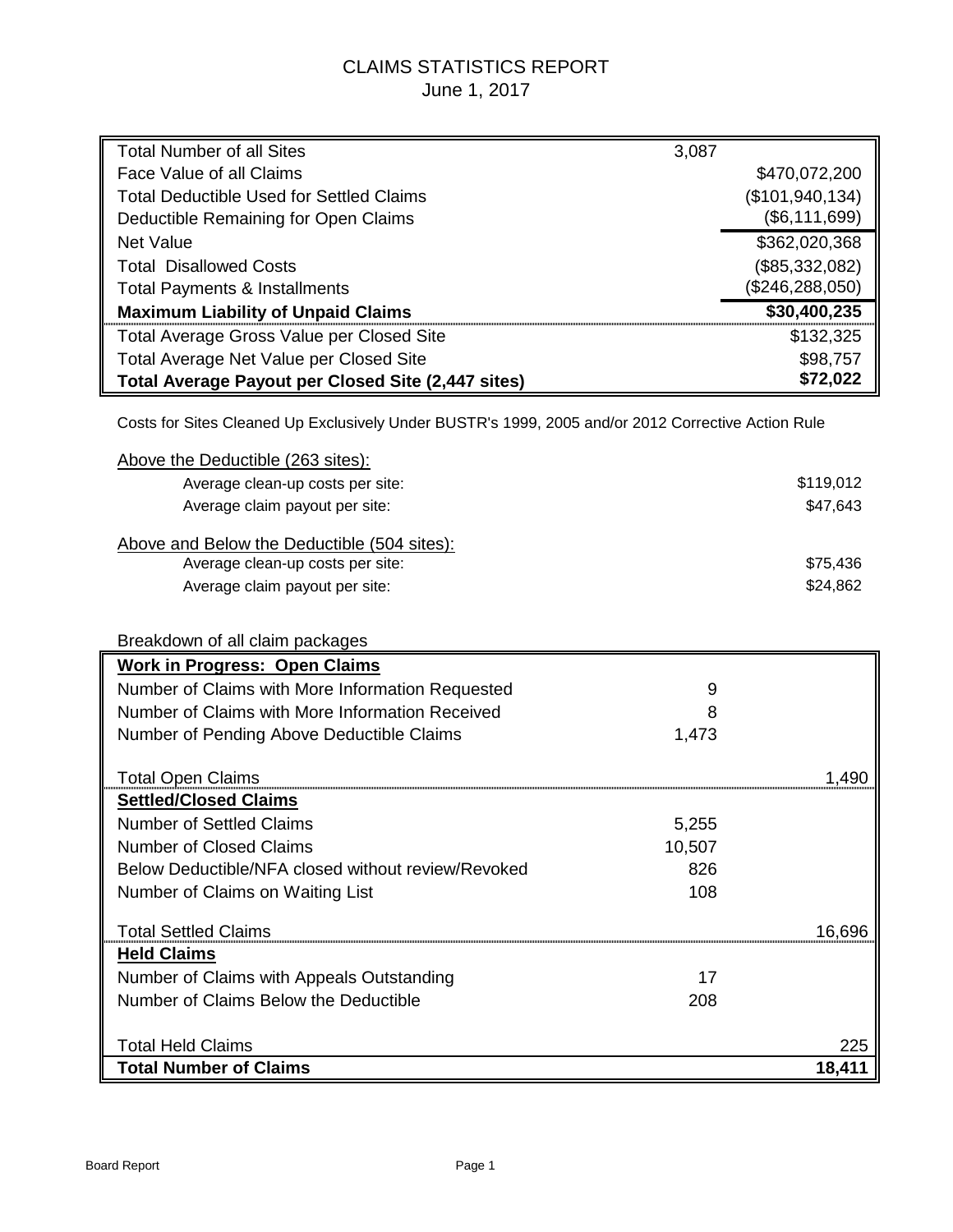# CLAIMS STATISTICS REPORT

June 1, 2017

| | | |
|---|---|---|
| Total Number of all Sites | 3,087 | |
| Face Value of all Claims | | $470,072,200 |
| Total Deductible Used for Settled Claims | | ($101,940,134) |
| Deductible Remaining for Open Claims | | ($6,111,699) |
| Net Value | | $362,020,368 |
| Total Disallowed Costs | | ($85,332,082) |
| Total Payments & Installments | | ($246,288,050) |
| **Maximum Liability of Unpaid Claims** | | **$30,400,235** |
| Total Average Gross Value per Closed Site | | $132,325 |
| Total Average Net Value per Closed Site | | $98,757 |
| **Total Average Payout per Closed Site (2,447 sites)** | | **$72,022** |

Costs for Sites Cleaned Up Exclusively Under BUSTR's 1999, 2005 and/or 2012 Corrective Action Rule

Above the Deductible (263 sites):

| | |
|---|---|
| Average clean-up costs per site: | $119,012 |
| Average claim payout per site: | $47,643 |

Above and Below the Deductible (504 sites):

| | |
|---|---|
| Average clean-up costs per site: | $75,436 |
| Average claim payout per site: | $24,862 |

Breakdown of all claim packages

| | | |
|---|---|---|
| **Work in Progress: Open Claims** | | |
| Number of Claims with More Information Requested | 9 | |
| Number of Claims with More Information Received | 8 | |
| Number of Pending Above Deductible Claims | 1,473 | |
| Total Open Claims | | 1,490 |
| **Settled/Closed Claims** | | |
| Number of Settled Claims | 5,255 | |
| Number of Closed Claims | 10,507 | |
| Below Deductible/NFA closed without review/Revoked | 826 | |
| Number of Claims on Waiting List | 108 | |
| Total Settled Claims | | 16,696 |
| **Held Claims** | | |
| Number of Claims with Appeals Outstanding | 17 | |
| Number of Claims Below the Deductible | 208 | |
| Total Held Claims | | 225 |
| **Total Number of Claims** | | **18,411** |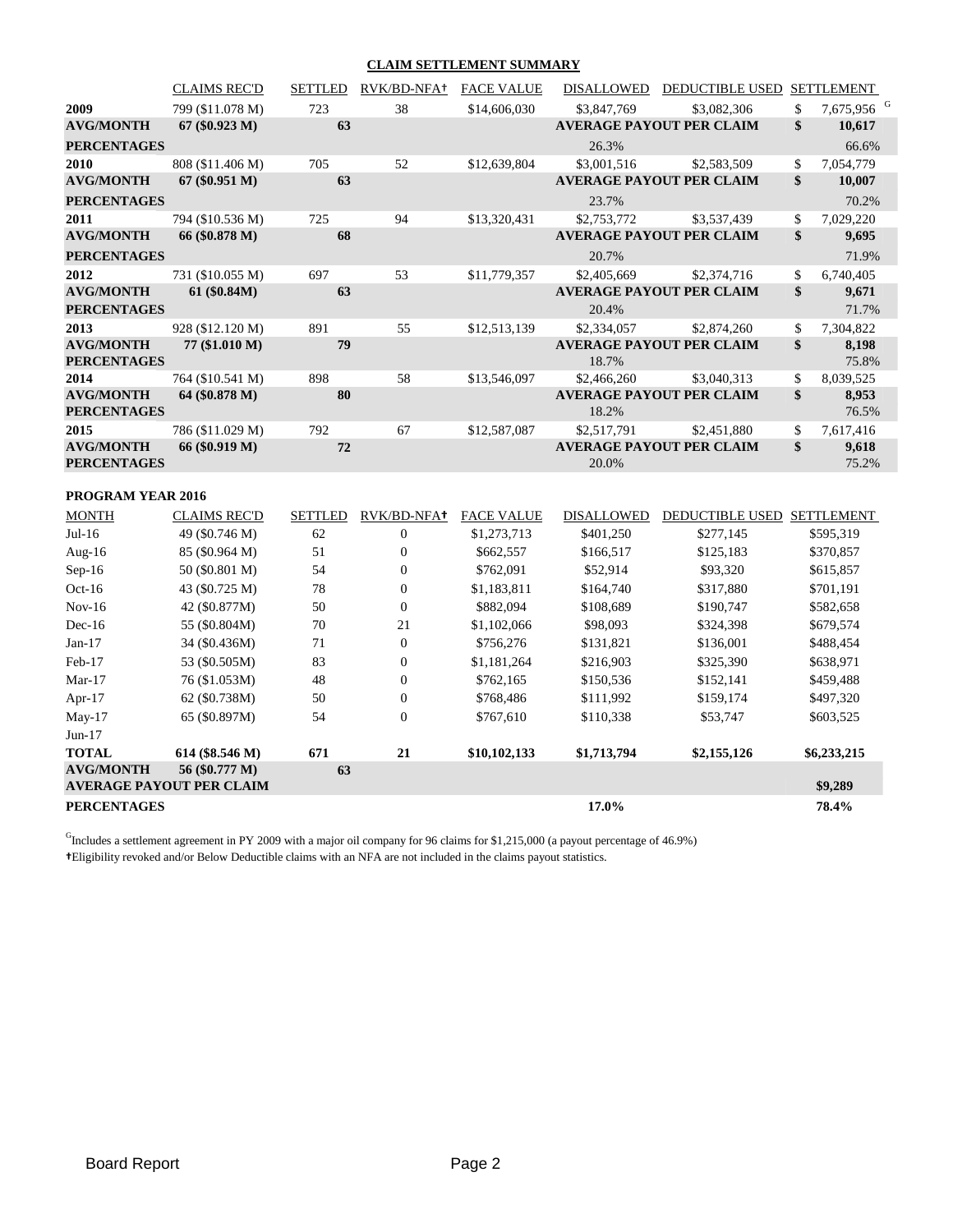## CLAIM SETTLEMENT SUMMARY

| | CLAIMS REC'D | SETTLED | RVK/BD-NFA† | FACE VALUE | DISALLOWED | DEDUCTIBLE USED | SETTLEMENT |
|---|---|---|---|---|---|---|---|
| **2009** | 799 ($11.078 M) | 723 | 38 | $14,606,030 | $3,847,769 | $3,082,306 | $ 7,675,956 [G] |
| **AVG/MONTH** | **67 ($0.923 M)** | **63** | | | **AVERAGE PAYOUT PER CLAIM** | | **$ 10,617** |
| **PERCENTAGES** | | | | | 26.3% | | 66.6% |
| **2010** | 808 ($11.406 M) | 705 | 52 | $12,639,804 | $3,001,516 | $2,583,509 | $ 7,054,779 |
| **AVG/MONTH** | **67 ($0.951 M)** | **63** | | | **AVERAGE PAYOUT PER CLAIM** | | **$ 10,007** |
| **PERCENTAGES** | | | | | 23.7% | | 70.2% |
| **2011** | 794 ($10.536 M) | 725 | 94 | $13,320,431 | $2,753,772 | $3,537,439 | $ 7,029,220 |
| **AVG/MONTH** | **66 ($0.878 M)** | **68** | | | **AVERAGE PAYOUT PER CLAIM** | | **$ 9,695** |
| **PERCENTAGES** | | | | | 20.7% | | 71.9% |
| **2012** | 731 ($10.055 M) | 697 | 53 | $11,779,357 | $2,405,669 | $2,374,716 | $ 6,740,405 |
| **AVG/MONTH** | **61 ($0.84M)** | **63** | | | **AVERAGE PAYOUT PER CLAIM** | | **$ 9,671** |
| **PERCENTAGES** | | | | | 20.4% | | 71.7% |
| **2013** | 928 ($12.120 M) | 891 | 55 | $12,513,139 | $2,334,057 | $2,874,260 | $ 7,304,822 |
| **AVG/MONTH** | **77 ($1.010 M)** | **79** | | | **AVERAGE PAYOUT PER CLAIM** | | **$ 8,198** |
| **PERCENTAGES** | | | | | 18.7% | | 75.8% |
| **2014** | 764 ($10.541 M) | 898 | 58 | $13,546,097 | $2,466,260 | $3,040,313 | $ 8,039,525 |
| **AVG/MONTH** | **64 ($0.878 M)** | **80** | | | **AVERAGE PAYOUT PER CLAIM** | | **$ 8,953** |
| **PERCENTAGES** | | | | | 18.2% | | 76.5% |
| **2015** | 786 ($11.029 M) | 792 | 67 | $12,587,087 | $2,517,791 | $2,451,880 | $ 7,617,416 |
| **AVG/MONTH** | **66 ($0.919 M)** | **72** | | | **AVERAGE PAYOUT PER CLAIM** | | **$ 9,618** |
| **PERCENTAGES** | | | | | 20.0% | | 75.2% |

### PROGRAM YEAR 2016

| MONTH | CLAIMS REC'D | SETTLED | RVK/BD-NFA† | FACE VALUE | DISALLOWED | DEDUCTIBLE USED | SETTLEMENT |
|---|---|---|---|---|---|---|---|
| Jul-16 | 49 ($0.746 M) | 62 | 0 | $1,273,713 | $401,250 | $277,145 | $595,319 |
| Aug-16 | 85 ($0.964 M) | 51 | 0 | $662,557 | $166,517 | $125,183 | $370,857 |
| Sep-16 | 50 ($0.801 M) | 54 | 0 | $762,091 | $52,914 | $93,320 | $615,857 |
| Oct-16 | 43 ($0.725 M) | 78 | 0 | $1,183,811 | $164,740 | $317,880 | $701,191 |
| Nov-16 | 42 ($0.877M) | 50 | 0 | $882,094 | $108,689 | $190,747 | $582,658 |
| Dec-16 | 55 ($0.804M) | 70 | 21 | $1,102,066 | $98,093 | $324,398 | $679,574 |
| Jan-17 | 34 ($0.436M) | 71 | 0 | $756,276 | $131,821 | $136,001 | $488,454 |
| Feb-17 | 53 ($0.505M) | 83 | 0 | $1,181,264 | $216,903 | $325,390 | $638,971 |
| Mar-17 | 76 ($1.053M) | 48 | 0 | $762,165 | $150,536 | $152,141 | $459,488 |
| Apr-17 | 62 ($0.738M) | 50 | 0 | $768,486 | $111,992 | $159,174 | $497,320 |
| May-17 | 65 ($0.897M) | 54 | 0 | $767,610 | $110,338 | $53,747 | $603,525 |
| Jun-17 | | | | | | | |
| **TOTAL** | **614 ($8.546 M)** | **671** | **21** | **$10,102,133** | **$1,713,794** | **$2,155,126** | **$6,233,215** |
| **AVG/MONTH** | **56 ($0.777 M)** | **63** | | | | | |
| **AVERAGE PAYOUT PER CLAIM** | | | | | | | **$9,289** |
| **PERCENTAGES** | | | | | **17.0%** | | **78.4%** |

[G]Includes a settlement agreement in PY 2009 with a major oil company for 96 claims for $1,215,000 (a payout percentage of 46.9%)

†Eligibility revoked and/or Below Deductible claims with an NFA are not included in the claims payout statistics.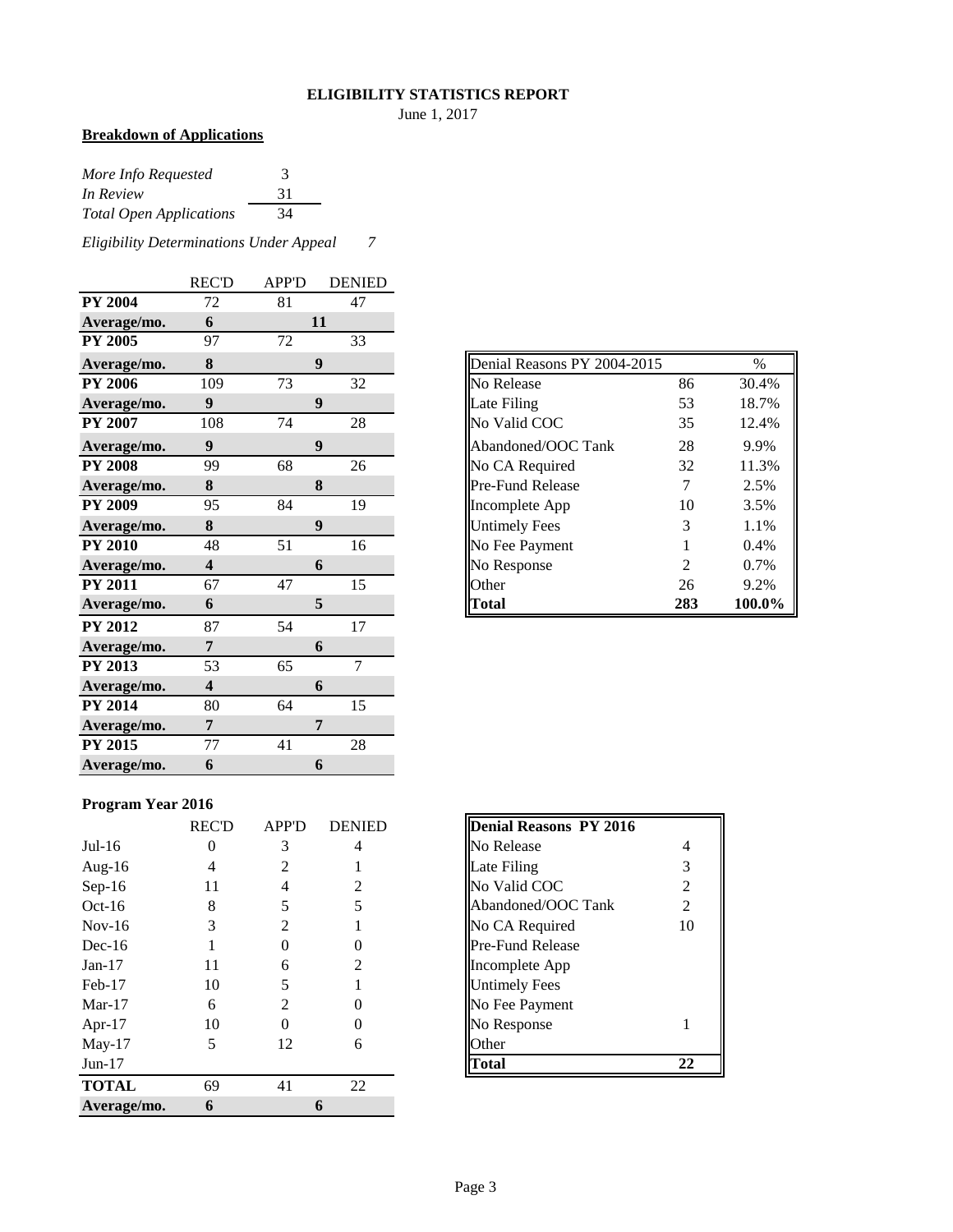# ELIGIBILITY STATISTICS REPORT

June 1, 2017

**Breakdown of Applications**

| | |
|---|---|
| *More Info Requested* | 3 |
| *In Review* | 31 |
| *Total Open Applications* | 34 |

*Eligibility Determinations Under Appeal* 7

| | REC'D | APP'D | DENIED |
|---|---|---|---|
| **PY 2004** | 72 | 81 | 47 |
| **Average/mo.** | **6** | **11** | |
| **PY 2005** | 97 | 72 | 33 |
| **Average/mo.** | **8** | **9** | |
| **PY 2006** | 109 | 73 | 32 |
| **Average/mo.** | **9** | **9** | |
| **PY 2007** | 108 | 74 | 28 |
| **Average/mo.** | **9** | **9** | |
| **PY 2008** | 99 | 68 | 26 |
| **Average/mo.** | **8** | **8** | |
| **PY 2009** | 95 | 84 | 19 |
| **Average/mo.** | **8** | **9** | |
| **PY 2010** | 48 | 51 | 16 |
| **Average/mo.** | **4** | **6** | |
| **PY 2011** | 67 | 47 | 15 |
| **Average/mo.** | **6** | **5** | |
| **PY 2012** | 87 | 54 | 17 |
| **Average/mo.** | **7** | **6** | |
| **PY 2013** | 53 | 65 | 7 |
| **Average/mo.** | **4** | **6** | |
| **PY 2014** | 80 | 64 | 15 |
| **Average/mo.** | **7** | **7** | |
| **PY 2015** | 77 | 41 | 28 |
| **Average/mo.** | **6** | **6** | |

| Denial Reasons PY 2004-2015 | | % |
|---|---|---|
| No Release | 86 | 30.4% |
| Late Filing | 53 | 18.7% |
| No Valid COC | 35 | 12.4% |
| Abandoned/OOC Tank | 28 | 9.9% |
| No CA Required | 32 | 11.3% |
| Pre-Fund Release | 7 | 2.5% |
| Incomplete App | 10 | 3.5% |
| Untimely Fees | 3 | 1.1% |
| No Fee Payment | 1 | 0.4% |
| No Response | 2 | 0.7% |
| Other | 26 | 9.2% |
| **Total** | **283** | **100.0%** |

## Program Year 2016

| | REC'D | APP'D | DENIED |
|---|---|---|---|
| Jul-16 | 0 | 3 | 4 |
| Aug-16 | 4 | 2 | 1 |
| Sep-16 | 11 | 4 | 2 |
| Oct-16 | 8 | 5 | 5 |
| Nov-16 | 3 | 2 | 1 |
| Dec-16 | 1 | 0 | 0 |
| Jan-17 | 11 | 6 | 2 |
| Feb-17 | 10 | 5 | 1 |
| Mar-17 | 6 | 2 | 0 |
| Apr-17 | 10 | 0 | 0 |
| May-17 | 5 | 12 | 6 |
| Jun-17 | | | |
| **TOTAL** | 69 | 41 | 22 |
| **Average/mo.** | **6** | **6** | |

| **Denial Reasons PY 2016** | |
|---|---|
| No Release | 4 |
| Late Filing | 3 |
| No Valid COC | 2 |
| Abandoned/OOC Tank | 2 |
| No CA Required | 10 |
| Pre-Fund Release | |
| Incomplete App | |
| Untimely Fees | |
| No Fee Payment | |
| No Response | 1 |
| Other | |
| **Total** | **22** |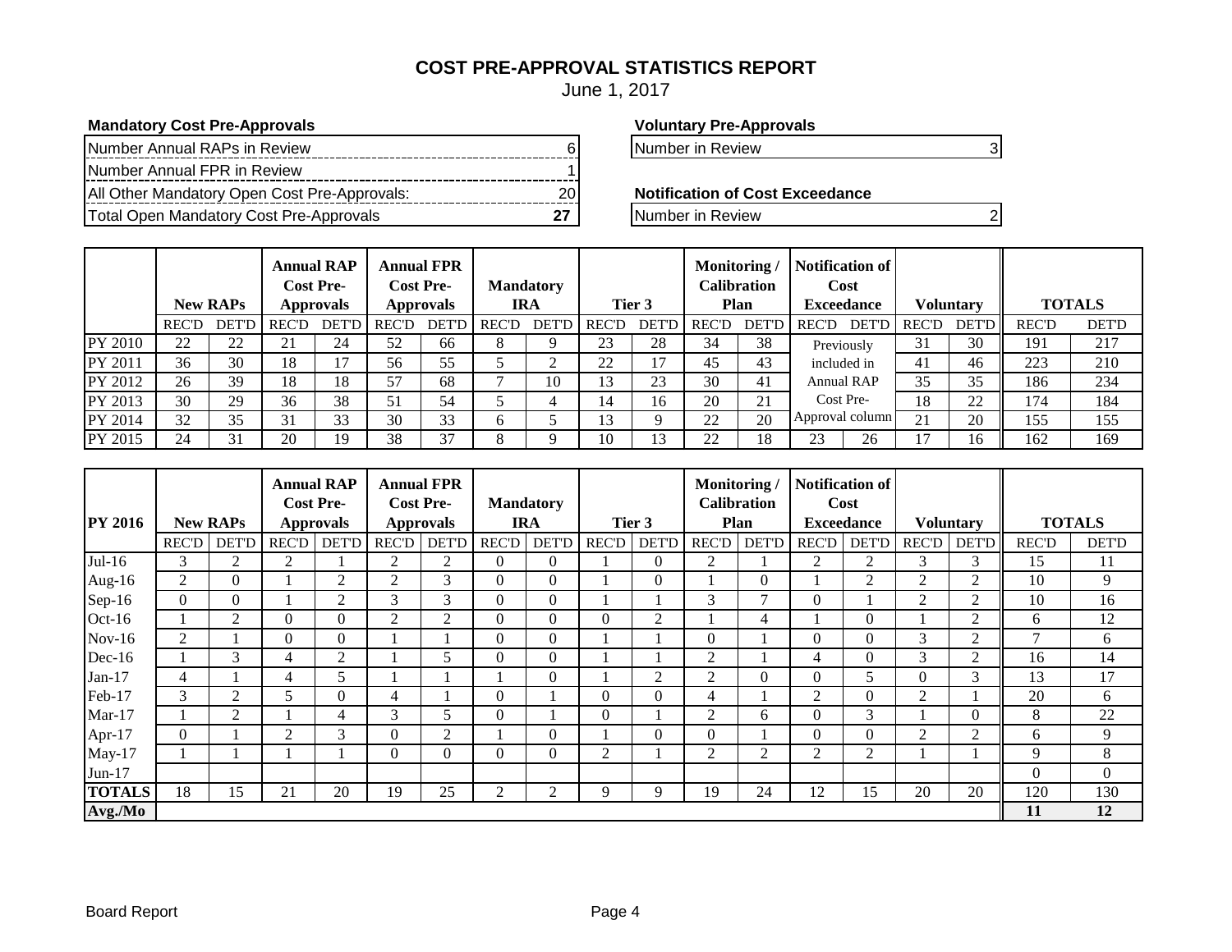# COST PRE-APPROVAL STATISTICS REPORT

June 1, 2017

**Mandatory Cost Pre-Approvals**

| | |
|---|---|
| Number Annual RAPs in Review | 6 |
| Number Annual FPR in Review | 1 |
| All Other Mandatory Open Cost Pre-Approvals: | 20 |
| Total Open Mandatory Cost Pre-Approvals | **27** |

**Voluntary Pre-Approvals**

| | |
|---|---|
| Number in Review | 3 |

**Notification of Cost Exceedance**

| | |
|---|---|
| Number in Review | 2 |

| | New RAPs | | Annual RAP Cost Pre-Approvals | | Annual FPR Cost Pre-Approvals | | Mandatory IRA | | Tier 3 | | Monitoring / Calibration Plan | | Notification of Cost Exceedance | | Voluntary | | TOTALS | |
|---|---|---|---|---|---|---|---|---|---|---|---|---|---|---|---|---|---|---|
| | REC'D | DET'D | REC'D | DET'D | REC'D | DET'D | REC'D | DET'D | REC'D | DET'D | REC'D | DET'D | REC'D | DET'D | REC'D | DET'D | REC'D | DET'D |
| PY 2010 | 22 | 22 | 21 | 24 | 52 | 66 | 8 | 9 | 23 | 28 | 34 | 38 | Previously included in Annual RAP Cost Pre-Approval column | | 31 | 30 | 191 | 217 |
| PY 2011 | 36 | 30 | 18 | 17 | 56 | 55 | 5 | 2 | 22 | 17 | 45 | 43 | | | 41 | 46 | 223 | 210 |
| PY 2012 | 26 | 39 | 18 | 18 | 57 | 68 | 7 | 10 | 13 | 23 | 30 | 41 | | | 35 | 35 | 186 | 234 |
| PY 2013 | 30 | 29 | 36 | 38 | 51 | 54 | 5 | 4 | 14 | 16 | 20 | 21 | | | 18 | 22 | 174 | 184 |
| PY 2014 | 32 | 35 | 31 | 33 | 30 | 33 | 6 | 5 | 13 | 9 | 22 | 20 | | | 21 | 20 | 155 | 155 |
| PY 2015 | 24 | 31 | 20 | 19 | 38 | 37 | 8 | 9 | 10 | 13 | 22 | 18 | 23 | 26 | 17 | 16 | 162 | 169 |

| PY 2016 | New RAPs | | Annual RAP Cost Pre-Approvals | | Annual FPR Cost Pre-Approvals | | Mandatory IRA | | Tier 3 | | Monitoring / Calibration Plan | | Notification of Cost Exceedance | | Voluntary | | TOTALS | |
|---|---|---|---|---|---|---|---|---|---|---|---|---|---|---|---|---|---|---|
| | REC'D | DET'D | REC'D | DET'D | REC'D | DET'D | REC'D | DET'D | REC'D | DET'D | REC'D | DET'D | REC'D | DET'D | REC'D | DET'D | REC'D | DET'D |
| Jul-16 | 3 | 2 | 2 | 1 | 2 | 2 | 0 | 0 | 1 | 0 | 2 | 1 | 2 | 2 | 3 | 3 | 15 | 11 |
| Aug-16 | 2 | 0 | 1 | 2 | 2 | 3 | 0 | 0 | 1 | 0 | 1 | 0 | 1 | 2 | 2 | 2 | 10 | 9 |
| Sep-16 | 0 | 0 | 1 | 2 | 3 | 3 | 0 | 0 | 1 | 1 | 3 | 7 | 0 | 1 | 2 | 2 | 10 | 16 |
| Oct-16 | 1 | 2 | 0 | 0 | 2 | 2 | 0 | 0 | 0 | 2 | 1 | 4 | 1 | 0 | 1 | 2 | 6 | 12 |
| Nov-16 | 2 | 1 | 0 | 0 | 1 | 1 | 0 | 0 | 1 | 1 | 0 | 1 | 0 | 0 | 3 | 2 | 7 | 6 |
| Dec-16 | 1 | 3 | 4 | 2 | 1 | 5 | 0 | 0 | 1 | 1 | 2 | 1 | 4 | 0 | 3 | 2 | 16 | 14 |
| Jan-17 | 4 | 1 | 4 | 5 | 1 | 1 | 1 | 0 | 1 | 2 | 2 | 0 | 0 | 5 | 0 | 3 | 13 | 17 |
| Feb-17 | 3 | 2 | 5 | 0 | 4 | 1 | 0 | 1 | 0 | 0 | 4 | 1 | 2 | 0 | 2 | 1 | 20 | 6 |
| Mar-17 | 1 | 2 | 1 | 4 | 3 | 5 | 0 | 1 | 0 | 1 | 2 | 6 | 0 | 3 | 1 | 0 | 8 | 22 |
| Apr-17 | 0 | 1 | 2 | 3 | 0 | 2 | 1 | 0 | 1 | 0 | 0 | 1 | 0 | 0 | 2 | 2 | 6 | 9 |
| May-17 | 1 | 1 | 1 | 1 | 0 | 0 | 0 | 0 | 2 | 1 | 2 | 2 | 2 | 2 | 1 | 1 | 9 | 8 |
| Jun-17 | | | | | | | | | | | | | | | | | 0 | 0 |
| **TOTALS** | 18 | 15 | 21 | 20 | 19 | 25 | 2 | 2 | 9 | 9 | 19 | 24 | 12 | 15 | 20 | 20 | 120 | 130 |
| **Avg./Mo** | | | | | | | | | | | | | | | | | **11** | **12** |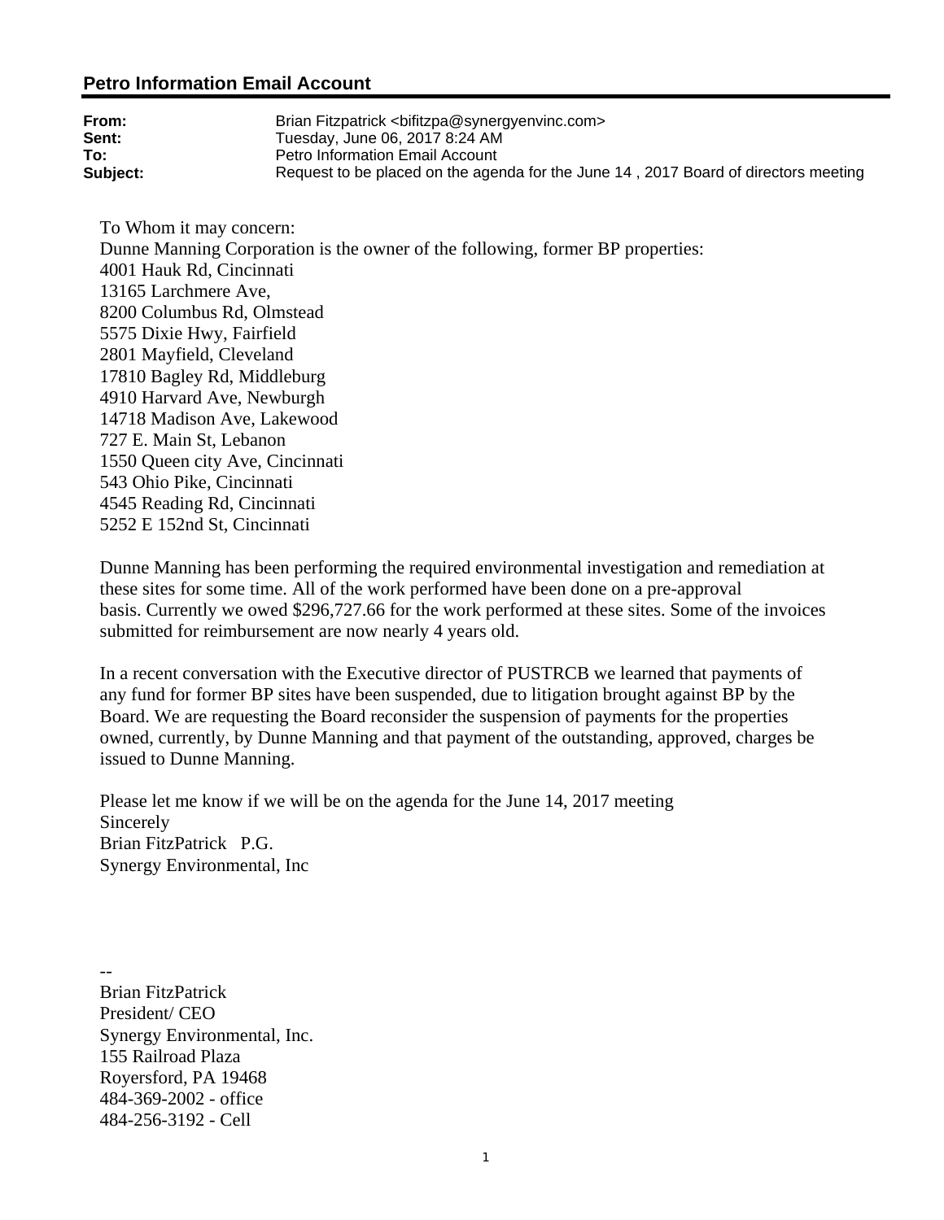## Petro Information Email Account

| | |
|---|---|
| **From:** | Brian Fitzpatrick <bifitzpa@synergyenvinc.com> |
| **Sent:** | Tuesday, June 06, 2017 8:24 AM |
| **To:** | Petro Information Email Account |
| **Subject:** | Request to be placed on the agenda for the June 14 , 2017 Board of directors meeting |

To Whom it may concern:
Dunne Manning Corporation is the owner of the following, former BP properties:
4001 Hauk Rd, Cincinnati
13165 Larchmere Ave,
8200 Columbus Rd, Olmstead
5575 Dixie Hwy, Fairfield
2801 Mayfield, Cleveland
17810 Bagley Rd, Middleburg
4910 Harvard Ave, Newburgh
14718 Madison Ave, Lakewood
727 E. Main St, Lebanon
1550 Queen city Ave, Cincinnati
543 Ohio Pike, Cincinnati
4545 Reading Rd, Cincinnati
5252 E 152nd St, Cincinnati

Dunne Manning has been performing the required environmental investigation and remediation at these sites for some time. All of the work performed have been done on a pre-approval basis. Currently we owed $296,727.66 for the work performed at these sites. Some of the invoices submitted for reimbursement are now nearly 4 years old.

In a recent conversation with the Executive director of PUSTRCB we learned that payments of any fund for former BP sites have been suspended, due to litigation brought against BP by the Board. We are requesting the Board reconsider the suspension of payments for the properties owned, currently, by Dunne Manning and that payment of the outstanding, approved, charges be issued to Dunne Manning.

Please let me know if we will be on the agenda for the June 14, 2017 meeting
Sincerely
Brian FitzPatrick P.G.
Synergy Environmental, Inc

--
Brian FitzPatrick
President/ CEO
Synergy Environmental, Inc.
155 Railroad Plaza
Royersford, PA 19468
484-369-2002 - office
484-256-3192 - Cell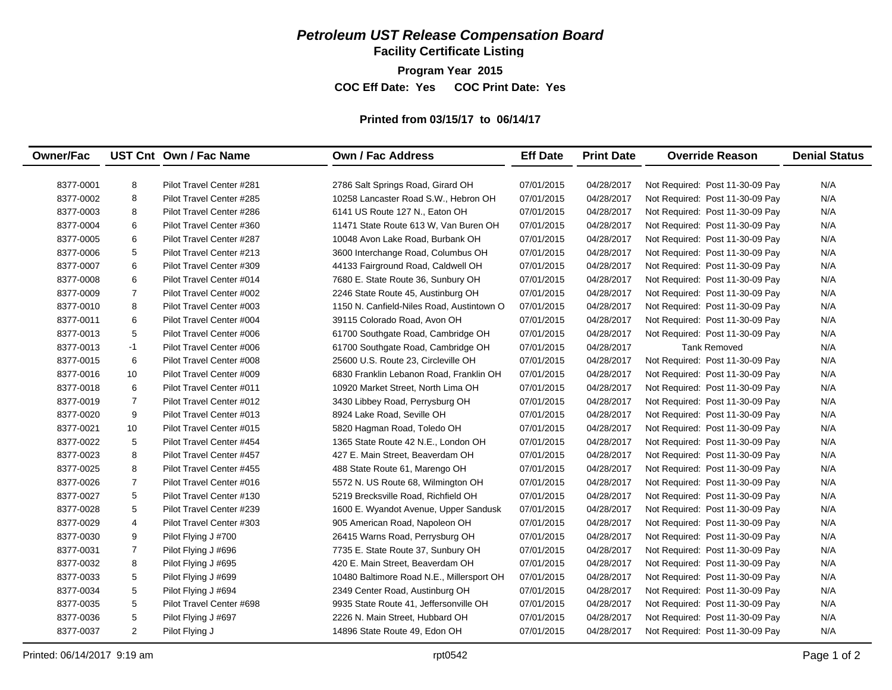# *Petroleum UST Release Compensation Board*

## Facility Certificate Listing

**Program Year 2015**

**COC Eff Date: Yes COC Print Date: Yes**

**Printed from 03/15/17 to 06/14/17**

| Owner/Fac | UST Cnt | Own / Fac Name | Own / Fac Address | Eff Date | Print Date | Override Reason | Denial Status |
|---|---|---|---|---|---|---|---|
| 8377-0001 | 8 | Pilot Travel Center #281 | 2786 Salt Springs Road, Girard OH | 07/01/2015 | 04/28/2017 | Not Required: Post 11-30-09 Pay | N/A |
| 8377-0002 | 8 | Pilot Travel Center #285 | 10258 Lancaster Road S.W., Hebron OH | 07/01/2015 | 04/28/2017 | Not Required: Post 11-30-09 Pay | N/A |
| 8377-0003 | 8 | Pilot Travel Center #286 | 6141 US Route 127 N., Eaton OH | 07/01/2015 | 04/28/2017 | Not Required: Post 11-30-09 Pay | N/A |
| 8377-0004 | 6 | Pilot Travel Center #360 | 11471 State Route 613 W, Van Buren OH | 07/01/2015 | 04/28/2017 | Not Required: Post 11-30-09 Pay | N/A |
| 8377-0005 | 6 | Pilot Travel Center #287 | 10048 Avon Lake Road, Burbank OH | 07/01/2015 | 04/28/2017 | Not Required: Post 11-30-09 Pay | N/A |
| 8377-0006 | 5 | Pilot Travel Center #213 | 3600 Interchange Road, Columbus OH | 07/01/2015 | 04/28/2017 | Not Required: Post 11-30-09 Pay | N/A |
| 8377-0007 | 6 | Pilot Travel Center #309 | 44133 Fairground Road, Caldwell OH | 07/01/2015 | 04/28/2017 | Not Required: Post 11-30-09 Pay | N/A |
| 8377-0008 | 6 | Pilot Travel Center #014 | 7680 E. State Route 36, Sunbury OH | 07/01/2015 | 04/28/2017 | Not Required: Post 11-30-09 Pay | N/A |
| 8377-0009 | 7 | Pilot Travel Center #002 | 2246 State Route 45, Austinburg OH | 07/01/2015 | 04/28/2017 | Not Required: Post 11-30-09 Pay | N/A |
| 8377-0010 | 8 | Pilot Travel Center #003 | 1150 N. Canfield-Niles Road, Austintown O | 07/01/2015 | 04/28/2017 | Not Required: Post 11-30-09 Pay | N/A |
| 8377-0011 | 6 | Pilot Travel Center #004 | 39115 Colorado Road, Avon OH | 07/01/2015 | 04/28/2017 | Not Required: Post 11-30-09 Pay | N/A |
| 8377-0013 | 5 | Pilot Travel Center #006 | 61700 Southgate Road, Cambridge OH | 07/01/2015 | 04/28/2017 | Not Required: Post 11-30-09 Pay | N/A |
| 8377-0013 | -1 | Pilot Travel Center #006 | 61700 Southgate Road, Cambridge OH | 07/01/2015 | 04/28/2017 | Tank Removed | N/A |
| 8377-0015 | 6 | Pilot Travel Center #008 | 25600 U.S. Route 23, Circleville OH | 07/01/2015 | 04/28/2017 | Not Required: Post 11-30-09 Pay | N/A |
| 8377-0016 | 10 | Pilot Travel Center #009 | 6830 Franklin Lebanon Road, Franklin OH | 07/01/2015 | 04/28/2017 | Not Required: Post 11-30-09 Pay | N/A |
| 8377-0018 | 6 | Pilot Travel Center #011 | 10920 Market Street, North Lima OH | 07/01/2015 | 04/28/2017 | Not Required: Post 11-30-09 Pay | N/A |
| 8377-0019 | 7 | Pilot Travel Center #012 | 3430 Libbey Road, Perrysburg OH | 07/01/2015 | 04/28/2017 | Not Required: Post 11-30-09 Pay | N/A |
| 8377-0020 | 9 | Pilot Travel Center #013 | 8924 Lake Road, Seville OH | 07/01/2015 | 04/28/2017 | Not Required: Post 11-30-09 Pay | N/A |
| 8377-0021 | 10 | Pilot Travel Center #015 | 5820 Hagman Road, Toledo OH | 07/01/2015 | 04/28/2017 | Not Required: Post 11-30-09 Pay | N/A |
| 8377-0022 | 5 | Pilot Travel Center #454 | 1365 State Route 42 N.E., London OH | 07/01/2015 | 04/28/2017 | Not Required: Post 11-30-09 Pay | N/A |
| 8377-0023 | 8 | Pilot Travel Center #457 | 427 E. Main Street, Beaverdam OH | 07/01/2015 | 04/28/2017 | Not Required: Post 11-30-09 Pay | N/A |
| 8377-0025 | 8 | Pilot Travel Center #455 | 488 State Route 61, Marengo OH | 07/01/2015 | 04/28/2017 | Not Required: Post 11-30-09 Pay | N/A |
| 8377-0026 | 7 | Pilot Travel Center #016 | 5572 N. US Route 68, Wilmington OH | 07/01/2015 | 04/28/2017 | Not Required: Post 11-30-09 Pay | N/A |
| 8377-0027 | 5 | Pilot Travel Center #130 | 5219 Brecksville Road, Richfield OH | 07/01/2015 | 04/28/2017 | Not Required: Post 11-30-09 Pay | N/A |
| 8377-0028 | 5 | Pilot Travel Center #239 | 1600 E. Wyandot Avenue, Upper Sandusk | 07/01/2015 | 04/28/2017 | Not Required: Post 11-30-09 Pay | N/A |
| 8377-0029 | 4 | Pilot Travel Center #303 | 905 American Road, Napoleon OH | 07/01/2015 | 04/28/2017 | Not Required: Post 11-30-09 Pay | N/A |
| 8377-0030 | 9 | Pilot Flying J #700 | 26415 Warns Road, Perrysburg OH | 07/01/2015 | 04/28/2017 | Not Required: Post 11-30-09 Pay | N/A |
| 8377-0031 | 7 | Pilot Flying J #696 | 7735 E. State Route 37, Sunbury OH | 07/01/2015 | 04/28/2017 | Not Required: Post 11-30-09 Pay | N/A |
| 8377-0032 | 8 | Pilot Flying J #695 | 420 E. Main Street, Beaverdam OH | 07/01/2015 | 04/28/2017 | Not Required: Post 11-30-09 Pay | N/A |
| 8377-0033 | 5 | Pilot Flying J #699 | 10480 Baltimore Road N.E., Millersport OH | 07/01/2015 | 04/28/2017 | Not Required: Post 11-30-09 Pay | N/A |
| 8377-0034 | 5 | Pilot Flying J #694 | 2349 Center Road, Austinburg OH | 07/01/2015 | 04/28/2017 | Not Required: Post 11-30-09 Pay | N/A |
| 8377-0035 | 5 | Pilot Travel Center #698 | 9935 State Route 41, Jeffersonville OH | 07/01/2015 | 04/28/2017 | Not Required: Post 11-30-09 Pay | N/A |
| 8377-0036 | 5 | Pilot Flying J #697 | 2226 N. Main Street, Hubbard OH | 07/01/2015 | 04/28/2017 | Not Required: Post 11-30-09 Pay | N/A |
| 8377-0037 | 2 | Pilot Flying J | 14896 State Route 49, Edon OH | 07/01/2015 | 04/28/2017 | Not Required: Post 11-30-09 Pay | N/A |

Printed: 06/14/2017 9:19 am rpt0542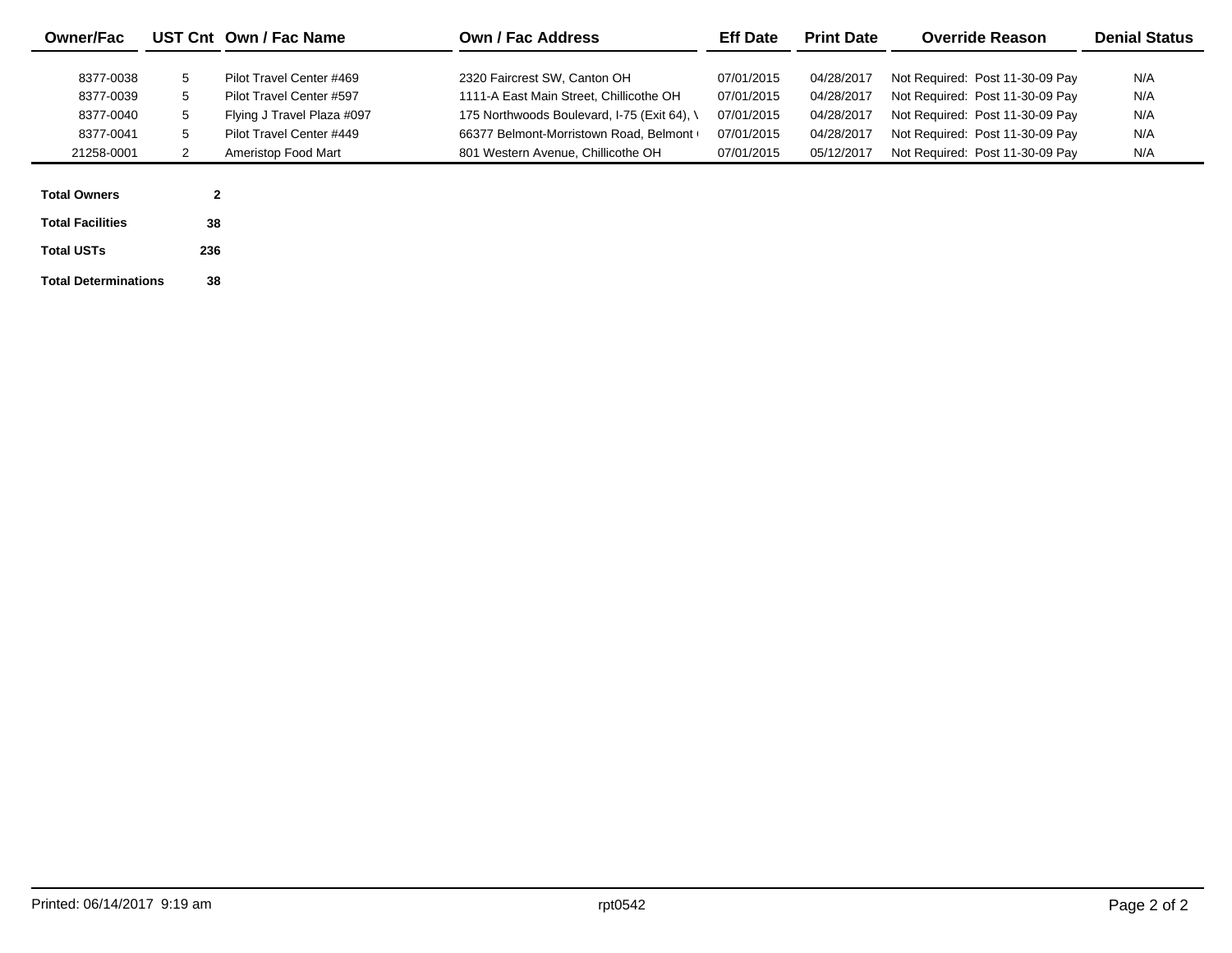| Owner/Fac | UST Cnt | Own / Fac Name | Own / Fac Address | Eff Date | Print Date | Override Reason | Denial Status |
|---|---|---|---|---|---|---|---|
| 8377-0038 | 5 | Pilot Travel Center #469 | 2320 Faircrest SW, Canton OH | 07/01/2015 | 04/28/2017 | Not Required: Post 11-30-09 Pay | N/A |
| 8377-0039 | 5 | Pilot Travel Center #597 | 1111-A East Main Street, Chillicothe OH | 07/01/2015 | 04/28/2017 | Not Required: Post 11-30-09 Pay | N/A |
| 8377-0040 | 5 | Flying J Travel Plaza #097 | 175 Northwoods Boulevard, I-75 (Exit 64), \ | 07/01/2015 | 04/28/2017 | Not Required: Post 11-30-09 Pay | N/A |
| 8377-0041 | 5 | Pilot Travel Center #449 | 66377 Belmont-Morristown Road, Belmont ( | 07/01/2015 | 04/28/2017 | Not Required: Post 11-30-09 Pay | N/A |
| 21258-0001 | 2 | Ameristop Food Mart | 801 Western Avenue, Chillicothe OH | 07/01/2015 | 05/12/2017 | Not Required: Post 11-30-09 Pay | N/A |

| | |
|---|---|
| **Total Owners** | **2** |
| **Total Facilities** | **38** |
| **Total USTs** | **236** |
| **Total Determinations** | **38** |

Printed: 06/14/2017 9:19 am

rpt0542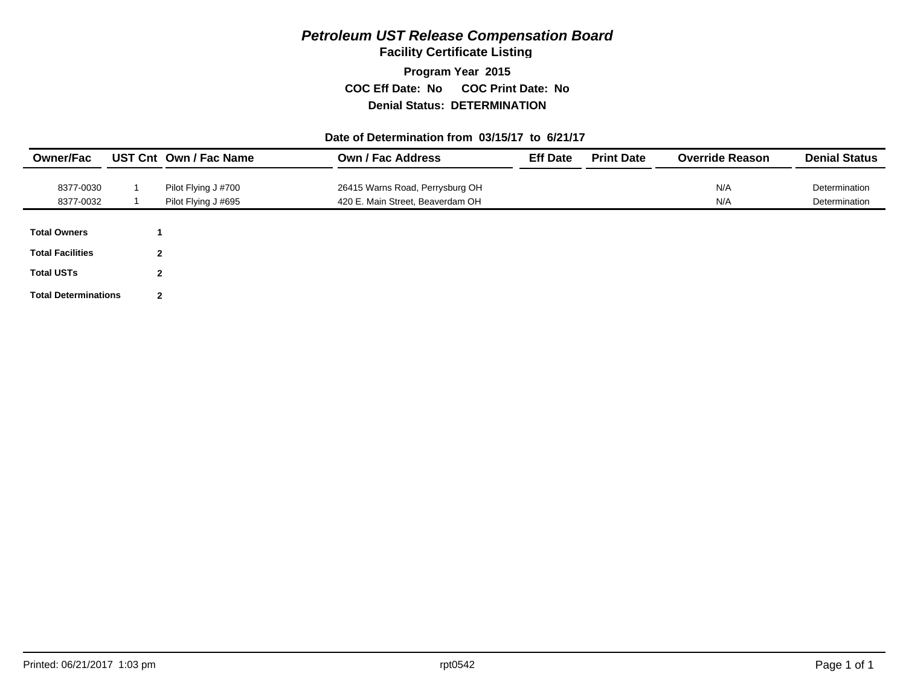# *Petroleum UST Release Compensation Board*

## Facility Certificate Listing

**Program Year 2015**

**COC Eff Date: No COC Print Date: No**

**Denial Status: DETERMINATION**

**Date of Determination from 03/15/17 to 6/21/17**

| Owner/Fac | UST Cnt | Own / Fac Name | Own / Fac Address | Eff Date | Print Date | Override Reason | Denial Status |
|---|---|---|---|---|---|---|---|
| 8377-0030 | 1 | Pilot Flying J #700 | 26415 Warns Road, Perrysburg OH | | | N/A | Determination |
| 8377-0032 | 1 | Pilot Flying J #695 | 420 E. Main Street, Beaverdam OH | | | N/A | Determination |

| | |
|---|---|
| **Total Owners** | **1** |
| **Total Facilities** | **2** |
| **Total USTs** | **2** |
| **Total Determinations** | **2** |

Printed: 06/21/2017 1:03 pm rpt0542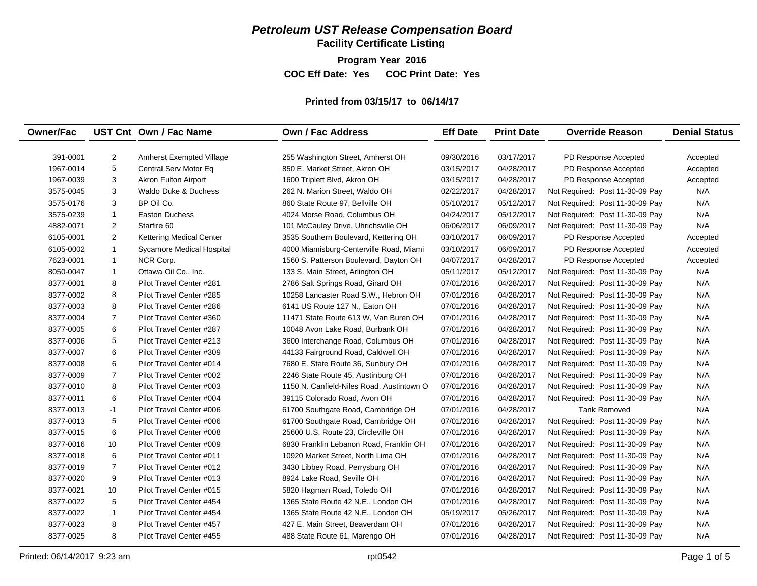# *Petroleum UST Release Compensation Board*

## Facility Certificate Listing

**Program Year 2016**

**COC Eff Date: Yes COC Print Date: Yes**

**Printed from 03/15/17 to 06/14/17**

| Owner/Fac | UST Cnt | Own / Fac Name | Own / Fac Address | Eff Date | Print Date | Override Reason | Denial Status |
|---|---|---|---|---|---|---|---|
| 391-0001 | 2 | Amherst Exempted Village | 255 Washington Street, Amherst OH | 09/30/2016 | 03/17/2017 | PD Response Accepted | Accepted |
| 1967-0014 | 5 | Central Serv Motor Eq | 850 E. Market Street, Akron OH | 03/15/2017 | 04/28/2017 | PD Response Accepted | Accepted |
| 1967-0039 | 3 | Akron Fulton Airport | 1600 Triplett Blvd, Akron OH | 03/15/2017 | 04/28/2017 | PD Response Accepted | Accepted |
| 3575-0045 | 3 | Waldo Duke & Duchess | 262 N. Marion Street, Waldo OH | 02/22/2017 | 04/28/2017 | Not Required: Post 11-30-09 Pay | N/A |
| 3575-0176 | 3 | BP Oil Co. | 860 State Route 97, Bellville OH | 05/10/2017 | 05/12/2017 | Not Required: Post 11-30-09 Pay | N/A |
| 3575-0239 | 1 | Easton Duchess | 4024 Morse Road, Columbus OH | 04/24/2017 | 05/12/2017 | Not Required: Post 11-30-09 Pay | N/A |
| 4882-0071 | 2 | Starfire 60 | 101 McCauley Drive, Uhrichsville OH | 06/06/2017 | 06/09/2017 | Not Required: Post 11-30-09 Pay | N/A |
| 6105-0001 | 2 | Kettering Medical Center | 3535 Southern Boulevard, Kettering OH | 03/10/2017 | 06/09/2017 | PD Response Accepted | Accepted |
| 6105-0002 | 1 | Sycamore Medical Hospital | 4000 Miamisburg-Centerville Road, Miami | 03/10/2017 | 06/09/2017 | PD Response Accepted | Accepted |
| 7623-0001 | 1 | NCR Corp. | 1560 S. Patterson Boulevard, Dayton OH | 04/07/2017 | 04/28/2017 | PD Response Accepted | Accepted |
| 8050-0047 | 1 | Ottawa Oil Co., Inc. | 133 S. Main Street, Arlington OH | 05/11/2017 | 05/12/2017 | Not Required: Post 11-30-09 Pay | N/A |
| 8377-0001 | 8 | Pilot Travel Center #281 | 2786 Salt Springs Road, Girard OH | 07/01/2016 | 04/28/2017 | Not Required: Post 11-30-09 Pay | N/A |
| 8377-0002 | 8 | Pilot Travel Center #285 | 10258 Lancaster Road S.W., Hebron OH | 07/01/2016 | 04/28/2017 | Not Required: Post 11-30-09 Pay | N/A |
| 8377-0003 | 8 | Pilot Travel Center #286 | 6141 US Route 127 N., Eaton OH | 07/01/2016 | 04/28/2017 | Not Required: Post 11-30-09 Pay | N/A |
| 8377-0004 | 7 | Pilot Travel Center #360 | 11471 State Route 613 W, Van Buren OH | 07/01/2016 | 04/28/2017 | Not Required: Post 11-30-09 Pay | N/A |
| 8377-0005 | 6 | Pilot Travel Center #287 | 10048 Avon Lake Road, Burbank OH | 07/01/2016 | 04/28/2017 | Not Required: Post 11-30-09 Pay | N/A |
| 8377-0006 | 5 | Pilot Travel Center #213 | 3600 Interchange Road, Columbus OH | 07/01/2016 | 04/28/2017 | Not Required: Post 11-30-09 Pay | N/A |
| 8377-0007 | 6 | Pilot Travel Center #309 | 44133 Fairground Road, Caldwell OH | 07/01/2016 | 04/28/2017 | Not Required: Post 11-30-09 Pay | N/A |
| 8377-0008 | 6 | Pilot Travel Center #014 | 7680 E. State Route 36, Sunbury OH | 07/01/2016 | 04/28/2017 | Not Required: Post 11-30-09 Pay | N/A |
| 8377-0009 | 7 | Pilot Travel Center #002 | 2246 State Route 45, Austinburg OH | 07/01/2016 | 04/28/2017 | Not Required: Post 11-30-09 Pay | N/A |
| 8377-0010 | 8 | Pilot Travel Center #003 | 1150 N. Canfield-Niles Road, Austintown O | 07/01/2016 | 04/28/2017 | Not Required: Post 11-30-09 Pay | N/A |
| 8377-0011 | 6 | Pilot Travel Center #004 | 39115 Colorado Road, Avon OH | 07/01/2016 | 04/28/2017 | Not Required: Post 11-30-09 Pay | N/A |
| 8377-0013 | -1 | Pilot Travel Center #006 | 61700 Southgate Road, Cambridge OH | 07/01/2016 | 04/28/2017 | Tank Removed | N/A |
| 8377-0013 | 5 | Pilot Travel Center #006 | 61700 Southgate Road, Cambridge OH | 07/01/2016 | 04/28/2017 | Not Required: Post 11-30-09 Pay | N/A |
| 8377-0015 | 6 | Pilot Travel Center #008 | 25600 U.S. Route 23, Circleville OH | 07/01/2016 | 04/28/2017 | Not Required: Post 11-30-09 Pay | N/A |
| 8377-0016 | 10 | Pilot Travel Center #009 | 6830 Franklin Lebanon Road, Franklin OH | 07/01/2016 | 04/28/2017 | Not Required: Post 11-30-09 Pay | N/A |
| 8377-0018 | 6 | Pilot Travel Center #011 | 10920 Market Street, North Lima OH | 07/01/2016 | 04/28/2017 | Not Required: Post 11-30-09 Pay | N/A |
| 8377-0019 | 7 | Pilot Travel Center #012 | 3430 Libbey Road, Perrysburg OH | 07/01/2016 | 04/28/2017 | Not Required: Post 11-30-09 Pay | N/A |
| 8377-0020 | 9 | Pilot Travel Center #013 | 8924 Lake Road, Seville OH | 07/01/2016 | 04/28/2017 | Not Required: Post 11-30-09 Pay | N/A |
| 8377-0021 | 10 | Pilot Travel Center #015 | 5820 Hagman Road, Toledo OH | 07/01/2016 | 04/28/2017 | Not Required: Post 11-30-09 Pay | N/A |
| 8377-0022 | 5 | Pilot Travel Center #454 | 1365 State Route 42 N.E., London OH | 07/01/2016 | 04/28/2017 | Not Required: Post 11-30-09 Pay | N/A |
| 8377-0022 | 1 | Pilot Travel Center #454 | 1365 State Route 42 N.E., London OH | 05/19/2017 | 05/26/2017 | Not Required: Post 11-30-09 Pay | N/A |
| 8377-0023 | 8 | Pilot Travel Center #457 | 427 E. Main Street, Beaverdam OH | 07/01/2016 | 04/28/2017 | Not Required: Post 11-30-09 Pay | N/A |
| 8377-0025 | 8 | Pilot Travel Center #455 | 488 State Route 61, Marengo OH | 07/01/2016 | 04/28/2017 | Not Required: Post 11-30-09 Pay | N/A |

Printed: 06/14/2017 9:23 am rpt0542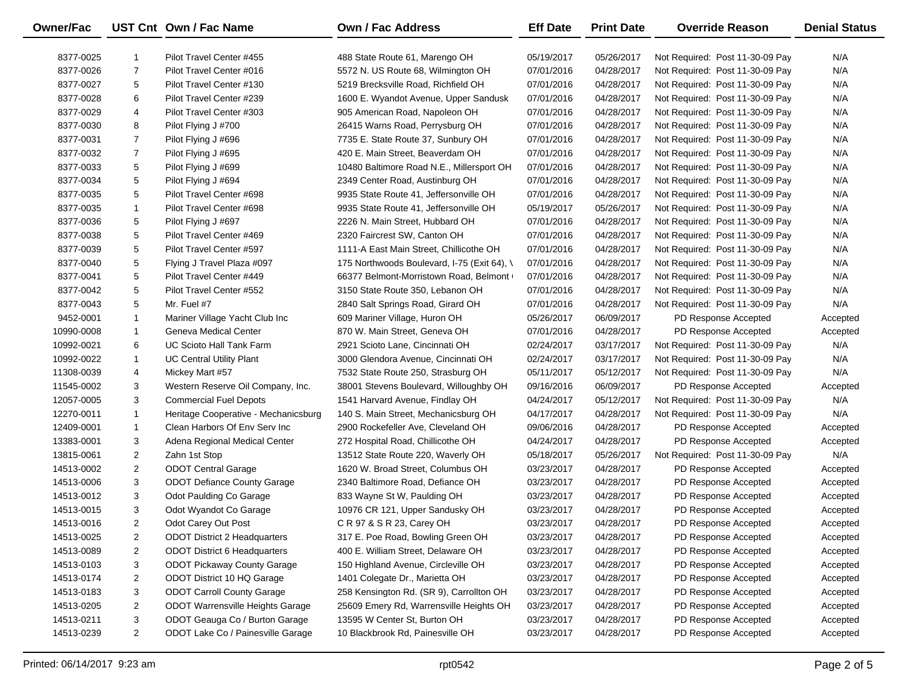| Owner/Fac | UST Cnt | Own / Fac Name | Own / Fac Address | Eff Date | Print Date | Override Reason | Denial Status |
|---|---|---|---|---|---|---|---|
| 8377-0025 | 1 | Pilot Travel Center #455 | 488 State Route 61, Marengo OH | 05/19/2017 | 05/26/2017 | Not Required: Post 11-30-09 Pay | N/A |
| 8377-0026 | 7 | Pilot Travel Center #016 | 5572 N. US Route 68, Wilmington OH | 07/01/2016 | 04/28/2017 | Not Required: Post 11-30-09 Pay | N/A |
| 8377-0027 | 5 | Pilot Travel Center #130 | 5219 Brecksville Road, Richfield OH | 07/01/2016 | 04/28/2017 | Not Required: Post 11-30-09 Pay | N/A |
| 8377-0028 | 6 | Pilot Travel Center #239 | 1600 E. Wyandot Avenue, Upper Sandusk | 07/01/2016 | 04/28/2017 | Not Required: Post 11-30-09 Pay | N/A |
| 8377-0029 | 4 | Pilot Travel Center #303 | 905 American Road, Napoleon OH | 07/01/2016 | 04/28/2017 | Not Required: Post 11-30-09 Pay | N/A |
| 8377-0030 | 8 | Pilot Flying J #700 | 26415 Warns Road, Perrysburg OH | 07/01/2016 | 04/28/2017 | Not Required: Post 11-30-09 Pay | N/A |
| 8377-0031 | 7 | Pilot Flying J #696 | 7735 E. State Route 37, Sunbury OH | 07/01/2016 | 04/28/2017 | Not Required: Post 11-30-09 Pay | N/A |
| 8377-0032 | 7 | Pilot Flying J #695 | 420 E. Main Street, Beaverdam OH | 07/01/2016 | 04/28/2017 | Not Required: Post 11-30-09 Pay | N/A |
| 8377-0033 | 5 | Pilot Flying J #699 | 10480 Baltimore Road N.E., Millersport OH | 07/01/2016 | 04/28/2017 | Not Required: Post 11-30-09 Pay | N/A |
| 8377-0034 | 5 | Pilot Flying J #694 | 2349 Center Road, Austinburg OH | 07/01/2016 | 04/28/2017 | Not Required: Post 11-30-09 Pay | N/A |
| 8377-0035 | 5 | Pilot Travel Center #698 | 9935 State Route 41, Jeffersonville OH | 07/01/2016 | 04/28/2017 | Not Required: Post 11-30-09 Pay | N/A |
| 8377-0035 | 1 | Pilot Travel Center #698 | 9935 State Route 41, Jeffersonville OH | 05/19/2017 | 05/26/2017 | Not Required: Post 11-30-09 Pay | N/A |
| 8377-0036 | 5 | Pilot Flying J #697 | 2226 N. Main Street, Hubbard OH | 07/01/2016 | 04/28/2017 | Not Required: Post 11-30-09 Pay | N/A |
| 8377-0038 | 5 | Pilot Travel Center #469 | 2320 Faircrest SW, Canton OH | 07/01/2016 | 04/28/2017 | Not Required: Post 11-30-09 Pay | N/A |
| 8377-0039 | 5 | Pilot Travel Center #597 | 1111-A East Main Street, Chillicothe OH | 07/01/2016 | 04/28/2017 | Not Required: Post 11-30-09 Pay | N/A |
| 8377-0040 | 5 | Flying J Travel Plaza #097 | 175 Northwoods Boulevard, I-75 (Exit 64), \ | 07/01/2016 | 04/28/2017 | Not Required: Post 11-30-09 Pay | N/A |
| 8377-0041 | 5 | Pilot Travel Center #449 | 66377 Belmont-Morristown Road, Belmont ( | 07/01/2016 | 04/28/2017 | Not Required: Post 11-30-09 Pay | N/A |
| 8377-0042 | 5 | Pilot Travel Center #552 | 3150 State Route 350, Lebanon OH | 07/01/2016 | 04/28/2017 | Not Required: Post 11-30-09 Pay | N/A |
| 8377-0043 | 5 | Mr. Fuel #7 | 2840 Salt Springs Road, Girard OH | 07/01/2016 | 04/28/2017 | Not Required: Post 11-30-09 Pay | N/A |
| 9452-0001 | 1 | Mariner Village Yacht Club Inc | 609 Mariner Village, Huron OH | 05/26/2017 | 06/09/2017 | PD Response Accepted | Accepted |
| 10990-0008 | 1 | Geneva Medical Center | 870 W. Main Street, Geneva OH | 07/01/2016 | 04/28/2017 | PD Response Accepted | Accepted |
| 10992-0021 | 6 | UC Scioto Hall Tank Farm | 2921 Scioto Lane, Cincinnati OH | 02/24/2017 | 03/17/2017 | Not Required: Post 11-30-09 Pay | N/A |
| 10992-0022 | 1 | UC Central Utility Plant | 3000 Glendora Avenue, Cincinnati OH | 02/24/2017 | 03/17/2017 | Not Required: Post 11-30-09 Pay | N/A |
| 11308-0039 | 4 | Mickey Mart #57 | 7532 State Route 250, Strasburg OH | 05/11/2017 | 05/12/2017 | Not Required: Post 11-30-09 Pay | N/A |
| 11545-0002 | 3 | Western Reserve Oil Company, Inc. | 38001 Stevens Boulevard, Willoughby OH | 09/16/2016 | 06/09/2017 | PD Response Accepted | Accepted |
| 12057-0005 | 3 | Commercial Fuel Depots | 1541 Harvard Avenue, Findlay OH | 04/24/2017 | 05/12/2017 | Not Required: Post 11-30-09 Pay | N/A |
| 12270-0011 | 1 | Heritage Cooperative - Mechanicsburg | 140 S. Main Street, Mechanicsburg OH | 04/17/2017 | 04/28/2017 | Not Required: Post 11-30-09 Pay | N/A |
| 12409-0001 | 1 | Clean Harbors Of Env Serv Inc | 2900 Rockefeller Ave, Cleveland OH | 09/06/2016 | 04/28/2017 | PD Response Accepted | Accepted |
| 13383-0001 | 3 | Adena Regional Medical Center | 272 Hospital Road, Chillicothe OH | 04/24/2017 | 04/28/2017 | PD Response Accepted | Accepted |
| 13815-0061 | 2 | Zahn 1st Stop | 13512 State Route 220, Waverly OH | 05/18/2017 | 05/26/2017 | Not Required: Post 11-30-09 Pay | N/A |
| 14513-0002 | 2 | ODOT Central Garage | 1620 W. Broad Street, Columbus OH | 03/23/2017 | 04/28/2017 | PD Response Accepted | Accepted |
| 14513-0006 | 3 | ODOT Defiance County Garage | 2340 Baltimore Road, Defiance OH | 03/23/2017 | 04/28/2017 | PD Response Accepted | Accepted |
| 14513-0012 | 3 | Odot Paulding Co Garage | 833 Wayne St W, Paulding OH | 03/23/2017 | 04/28/2017 | PD Response Accepted | Accepted |
| 14513-0015 | 3 | Odot Wyandot Co Garage | 10976 CR 121, Upper Sandusky OH | 03/23/2017 | 04/28/2017 | PD Response Accepted | Accepted |
| 14513-0016 | 2 | Odot Carey Out Post | C R 97 & S R 23, Carey OH | 03/23/2017 | 04/28/2017 | PD Response Accepted | Accepted |
| 14513-0025 | 2 | ODOT District 2 Headquarters | 317 E. Poe Road, Bowling Green OH | 03/23/2017 | 04/28/2017 | PD Response Accepted | Accepted |
| 14513-0089 | 2 | ODOT District 6 Headquarters | 400 E. William Street, Delaware OH | 03/23/2017 | 04/28/2017 | PD Response Accepted | Accepted |
| 14513-0103 | 3 | ODOT Pickaway County Garage | 150 Highland Avenue, Circleville OH | 03/23/2017 | 04/28/2017 | PD Response Accepted | Accepted |
| 14513-0174 | 2 | ODOT District 10 HQ Garage | 1401 Colegate Dr., Marietta OH | 03/23/2017 | 04/28/2017 | PD Response Accepted | Accepted |
| 14513-0183 | 3 | ODOT Carroll County Garage | 258 Kensington Rd. (SR 9), Carrollton OH | 03/23/2017 | 04/28/2017 | PD Response Accepted | Accepted |
| 14513-0205 | 2 | ODOT Warrensville Heights Garage | 25609 Emery Rd, Warrensville Heights OH | 03/23/2017 | 04/28/2017 | PD Response Accepted | Accepted |
| 14513-0211 | 3 | ODOT Geauga Co / Burton Garage | 13595 W Center St, Burton OH | 03/23/2017 | 04/28/2017 | PD Response Accepted | Accepted |
| 14513-0239 | 2 | ODOT Lake Co / Painesville Garage | 10 Blackbrook Rd, Painesville OH | 03/23/2017 | 04/28/2017 | PD Response Accepted | Accepted |

Printed: 06/14/2017 9:23 am rpt0542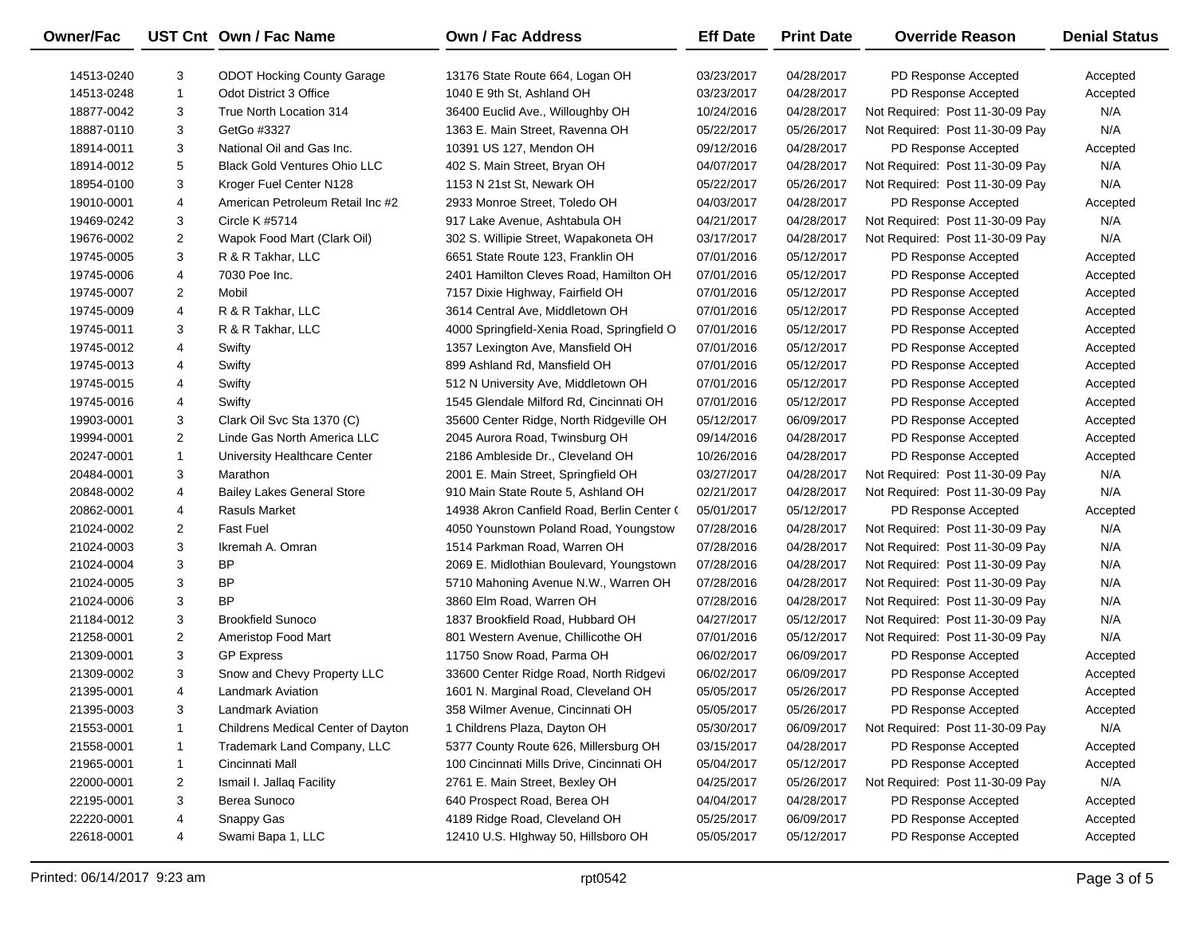| Owner/Fac | UST Cnt | Own / Fac Name | Own / Fac Address | Eff Date | Print Date | Override Reason | Denial Status |
|---|---|---|---|---|---|---|---|
| 14513-0240 | 3 | ODOT Hocking County Garage | 13176 State Route 664, Logan OH | 03/23/2017 | 04/28/2017 | PD Response Accepted | Accepted |
| 14513-0248 | 1 | Odot District 3 Office | 1040 E 9th St, Ashland OH | 03/23/2017 | 04/28/2017 | PD Response Accepted | Accepted |
| 18877-0042 | 3 | True North Location 314 | 36400 Euclid Ave., Willoughby OH | 10/24/2016 | 04/28/2017 | Not Required: Post 11-30-09 Pay | N/A |
| 18887-0110 | 3 | GetGo #3327 | 1363 E. Main Street, Ravenna OH | 05/22/2017 | 05/26/2017 | Not Required: Post 11-30-09 Pay | N/A |
| 18914-0011 | 3 | National Oil and Gas Inc. | 10391 US 127, Mendon OH | 09/12/2016 | 04/28/2017 | PD Response Accepted | Accepted |
| 18914-0012 | 5 | Black Gold Ventures Ohio LLC | 402 S. Main Street, Bryan OH | 04/07/2017 | 04/28/2017 | Not Required: Post 11-30-09 Pay | N/A |
| 18954-0100 | 3 | Kroger Fuel Center N128 | 1153 N 21st St, Newark OH | 05/22/2017 | 05/26/2017 | Not Required: Post 11-30-09 Pay | N/A |
| 19010-0001 | 4 | American Petroleum Retail Inc #2 | 2933 Monroe Street, Toledo OH | 04/03/2017 | 04/28/2017 | PD Response Accepted | Accepted |
| 19469-0242 | 3 | Circle K #5714 | 917 Lake Avenue, Ashtabula OH | 04/21/2017 | 04/28/2017 | Not Required: Post 11-30-09 Pay | N/A |
| 19676-0002 | 2 | Wapok Food Mart (Clark Oil) | 302 S. Willipie Street, Wapakoneta OH | 03/17/2017 | 04/28/2017 | Not Required: Post 11-30-09 Pay | N/A |
| 19745-0005 | 3 | R & R Takhar, LLC | 6651 State Route 123, Franklin OH | 07/01/2016 | 05/12/2017 | PD Response Accepted | Accepted |
| 19745-0006 | 4 | 7030 Poe Inc. | 2401 Hamilton Cleves Road, Hamilton OH | 07/01/2016 | 05/12/2017 | PD Response Accepted | Accepted |
| 19745-0007 | 2 | Mobil | 7157 Dixie Highway, Fairfield OH | 07/01/2016 | 05/12/2017 | PD Response Accepted | Accepted |
| 19745-0009 | 4 | R & R Takhar, LLC | 3614 Central Ave, Middletown OH | 07/01/2016 | 05/12/2017 | PD Response Accepted | Accepted |
| 19745-0011 | 3 | R & R Takhar, LLC | 4000 Springfield-Xenia Road, Springfield O | 07/01/2016 | 05/12/2017 | PD Response Accepted | Accepted |
| 19745-0012 | 4 | Swifty | 1357 Lexington Ave, Mansfield OH | 07/01/2016 | 05/12/2017 | PD Response Accepted | Accepted |
| 19745-0013 | 4 | Swifty | 899 Ashland Rd, Mansfield OH | 07/01/2016 | 05/12/2017 | PD Response Accepted | Accepted |
| 19745-0015 | 4 | Swifty | 512 N University Ave, Middletown OH | 07/01/2016 | 05/12/2017 | PD Response Accepted | Accepted |
| 19745-0016 | 4 | Swifty | 1545 Glendale Milford Rd, Cincinnati OH | 07/01/2016 | 05/12/2017 | PD Response Accepted | Accepted |
| 19903-0001 | 3 | Clark Oil Svc Sta 1370 (C) | 35600 Center Ridge, North Ridgeville OH | 05/12/2017 | 06/09/2017 | PD Response Accepted | Accepted |
| 19994-0001 | 2 | Linde Gas North America LLC | 2045 Aurora Road, Twinsburg OH | 09/14/2016 | 04/28/2017 | PD Response Accepted | Accepted |
| 20247-0001 | 1 | University Healthcare Center | 2186 Ambleside Dr., Cleveland OH | 10/26/2016 | 04/28/2017 | PD Response Accepted | Accepted |
| 20484-0001 | 3 | Marathon | 2001 E. Main Street, Springfield OH | 03/27/2017 | 04/28/2017 | Not Required: Post 11-30-09 Pay | N/A |
| 20848-0002 | 4 | Bailey Lakes General Store | 910 Main State Route 5, Ashland OH | 02/21/2017 | 04/28/2017 | Not Required: Post 11-30-09 Pay | N/A |
| 20862-0001 | 4 | Rasuls Market | 14938 Akron Canfield Road, Berlin Center ( | 05/01/2017 | 05/12/2017 | PD Response Accepted | Accepted |
| 21024-0002 | 2 | Fast Fuel | 4050 Younstown Poland Road, Youngstow | 07/28/2016 | 04/28/2017 | Not Required: Post 11-30-09 Pay | N/A |
| 21024-0003 | 3 | Ikremah A. Omran | 1514 Parkman Road, Warren OH | 07/28/2016 | 04/28/2017 | Not Required: Post 11-30-09 Pay | N/A |
| 21024-0004 | 3 | BP | 2069 E. Midlothian Boulevard, Youngstown | 07/28/2016 | 04/28/2017 | Not Required: Post 11-30-09 Pay | N/A |
| 21024-0005 | 3 | BP | 5710 Mahoning Avenue N.W., Warren OH | 07/28/2016 | 04/28/2017 | Not Required: Post 11-30-09 Pay | N/A |
| 21024-0006 | 3 | BP | 3860 Elm Road, Warren OH | 07/28/2016 | 04/28/2017 | Not Required: Post 11-30-09 Pay | N/A |
| 21184-0012 | 3 | Brookfield Sunoco | 1837 Brookfield Road, Hubbard OH | 04/27/2017 | 05/12/2017 | Not Required: Post 11-30-09 Pay | N/A |
| 21258-0001 | 2 | Ameristop Food Mart | 801 Western Avenue, Chillicothe OH | 07/01/2016 | 05/12/2017 | Not Required: Post 11-30-09 Pay | N/A |
| 21309-0001 | 3 | GP Express | 11750 Snow Road, Parma OH | 06/02/2017 | 06/09/2017 | PD Response Accepted | Accepted |
| 21309-0002 | 3 | Snow and Chevy Property LLC | 33600 Center Ridge Road, North Ridgevi | 06/02/2017 | 06/09/2017 | PD Response Accepted | Accepted |
| 21395-0001 | 4 | Landmark Aviation | 1601 N. Marginal Road, Cleveland OH | 05/05/2017 | 05/26/2017 | PD Response Accepted | Accepted |
| 21395-0003 | 3 | Landmark Aviation | 358 Wilmer Avenue, Cincinnati OH | 05/05/2017 | 05/26/2017 | PD Response Accepted | Accepted |
| 21553-0001 | 1 | Childrens Medical Center of Dayton | 1 Childrens Plaza, Dayton OH | 05/30/2017 | 06/09/2017 | Not Required: Post 11-30-09 Pay | N/A |
| 21558-0001 | 1 | Trademark Land Company, LLC | 5377 County Route 626, Millersburg OH | 03/15/2017 | 04/28/2017 | PD Response Accepted | Accepted |
| 21965-0001 | 1 | Cincinnati Mall | 100 Cincinnati Mills Drive, Cincinnati OH | 05/04/2017 | 05/12/2017 | PD Response Accepted | Accepted |
| 22000-0001 | 2 | Ismail I. Jallaq Facility | 2761 E. Main Street, Bexley OH | 04/25/2017 | 05/26/2017 | Not Required: Post 11-30-09 Pay | N/A |
| 22195-0001 | 3 | Berea Sunoco | 640 Prospect Road, Berea OH | 04/04/2017 | 04/28/2017 | PD Response Accepted | Accepted |
| 22220-0001 | 4 | Snappy Gas | 4189 Ridge Road, Cleveland OH | 05/25/2017 | 06/09/2017 | PD Response Accepted | Accepted |
| 22618-0001 | 4 | Swami Bapa 1, LLC | 12410 U.S. HIghway 50, Hillsboro OH | 05/05/2017 | 05/12/2017 | PD Response Accepted | Accepted |

Printed: 06/14/2017 9:23 am rpt0542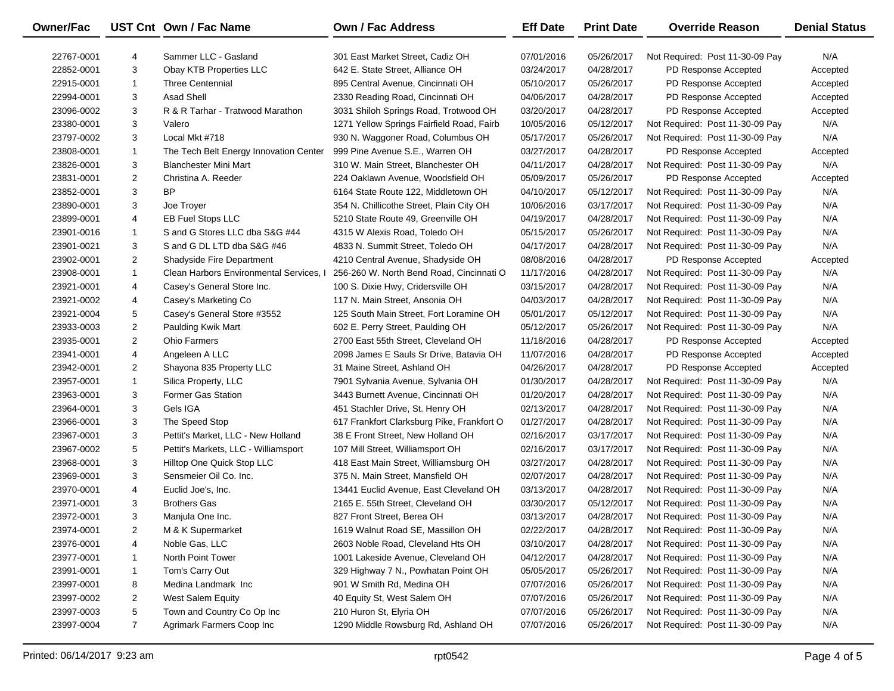| Owner/Fac | UST Cnt | Own / Fac Name | Own / Fac Address | Eff Date | Print Date | Override Reason | Denial Status |
|---|---|---|---|---|---|---|---|
| 22767-0001 | 4 | Sammer LLC - Gasland | 301 East Market Street, Cadiz OH | 07/01/2016 | 05/26/2017 | Not Required: Post 11-30-09 Pay | N/A |
| 22852-0001 | 3 | Obay KTB Properties LLC | 642 E. State Street, Alliance OH | 03/24/2017 | 04/28/2017 | PD Response Accepted | Accepted |
| 22915-0001 | 1 | Three Centennial | 895 Central Avenue, Cincinnati OH | 05/10/2017 | 05/26/2017 | PD Response Accepted | Accepted |
| 22994-0001 | 3 | Asad Shell | 2330 Reading Road, Cincinnati OH | 04/06/2017 | 04/28/2017 | PD Response Accepted | Accepted |
| 23096-0002 | 3 | R & R Tarhar - Tratwood Marathon | 3031 Shiloh Springs Road, Trotwood OH | 03/20/2017 | 04/28/2017 | PD Response Accepted | Accepted |
| 23380-0001 | 3 | Valero | 1271 Yellow Springs Fairfield Road, Fairb | 10/05/2016 | 05/12/2017 | Not Required: Post 11-30-09 Pay | N/A |
| 23797-0002 | 3 | Local Mkt #718 | 930 N. Waggoner Road, Columbus OH | 05/17/2017 | 05/26/2017 | Not Required: Post 11-30-09 Pay | N/A |
| 23808-0001 | 1 | The Tech Belt Energy Innovation Center | 999 Pine Avenue S.E., Warren OH | 03/27/2017 | 04/28/2017 | PD Response Accepted | Accepted |
| 23826-0001 | 3 | Blanchester Mini Mart | 310 W. Main Street, Blanchester OH | 04/11/2017 | 04/28/2017 | Not Required: Post 11-30-09 Pay | N/A |
| 23831-0001 | 2 | Christina A. Reeder | 224 Oaklawn Avenue, Woodsfield OH | 05/09/2017 | 05/26/2017 | PD Response Accepted | Accepted |
| 23852-0001 | 3 | BP | 6164 State Route 122, Middletown OH | 04/10/2017 | 05/12/2017 | Not Required: Post 11-30-09 Pay | N/A |
| 23890-0001 | 3 | Joe Troyer | 354 N. Chillicothe Street, Plain City OH | 10/06/2016 | 03/17/2017 | Not Required: Post 11-30-09 Pay | N/A |
| 23899-0001 | 4 | EB Fuel Stops LLC | 5210 State Route 49, Greenville OH | 04/19/2017 | 04/28/2017 | Not Required: Post 11-30-09 Pay | N/A |
| 23901-0016 | 1 | S and G Stores LLC dba S&G #44 | 4315 W Alexis Road, Toledo OH | 05/15/2017 | 05/26/2017 | Not Required: Post 11-30-09 Pay | N/A |
| 23901-0021 | 3 | S and G DL LTD dba S&G #46 | 4833 N. Summit Street, Toledo OH | 04/17/2017 | 04/28/2017 | Not Required: Post 11-30-09 Pay | N/A |
| 23902-0001 | 2 | Shadyside Fire Department | 4210 Central Avenue, Shadyside OH | 08/08/2016 | 04/28/2017 | PD Response Accepted | Accepted |
| 23908-0001 | 1 | Clean Harbors Environmental Services, I | 256-260 W. North Bend Road, Cincinnati O | 11/17/2016 | 04/28/2017 | Not Required: Post 11-30-09 Pay | N/A |
| 23921-0001 | 4 | Casey's General Store Inc. | 100 S. Dixie Hwy, Cridersville OH | 03/15/2017 | 04/28/2017 | Not Required: Post 11-30-09 Pay | N/A |
| 23921-0002 | 4 | Casey's Marketing Co | 117 N. Main Street, Ansonia OH | 04/03/2017 | 04/28/2017 | Not Required: Post 11-30-09 Pay | N/A |
| 23921-0004 | 5 | Casey's General Store #3552 | 125 South Main Street, Fort Loramine OH | 05/01/2017 | 05/12/2017 | Not Required: Post 11-30-09 Pay | N/A |
| 23933-0003 | 2 | Paulding Kwik Mart | 602 E. Perry Street, Paulding OH | 05/12/2017 | 05/26/2017 | Not Required: Post 11-30-09 Pay | N/A |
| 23935-0001 | 2 | Ohio Farmers | 2700 East 55th Street, Cleveland OH | 11/18/2016 | 04/28/2017 | PD Response Accepted | Accepted |
| 23941-0001 | 4 | Angeleen A LLC | 2098 James E Sauls Sr Drive, Batavia OH | 11/07/2016 | 04/28/2017 | PD Response Accepted | Accepted |
| 23942-0001 | 2 | Shayona 835 Property LLC | 31 Maine Street, Ashland OH | 04/26/2017 | 04/28/2017 | PD Response Accepted | Accepted |
| 23957-0001 | 1 | Silica Property, LLC | 7901 Sylvania Avenue, Sylvania OH | 01/30/2017 | 04/28/2017 | Not Required: Post 11-30-09 Pay | N/A |
| 23963-0001 | 3 | Former Gas Station | 3443 Burnett Avenue, Cincinnati OH | 01/20/2017 | 04/28/2017 | Not Required: Post 11-30-09 Pay | N/A |
| 23964-0001 | 3 | Gels IGA | 451 Stachler Drive, St. Henry OH | 02/13/2017 | 04/28/2017 | Not Required: Post 11-30-09 Pay | N/A |
| 23966-0001 | 3 | The Speed Stop | 617 Frankfort Clarksburg Pike, Frankfort O | 01/27/2017 | 04/28/2017 | Not Required: Post 11-30-09 Pay | N/A |
| 23967-0001 | 3 | Pettit's Market, LLC - New Holland | 38 E Front Street, New Holland OH | 02/16/2017 | 03/17/2017 | Not Required: Post 11-30-09 Pay | N/A |
| 23967-0002 | 5 | Pettit's Markets, LLC - Williamsport | 107 Mill Street, Williamsport OH | 02/16/2017 | 03/17/2017 | Not Required: Post 11-30-09 Pay | N/A |
| 23968-0001 | 3 | Hilltop One Quick Stop LLC | 418 East Main Street, Williamsburg OH | 03/27/2017 | 04/28/2017 | Not Required: Post 11-30-09 Pay | N/A |
| 23969-0001 | 3 | Sensmeier Oil Co. Inc. | 375 N. Main Street, Mansfield OH | 02/07/2017 | 04/28/2017 | Not Required: Post 11-30-09 Pay | N/A |
| 23970-0001 | 4 | Euclid Joe's, Inc. | 13441 Euclid Avenue, East Cleveland OH | 03/13/2017 | 04/28/2017 | Not Required: Post 11-30-09 Pay | N/A |
| 23971-0001 | 3 | Brothers Gas | 2165 E. 55th Street, Cleveland OH | 03/30/2017 | 05/12/2017 | Not Required: Post 11-30-09 Pay | N/A |
| 23972-0001 | 3 | Manjula One Inc. | 827 Front Street, Berea OH | 03/13/2017 | 04/28/2017 | Not Required: Post 11-30-09 Pay | N/A |
| 23974-0001 | 2 | M & K Supermarket | 1619 Walnut Road SE, Massillon OH | 02/22/2017 | 04/28/2017 | Not Required: Post 11-30-09 Pay | N/A |
| 23976-0001 | 4 | Noble Gas, LLC | 2603 Noble Road, Cleveland Hts OH | 03/10/2017 | 04/28/2017 | Not Required: Post 11-30-09 Pay | N/A |
| 23977-0001 | 1 | North Point Tower | 1001 Lakeside Avenue, Cleveland OH | 04/12/2017 | 04/28/2017 | Not Required: Post 11-30-09 Pay | N/A |
| 23991-0001 | 1 | Tom's Carry Out | 329 Highway 7 N., Powhatan Point OH | 05/05/2017 | 05/26/2017 | Not Required: Post 11-30-09 Pay | N/A |
| 23997-0001 | 8 | Medina Landmark Inc | 901 W Smith Rd, Medina OH | 07/07/2016 | 05/26/2017 | Not Required: Post 11-30-09 Pay | N/A |
| 23997-0002 | 2 | West Salem Equity | 40 Equity St, West Salem OH | 07/07/2016 | 05/26/2017 | Not Required: Post 11-30-09 Pay | N/A |
| 23997-0003 | 5 | Town and Country Co Op Inc | 210 Huron St, Elyria OH | 07/07/2016 | 05/26/2017 | Not Required: Post 11-30-09 Pay | N/A |
| 23997-0004 | 7 | Agrimark Farmers Coop Inc | 1290 Middle Rowsburg Rd, Ashland OH | 07/07/2016 | 05/26/2017 | Not Required: Post 11-30-09 Pay | N/A |

Printed: 06/14/2017 9:23 am rpt0542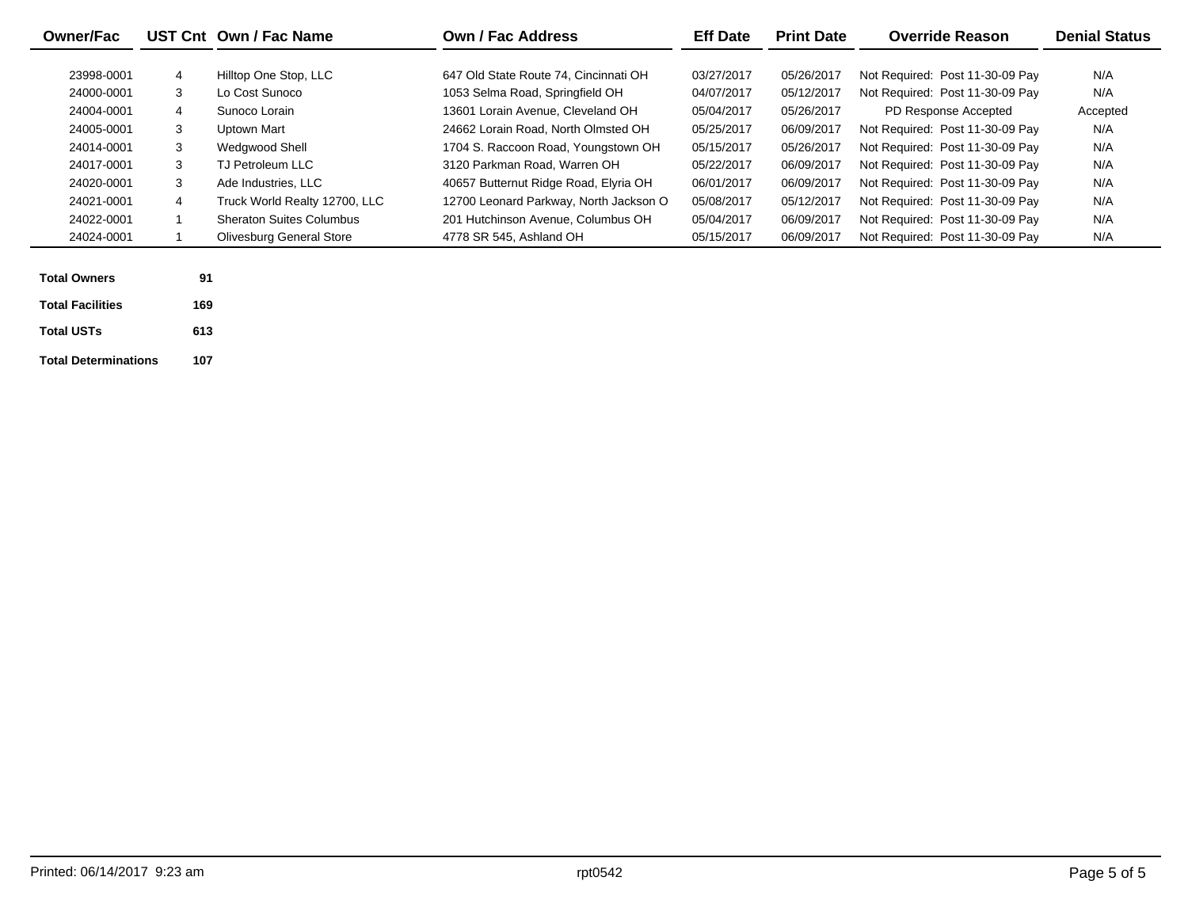| Owner/Fac | UST Cnt | Own / Fac Name | Own / Fac Address | Eff Date | Print Date | Override Reason | Denial Status |
|---|---|---|---|---|---|---|---|
| 23998-0001 | 4 | Hilltop One Stop, LLC | 647 Old State Route 74, Cincinnati OH | 03/27/2017 | 05/26/2017 | Not Required: Post 11-30-09 Pay | N/A |
| 24000-0001 | 3 | Lo Cost Sunoco | 1053 Selma Road, Springfield OH | 04/07/2017 | 05/12/2017 | Not Required: Post 11-30-09 Pay | N/A |
| 24004-0001 | 4 | Sunoco Lorain | 13601 Lorain Avenue, Cleveland OH | 05/04/2017 | 05/26/2017 | PD Response Accepted | Accepted |
| 24005-0001 | 3 | Uptown Mart | 24662 Lorain Road, North Olmsted OH | 05/25/2017 | 06/09/2017 | Not Required: Post 11-30-09 Pay | N/A |
| 24014-0001 | 3 | Wedgwood Shell | 1704 S. Raccoon Road, Youngstown OH | 05/15/2017 | 05/26/2017 | Not Required: Post 11-30-09 Pay | N/A |
| 24017-0001 | 3 | TJ Petroleum LLC | 3120 Parkman Road, Warren OH | 05/22/2017 | 06/09/2017 | Not Required: Post 11-30-09 Pay | N/A |
| 24020-0001 | 3 | Ade Industries, LLC | 40657 Butternut Ridge Road, Elyria OH | 06/01/2017 | 06/09/2017 | Not Required: Post 11-30-09 Pay | N/A |
| 24021-0001 | 4 | Truck World Realty 12700, LLC | 12700 Leonard Parkway, North Jackson O | 05/08/2017 | 05/12/2017 | Not Required: Post 11-30-09 Pay | N/A |
| 24022-0001 | 1 | Sheraton Suites Columbus | 201 Hutchinson Avenue, Columbus OH | 05/04/2017 | 06/09/2017 | Not Required: Post 11-30-09 Pay | N/A |
| 24024-0001 | 1 | Olivesburg General Store | 4778 SR 545, Ashland OH | 05/15/2017 | 06/09/2017 | Not Required: Post 11-30-09 Pay | N/A |

| | |
|---|---|
| **Total Owners** | **91** |
| **Total Facilities** | **169** |
| **Total USTs** | **613** |
| **Total Determinations** | **107** |

Printed: 06/14/2017 9:23 am rpt0542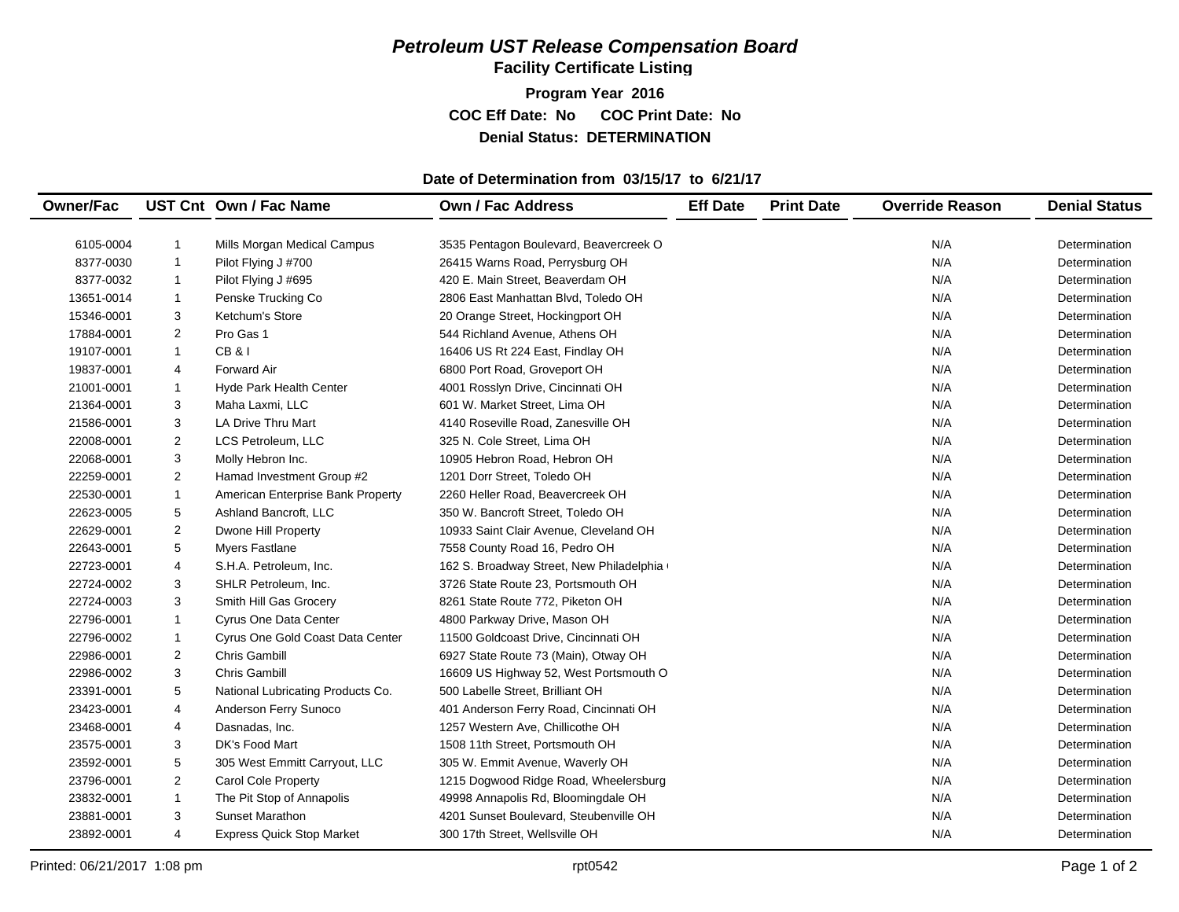# *Petroleum UST Release Compensation Board*

## Facility Certificate Listing

**Program Year 2016**

**COC Eff Date: No COC Print Date: No**

**Denial Status: DETERMINATION**

**Date of Determination from 03/15/17 to 6/21/17**

| Owner/Fac | UST Cnt | Own / Fac Name | Own / Fac Address | Eff Date | Print Date | Override Reason | Denial Status |
|---|---|---|---|---|---|---|---|
| 6105-0004 | 1 | Mills Morgan Medical Campus | 3535 Pentagon Boulevard, Beavercreek O | | | N/A | Determination |
| 8377-0030 | 1 | Pilot Flying J #700 | 26415 Warns Road, Perrysburg OH | | | N/A | Determination |
| 8377-0032 | 1 | Pilot Flying J #695 | 420 E. Main Street, Beaverdam OH | | | N/A | Determination |
| 13651-0014 | 1 | Penske Trucking Co | 2806 East Manhattan Blvd, Toledo OH | | | N/A | Determination |
| 15346-0001 | 3 | Ketchum's Store | 20 Orange Street, Hockingport OH | | | N/A | Determination |
| 17884-0001 | 2 | Pro Gas 1 | 544 Richland Avenue, Athens OH | | | N/A | Determination |
| 19107-0001 | 1 | CB & I | 16406 US Rt 224 East, Findlay OH | | | N/A | Determination |
| 19837-0001 | 4 | Forward Air | 6800 Port Road, Groveport OH | | | N/A | Determination |
| 21001-0001 | 1 | Hyde Park Health Center | 4001 Rosslyn Drive, Cincinnati OH | | | N/A | Determination |
| 21364-0001 | 3 | Maha Laxmi, LLC | 601 W. Market Street, Lima OH | | | N/A | Determination |
| 21586-0001 | 3 | LA Drive Thru Mart | 4140 Roseville Road, Zanesville OH | | | N/A | Determination |
| 22008-0001 | 2 | LCS Petroleum, LLC | 325 N. Cole Street, Lima OH | | | N/A | Determination |
| 22068-0001 | 3 | Molly Hebron Inc. | 10905 Hebron Road, Hebron OH | | | N/A | Determination |
| 22259-0001 | 2 | Hamad Investment Group #2 | 1201 Dorr Street, Toledo OH | | | N/A | Determination |
| 22530-0001 | 1 | American Enterprise Bank Property | 2260 Heller Road, Beavercreek OH | | | N/A | Determination |
| 22623-0005 | 5 | Ashland Bancroft, LLC | 350 W. Bancroft Street, Toledo OH | | | N/A | Determination |
| 22629-0001 | 2 | Dwone Hill Property | 10933 Saint Clair Avenue, Cleveland OH | | | N/A | Determination |
| 22643-0001 | 5 | Myers Fastlane | 7558 County Road 16, Pedro OH | | | N/A | Determination |
| 22723-0001 | 4 | S.H.A. Petroleum, Inc. | 162 S. Broadway Street, New Philadelphia ( | | | N/A | Determination |
| 22724-0002 | 3 | SHLR Petroleum, Inc. | 3726 State Route 23, Portsmouth OH | | | N/A | Determination |
| 22724-0003 | 3 | Smith Hill Gas Grocery | 8261 State Route 772, Piketon OH | | | N/A | Determination |
| 22796-0001 | 1 | Cyrus One Data Center | 4800 Parkway Drive, Mason OH | | | N/A | Determination |
| 22796-0002 | 1 | Cyrus One Gold Coast Data Center | 11500 Goldcoast Drive, Cincinnati OH | | | N/A | Determination |
| 22986-0001 | 2 | Chris Gambill | 6927 State Route 73 (Main), Otway OH | | | N/A | Determination |
| 22986-0002 | 3 | Chris Gambill | 16609 US Highway 52, West Portsmouth O | | | N/A | Determination |
| 23391-0001 | 5 | National Lubricating Products Co. | 500 Labelle Street, Brilliant OH | | | N/A | Determination |
| 23423-0001 | 4 | Anderson Ferry Sunoco | 401 Anderson Ferry Road, Cincinnati OH | | | N/A | Determination |
| 23468-0001 | 4 | Dasnadas, Inc. | 1257 Western Ave, Chillicothe OH | | | N/A | Determination |
| 23575-0001 | 3 | DK's Food Mart | 1508 11th Street, Portsmouth OH | | | N/A | Determination |
| 23592-0001 | 5 | 305 West Emmitt Carryout, LLC | 305 W. Emmit Avenue, Waverly OH | | | N/A | Determination |
| 23796-0001 | 2 | Carol Cole Property | 1215 Dogwood Ridge Road, Wheelersburg | | | N/A | Determination |
| 23832-0001 | 1 | The Pit Stop of Annapolis | 49998 Annapolis Rd, Bloomingdale OH | | | N/A | Determination |
| 23881-0001 | 3 | Sunset Marathon | 4201 Sunset Boulevard, Steubenville OH | | | N/A | Determination |
| 23892-0001 | 4 | Express Quick Stop Market | 300 17th Street, Wellsville OH | | | N/A | Determination |

Printed: 06/21/2017 1:08 pm rpt0542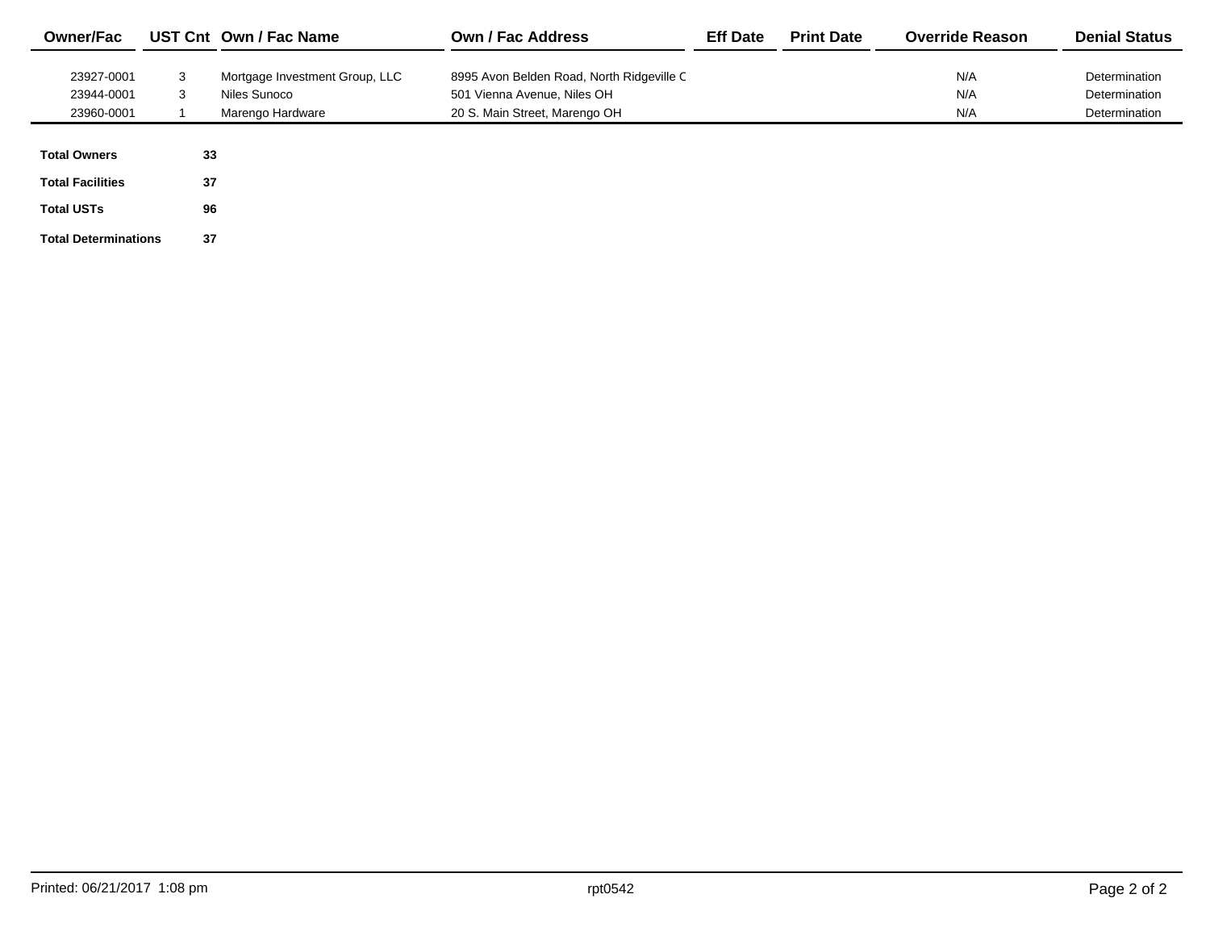| Owner/Fac | UST Cnt | Own / Fac Name | Own / Fac Address | Eff Date | Print Date | Override Reason | Denial Status |
|---|---|---|---|---|---|---|---|
| 23927-0001 | 3 | Mortgage Investment Group, LLC | 8995 Avon Belden Road, North Ridgeville C | | | N/A | Determination |
| 23944-0001 | 3 | Niles Sunoco | 501 Vienna Avenue, Niles OH | | | N/A | Determination |
| 23960-0001 | 1 | Marengo Hardware | 20 S. Main Street, Marengo OH | | | N/A | Determination |

| | |
|---|---|
| **Total Owners** | **33** |
| **Total Facilities** | **37** |
| **Total USTs** | **96** |
| **Total Determinations** | **37** |

Printed: 06/21/2017 1:08 pm

rpt0542